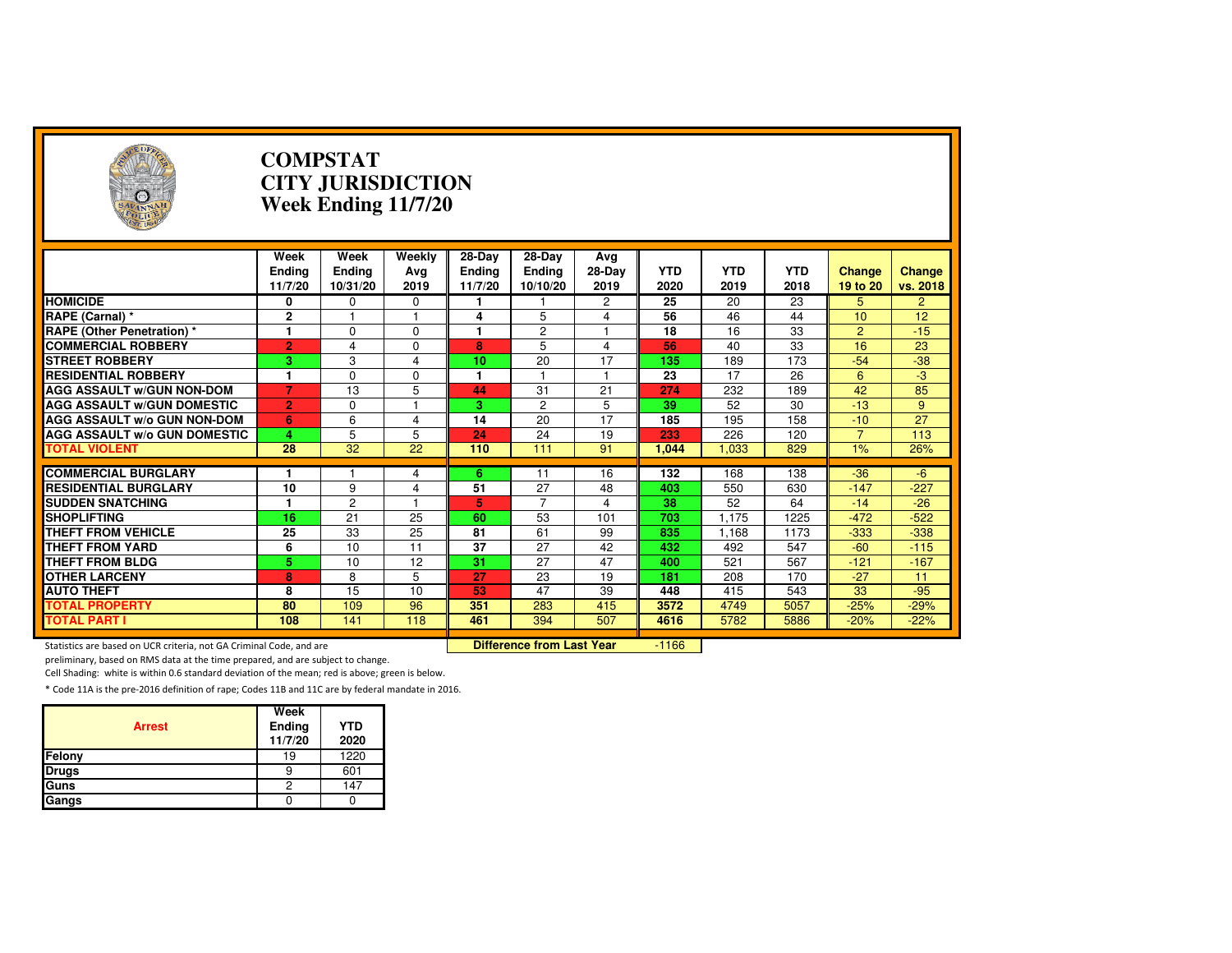# COMPSTAT
# CITY JURISDICTION
# Week Ending 11/7/20

| | Week Ending 11/7/20 | Week Ending 10/31/20 | Weekly Avg 2019 | 28-Day Ending 11/7/20 | 28-Day Ending 10/10/20 | Avg 28-Day 2019 | YTD 2020 | YTD 2019 | YTD 2018 | Change 19 to 20 | Change vs. 2018 |
|---|---|---|---|---|---|---|---|---|---|---|---|
| HOMICIDE | 0 | 0 | 0 | 1 | 1 | 2 | 25 | 20 | 23 | 5 | 2 |
| RAPE (Carnal) * | 2 | 1 | 1 | 4 | 5 | 4 | 56 | 46 | 44 | 10 | 12 |
| RAPE (Other Penetration) * | 1 | 0 | 0 | 1 | 2 | 1 | 18 | 16 | 33 | 2 | -15 |
| COMMERCIAL ROBBERY | 2 | 4 | 0 | 8 | 5 | 4 | 56 | 40 | 33 | 16 | 23 |
| STREET ROBBERY | 3 | 3 | 4 | 10 | 20 | 17 | 135 | 189 | 173 | -54 | -38 |
| RESIDENTIAL ROBBERY | 1 | 0 | 0 | 1 | 1 | 1 | 23 | 17 | 26 | 6 | -3 |
| AGG ASSAULT w/GUN NON-DOM | 7 | 13 | 5 | 44 | 31 | 21 | 274 | 232 | 189 | 42 | 85 |
| AGG ASSAULT w/GUN DOMESTIC | 2 | 0 | 1 | 3 | 2 | 5 | 39 | 52 | 30 | -13 | 9 |
| AGG ASSAULT w/o GUN NON-DOM | 6 | 6 | 4 | 14 | 20 | 17 | 185 | 195 | 158 | -10 | 27 |
| AGG ASSAULT w/o GUN DOMESTIC | 4 | 5 | 5 | 24 | 24 | 19 | 233 | 226 | 120 | 7 | 113 |
| TOTAL VIOLENT | 28 | 32 | 22 | 110 | 111 | 91 | 1,044 | 1,033 | 829 | 1% | 26% |
| COMMERCIAL BURGLARY | 1 | 1 | 4 | 6 | 11 | 16 | 132 | 168 | 138 | -36 | -6 |
| RESIDENTIAL BURGLARY | 10 | 9 | 4 | 51 | 27 | 48 | 403 | 550 | 630 | -147 | -227 |
| SUDDEN SNATCHING | 1 | 2 | 1 | 5 | 7 | 4 | 38 | 52 | 64 | -14 | -26 |
| SHOPLIFTING | 16 | 21 | 25 | 60 | 53 | 101 | 703 | 1,175 | 1225 | -472 | -522 |
| THEFT FROM VEHICLE | 25 | 33 | 25 | 81 | 61 | 99 | 835 | 1,168 | 1173 | -333 | -338 |
| THEFT FROM YARD | 6 | 10 | 11 | 37 | 27 | 42 | 432 | 492 | 547 | -60 | -115 |
| THEFT FROM BLDG | 5 | 10 | 12 | 31 | 27 | 47 | 400 | 521 | 567 | -121 | -167 |
| OTHER LARCENY | 8 | 8 | 5 | 27 | 23 | 19 | 181 | 208 | 170 | -27 | 11 |
| AUTO THEFT | 8 | 15 | 10 | 53 | 47 | 39 | 448 | 415 | 543 | 33 | -95 |
| TOTAL PROPERTY | 80 | 109 | 96 | 351 | 283 | 415 | 3572 | 4749 | 5057 | -25% | -29% |
| TOTAL PART I | 108 | 141 | 118 | 461 | 394 | 507 | 4616 | 5782 | 5886 | -20% | -22% |

**Difference from Last Year** -1166

Statistics are based on UCR criteria, not GA Criminal Code, and are preliminary, based on RMS data at the time prepared, and are subject to change.

Cell Shading: white is within 0.6 standard deviation of the mean; red is above; green is below.

* Code 11A is the pre-2016 definition of rape; Codes 11B and 11C are by federal mandate in 2016.

| Arrest | Week Ending 11/7/20 | YTD 2020 |
|---|---|---|
| Felony | 19 | 1220 |
| Drugs | 9 | 601 |
| Guns | 2 | 147 |
| Gangs | 0 | 0 |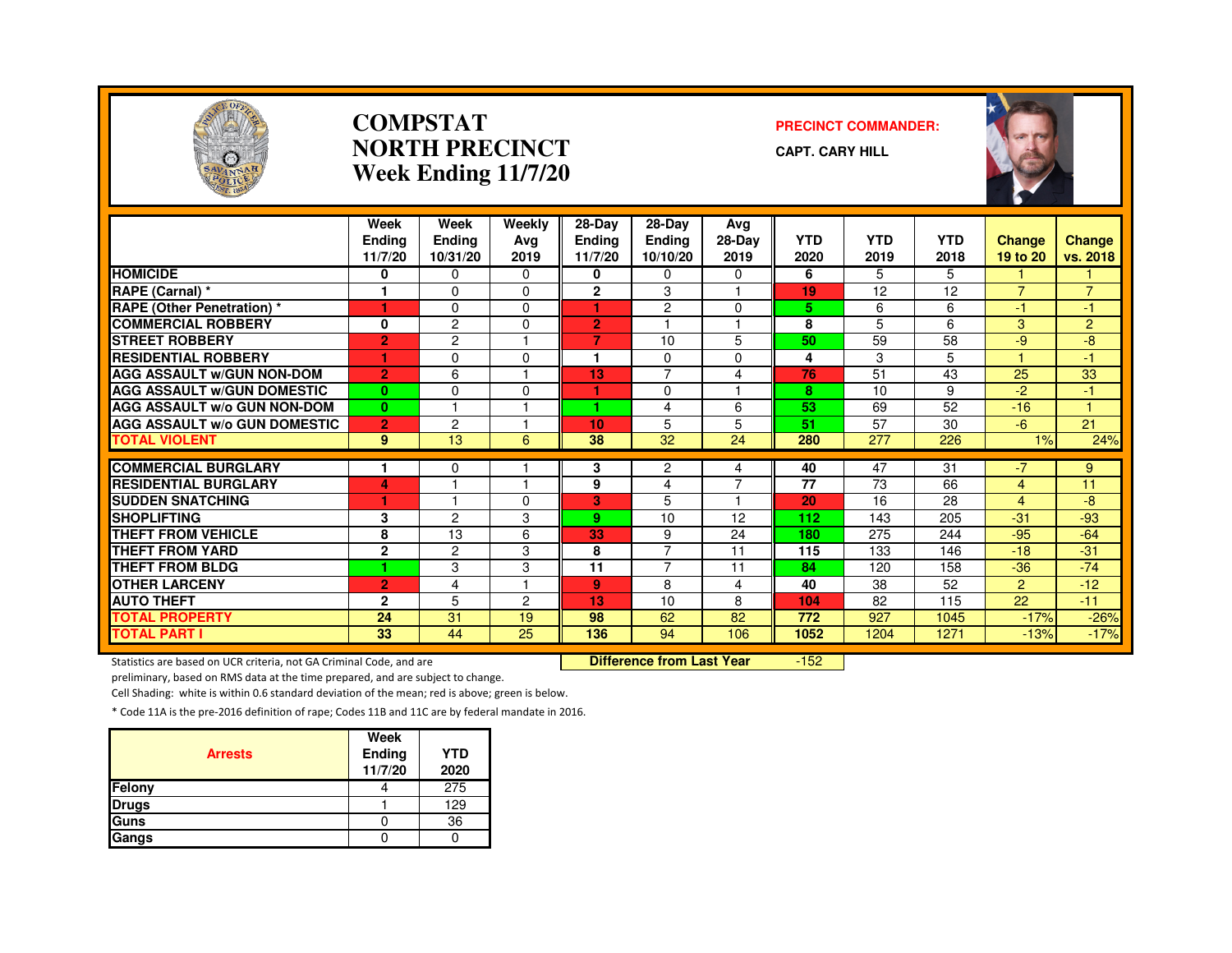# COMPSTAT NORTH PRECINCT Week Ending 11/7/20

**PRECINCT COMMANDER:**

**CAPT. CARY HILL**

| | Week Ending 11/7/20 | Week Ending 10/31/20 | Weekly Avg 2019 | 28-Day Ending 11/7/20 | 28-Day Ending 10/10/20 | Avg 28-Day 2019 | YTD 2020 | YTD 2019 | YTD 2018 | Change 19 to 20 | Change vs. 2018 |
|---|---|---|---|---|---|---|---|---|---|---|---|
| HOMICIDE | 0 | 0 | 0 | 0 | 0 | 0 | 6 | 5 | 5 | 1 | 1 |
| RAPE (Carnal) * | 1 | 0 | 0 | 2 | 3 | 1 | 19 | 12 | 12 | 7 | 7 |
| RAPE (Other Penetration) * | 1 | 0 | 0 | 1 | 2 | 0 | 5 | 6 | 6 | -1 | -1 |
| COMMERCIAL ROBBERY | 0 | 2 | 0 | 2 | 1 | 1 | 8 | 5 | 6 | 3 | 2 |
| STREET ROBBERY | 2 | 2 | 1 | 7 | 10 | 5 | 50 | 59 | 58 | -9 | -8 |
| RESIDENTIAL ROBBERY | 1 | 0 | 0 | 1 | 0 | 0 | 4 | 3 | 5 | 1 | -1 |
| AGG ASSAULT w/GUN NON-DOM | 2 | 6 | 1 | 13 | 7 | 4 | 76 | 51 | 43 | 25 | 33 |
| AGG ASSAULT w/GUN DOMESTIC | 0 | 0 | 0 | 1 | 0 | 1 | 8 | 10 | 9 | -2 | -1 |
| AGG ASSAULT w/o GUN NON-DOM | 0 | 1 | 1 | 1 | 4 | 6 | 53 | 69 | 52 | -16 | 1 |
| AGG ASSAULT w/o GUN DOMESTIC | 2 | 2 | 1 | 10 | 5 | 5 | 51 | 57 | 30 | -6 | 21 |
| TOTAL VIOLENT | 9 | 13 | 6 | 38 | 32 | 24 | 280 | 277 | 226 | 1% | 24% |
| COMMERCIAL BURGLARY | 1 | 0 | 1 | 3 | 2 | 4 | 40 | 47 | 31 | -7 | 9 |
| RESIDENTIAL BURGLARY | 4 | 1 | 1 | 9 | 4 | 7 | 77 | 73 | 66 | 4 | 11 |
| SUDDEN SNATCHING | 1 | 1 | 0 | 3 | 5 | 1 | 20 | 16 | 28 | 4 | -8 |
| SHOPLIFTING | 3 | 2 | 3 | 9 | 10 | 12 | 112 | 143 | 205 | -31 | -93 |
| THEFT FROM VEHICLE | 8 | 13 | 6 | 33 | 9 | 24 | 180 | 275 | 244 | -95 | -64 |
| THEFT FROM YARD | 2 | 2 | 3 | 8 | 7 | 11 | 115 | 133 | 146 | -18 | -31 |
| THEFT FROM BLDG | 1 | 3 | 3 | 11 | 7 | 11 | 84 | 120 | 158 | -36 | -74 |
| OTHER LARCENY | 2 | 4 | 1 | 9 | 8 | 4 | 40 | 38 | 52 | 2 | -12 |
| AUTO THEFT | 2 | 5 | 2 | 13 | 10 | 8 | 104 | 82 | 115 | 22 | -11 |
| TOTAL PROPERTY | 24 | 31 | 19 | 98 | 62 | 82 | 772 | 927 | 1045 | -17% | -26% |
| TOTAL PART I | 33 | 44 | 25 | 136 | 94 | 106 | 1052 | 1204 | 1271 | -13% | -17% |

**Difference from Last Year** -152

Statistics are based on UCR criteria, not GA Criminal Code, and are preliminary, based on RMS data at the time prepared, and are subject to change.

Cell Shading: white is within 0.6 standard deviation of the mean; red is above; green is below.

* Code 11A is the pre-2016 definition of rape; Codes 11B and 11C are by federal mandate in 2016.

| Arrests | Week Ending 11/7/20 | YTD 2020 |
|---|---|---|
| Felony | 4 | 275 |
| Drugs | 1 | 129 |
| Guns | 0 | 36 |
| Gangs | 0 | 0 |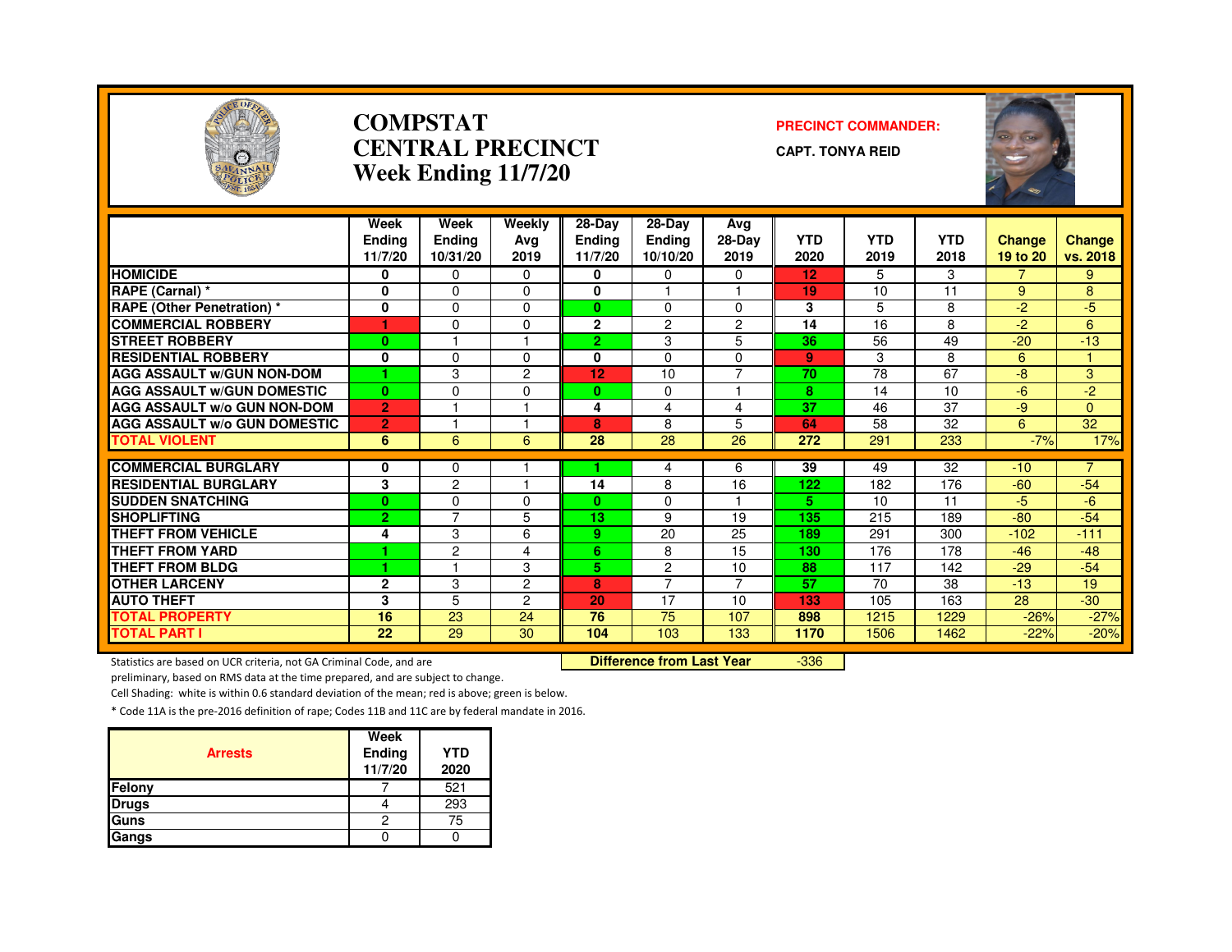# COMPSTAT
# CENTRAL PRECINCT
# Week Ending 11/7/20

**PRECINCT COMMANDER:**

**CAPT. TONYA REID**

| | Week Ending 11/7/20 | Week Ending 10/31/20 | Weekly Avg 2019 | 28-Day Ending 11/7/20 | 28-Day Ending 10/10/20 | Avg 28-Day 2019 | YTD 2020 | YTD 2019 | YTD 2018 | Change 19 to 20 | Change vs. 2018 |
|---|---|---|---|---|---|---|---|---|---|---|---|
| HOMICIDE | 0 | 0 | 0 | 0 | 0 | 0 | 12 | 5 | 3 | 7 | 9 |
| RAPE (Carnal) * | 0 | 0 | 0 | 0 | 1 | 1 | 19 | 10 | 11 | 9 | 8 |
| RAPE (Other Penetration) * | 0 | 0 | 0 | 0 | 0 | 0 | 3 | 5 | 8 | -2 | -5 |
| COMMERCIAL ROBBERY | 1 | 0 | 0 | 2 | 2 | 2 | 14 | 16 | 8 | -2 | 6 |
| STREET ROBBERY | 0 | 1 | 1 | 2 | 3 | 5 | 36 | 56 | 49 | -20 | -13 |
| RESIDENTIAL ROBBERY | 0 | 0 | 0 | 0 | 0 | 0 | 9 | 3 | 8 | 6 | 1 |
| AGG ASSAULT w/GUN NON-DOM | 1 | 3 | 2 | 12 | 10 | 7 | 70 | 78 | 67 | -8 | 3 |
| AGG ASSAULT w/GUN DOMESTIC | 0 | 0 | 0 | 0 | 0 | 1 | 8 | 14 | 10 | -6 | -2 |
| AGG ASSAULT w/o GUN NON-DOM | 2 | 1 | 1 | 4 | 4 | 4 | 37 | 46 | 37 | -9 | 0 |
| AGG ASSAULT w/o GUN DOMESTIC | 2 | 1 | 1 | 8 | 8 | 5 | 64 | 58 | 32 | 6 | 32 |
| TOTAL VIOLENT | 6 | 6 | 6 | 28 | 28 | 26 | 272 | 291 | 233 | -7% | 17% |
| COMMERCIAL BURGLARY | 0 | 0 | 1 | 1 | 4 | 6 | 39 | 49 | 32 | -10 | 7 |
| RESIDENTIAL BURGLARY | 3 | 2 | 1 | 14 | 8 | 16 | 122 | 182 | 176 | -60 | -54 |
| SUDDEN SNATCHING | 0 | 0 | 0 | 0 | 0 | 1 | 5 | 10 | 11 | -5 | -6 |
| SHOPLIFTING | 2 | 7 | 5 | 13 | 9 | 19 | 135 | 215 | 189 | -80 | -54 |
| THEFT FROM VEHICLE | 4 | 3 | 6 | 9 | 20 | 25 | 189 | 291 | 300 | -102 | -111 |
| THEFT FROM YARD | 1 | 2 | 4 | 6 | 8 | 15 | 130 | 176 | 178 | -46 | -48 |
| THEFT FROM BLDG | 1 | 1 | 3 | 5 | 2 | 10 | 88 | 117 | 142 | -29 | -54 |
| OTHER LARCENY | 2 | 3 | 2 | 8 | 7 | 7 | 57 | 70 | 38 | -13 | 19 |
| AUTO THEFT | 3 | 5 | 2 | 20 | 17 | 10 | 133 | 105 | 163 | 28 | -30 |
| TOTAL PROPERTY | 16 | 23 | 24 | 76 | 75 | 107 | 898 | 1215 | 1229 | -26% | -27% |
| TOTAL PART I | 22 | 29 | 30 | 104 | 103 | 133 | 1170 | 1506 | 1462 | -22% | -20% |

**Difference from Last Year** -336

Statistics are based on UCR criteria, not GA Criminal Code, and are preliminary, based on RMS data at the time prepared, and are subject to change.

Cell Shading: white is within 0.6 standard deviation of the mean; red is above; green is below.

* Code 11A is the pre-2016 definition of rape; Codes 11B and 11C are by federal mandate in 2016.

| Arrests | Week Ending 11/7/20 | YTD 2020 |
|---|---|---|
| Felony | 7 | 521 |
| Drugs | 4 | 293 |
| Guns | 2 | 75 |
| Gangs | 0 | 0 |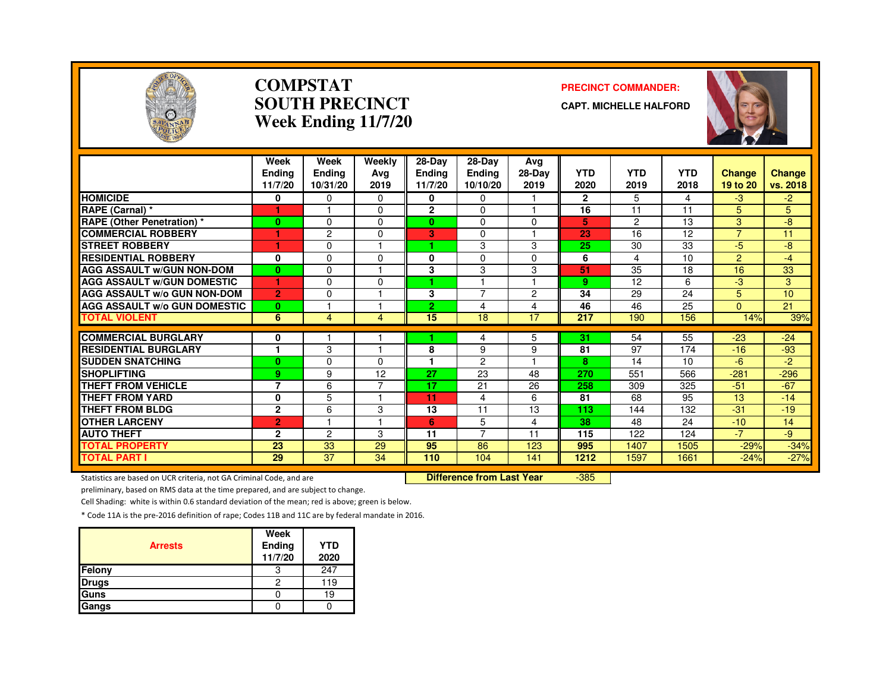# COMPSTAT
# SOUTH PRECINCT
# Week Ending 11/7/20

**PRECINCT COMMANDER:**

**CAPT. MICHELLE HALFORD**

| | Week Ending 11/7/20 | Week Ending 10/31/20 | Weekly Avg 2019 | 28-Day Ending 11/7/20 | 28-Day Ending 10/10/20 | Avg 28-Day 2019 | YTD 2020 | YTD 2019 | YTD 2018 | Change 19 to 20 | Change vs. 2018 |
|---|---|---|---|---|---|---|---|---|---|---|---|
| HOMICIDE | 0 | 0 | 0 | 0 | 0 | 1 | 2 | 5 | 4 | -3 | -2 |
| RAPE (Carnal) * | 1 | 1 | 0 | 2 | 0 | 1 | 16 | 11 | 11 | 5 | 5 |
| RAPE (Other Penetration) * | 0 | 0 | 0 | 0 | 0 | 0 | 5 | 2 | 13 | 3 | -8 |
| COMMERCIAL ROBBERY | 1 | 2 | 0 | 3 | 0 | 1 | 23 | 16 | 12 | 7 | 11 |
| STREET ROBBERY | 1 | 0 | 1 | 1 | 3 | 3 | 25 | 30 | 33 | -5 | -8 |
| RESIDENTIAL ROBBERY | 0 | 0 | 0 | 0 | 0 | 0 | 6 | 4 | 10 | 2 | -4 |
| AGG ASSAULT w/GUN NON-DOM | 0 | 0 | 1 | 3 | 3 | 3 | 51 | 35 | 18 | 16 | 33 |
| AGG ASSAULT w/GUN DOMESTIC | 1 | 0 | 0 | 1 | 1 | 1 | 9 | 12 | 6 | -3 | 3 |
| AGG ASSAULT w/o GUN NON-DOM | 2 | 0 | 1 | 3 | 7 | 2 | 34 | 29 | 24 | 5 | 10 |
| AGG ASSAULT w/o GUN DOMESTIC | 0 | 1 | 1 | 2 | 4 | 4 | 46 | 46 | 25 | 0 | 21 |
| TOTAL VIOLENT | 6 | 4 | 4 | 15 | 18 | 17 | 217 | 190 | 156 | 14% | 39% |
| COMMERCIAL BURGLARY | 0 | 1 | 1 | 1 | 4 | 5 | 31 | 54 | 55 | -23 | -24 |
| RESIDENTIAL BURGLARY | 1 | 3 | 1 | 8 | 9 | 9 | 81 | 97 | 174 | -16 | -93 |
| SUDDEN SNATCHING | 0 | 0 | 0 | 1 | 2 | 1 | 8 | 14 | 10 | -6 | -2 |
| SHOPLIFTING | 9 | 9 | 12 | 27 | 23 | 48 | 270 | 551 | 566 | -281 | -296 |
| THEFT FROM VEHICLE | 7 | 6 | 7 | 17 | 21 | 26 | 258 | 309 | 325 | -51 | -67 |
| THEFT FROM YARD | 0 | 5 | 1 | 11 | 4 | 6 | 81 | 68 | 95 | 13 | -14 |
| THEFT FROM BLDG | 2 | 6 | 3 | 13 | 11 | 13 | 113 | 144 | 132 | -31 | -19 |
| OTHER LARCENY | 2 | 1 | 1 | 6 | 5 | 4 | 38 | 48 | 24 | -10 | 14 |
| AUTO THEFT | 2 | 2 | 3 | 11 | 7 | 11 | 115 | 122 | 124 | -7 | -9 |
| TOTAL PROPERTY | 23 | 33 | 29 | 95 | 86 | 123 | 995 | 1407 | 1505 | -29% | -34% |
| TOTAL PART I | 29 | 37 | 34 | 110 | 104 | 141 | 1212 | 1597 | 1661 | -24% | -27% |

**Difference from Last Year** -385

Statistics are based on UCR criteria, not GA Criminal Code, and are preliminary, based on RMS data at the time prepared, and are subject to change.

Cell Shading: white is within 0.6 standard deviation of the mean; red is above; green is below.

* Code 11A is the pre-2016 definition of rape; Codes 11B and 11C are by federal mandate in 2016.

| Arrests | Week Ending 11/7/20 | YTD 2020 |
|---|---|---|
| Felony | 3 | 247 |
| Drugs | 2 | 119 |
| Guns | 0 | 19 |
| Gangs | 0 | 0 |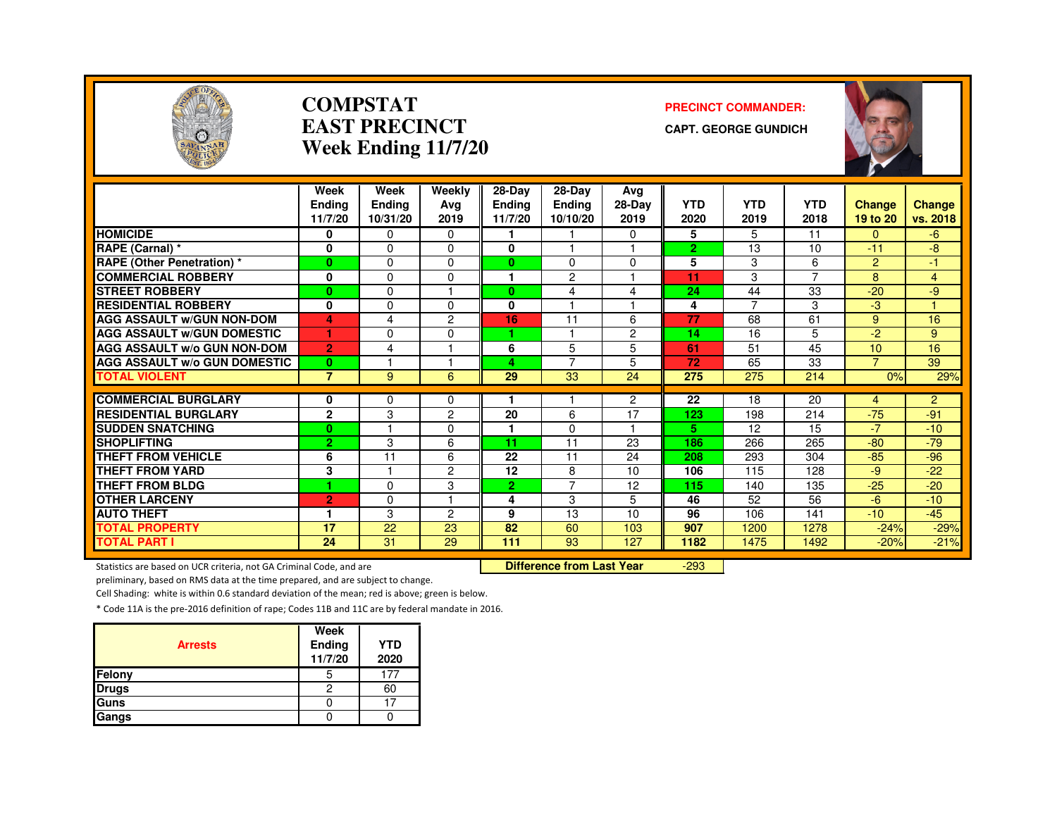# COMPSTAT
# EAST PRECINCT
# Week Ending 11/7/20

**PRECINCT COMMANDER:**

**CAPT. GEORGE GUNDICH**

| | Week Ending 11/7/20 | Week Ending 10/31/20 | Weekly Avg 2019 | 28-Day Ending 11/7/20 | 28-Day Ending 10/10/20 | Avg 28-Day 2019 | YTD 2020 | YTD 2019 | YTD 2018 | Change 19 to 20 | Change vs. 2018 |
|---|---|---|---|---|---|---|---|---|---|---|---|
| HOMICIDE | 0 | 0 | 0 | 1 | 1 | 0 | 5 | 5 | 11 | 0 | -6 |
| RAPE (Carnal) * | 0 | 0 | 0 | 0 | 1 | 1 | 2 | 13 | 10 | -11 | -8 |
| RAPE (Other Penetration) * | 0 | 0 | 0 | 0 | 0 | 0 | 5 | 3 | 6 | 2 | -1 |
| COMMERCIAL ROBBERY | 0 | 0 | 0 | 1 | 2 | 1 | 11 | 3 | 7 | 8 | 4 |
| STREET ROBBERY | 0 | 0 | 1 | 0 | 4 | 4 | 24 | 44 | 33 | -20 | -9 |
| RESIDENTIAL ROBBERY | 0 | 0 | 0 | 0 | 1 | 1 | 4 | 7 | 3 | -3 | 1 |
| AGG ASSAULT w/GUN NON-DOM | 4 | 4 | 2 | 16 | 11 | 6 | 77 | 68 | 61 | 9 | 16 |
| AGG ASSAULT w/GUN DOMESTIC | 1 | 0 | 0 | 1 | 1 | 2 | 14 | 16 | 5 | -2 | 9 |
| AGG ASSAULT w/o GUN NON-DOM | 2 | 4 | 1 | 6 | 5 | 5 | 61 | 51 | 45 | 10 | 16 |
| AGG ASSAULT w/o GUN DOMESTIC | 0 | 1 | 1 | 4 | 7 | 5 | 72 | 65 | 33 | 7 | 39 |
| TOTAL VIOLENT | 7 | 9 | 6 | 29 | 33 | 24 | 275 | 275 | 214 | 0% | 29% |
| COMMERCIAL BURGLARY | 0 | 0 | 0 | 1 | 1 | 2 | 22 | 18 | 20 | 4 | 2 |
| RESIDENTIAL BURGLARY | 2 | 3 | 2 | 20 | 6 | 17 | 123 | 198 | 214 | -75 | -91 |
| SUDDEN SNATCHING | 0 | 1 | 0 | 1 | 0 | 1 | 5 | 12 | 15 | -7 | -10 |
| SHOPLIFTING | 2 | 3 | 6 | 11 | 11 | 23 | 186 | 266 | 265 | -80 | -79 |
| THEFT FROM VEHICLE | 6 | 11 | 6 | 22 | 11 | 24 | 208 | 293 | 304 | -85 | -96 |
| THEFT FROM YARD | 3 | 1 | 2 | 12 | 8 | 10 | 106 | 115 | 128 | -9 | -22 |
| THEFT FROM BLDG | 1 | 0 | 3 | 2 | 7 | 12 | 115 | 140 | 135 | -25 | -20 |
| OTHER LARCENY | 2 | 0 | 1 | 4 | 3 | 5 | 46 | 52 | 56 | -6 | -10 |
| AUTO THEFT | 1 | 3 | 2 | 9 | 13 | 10 | 96 | 106 | 141 | -10 | -45 |
| TOTAL PROPERTY | 17 | 22 | 23 | 82 | 60 | 103 | 907 | 1200 | 1278 | -24% | -29% |
| TOTAL PART I | 24 | 31 | 29 | 111 | 93 | 127 | 1182 | 1475 | 1492 | -20% | -21% |

**Difference from Last Year** -293

Statistics are based on UCR criteria, not GA Criminal Code, and are preliminary, based on RMS data at the time prepared, and are subject to change.

Cell Shading: white is within 0.6 standard deviation of the mean; red is above; green is below.

* Code 11A is the pre-2016 definition of rape; Codes 11B and 11C are by federal mandate in 2016.

| Arrests | Week Ending 11/7/20 | YTD 2020 |
|---|---|---|
| Felony | 5 | 177 |
| Drugs | 2 | 60 |
| Guns | 0 | 17 |
| Gangs | 0 | 0 |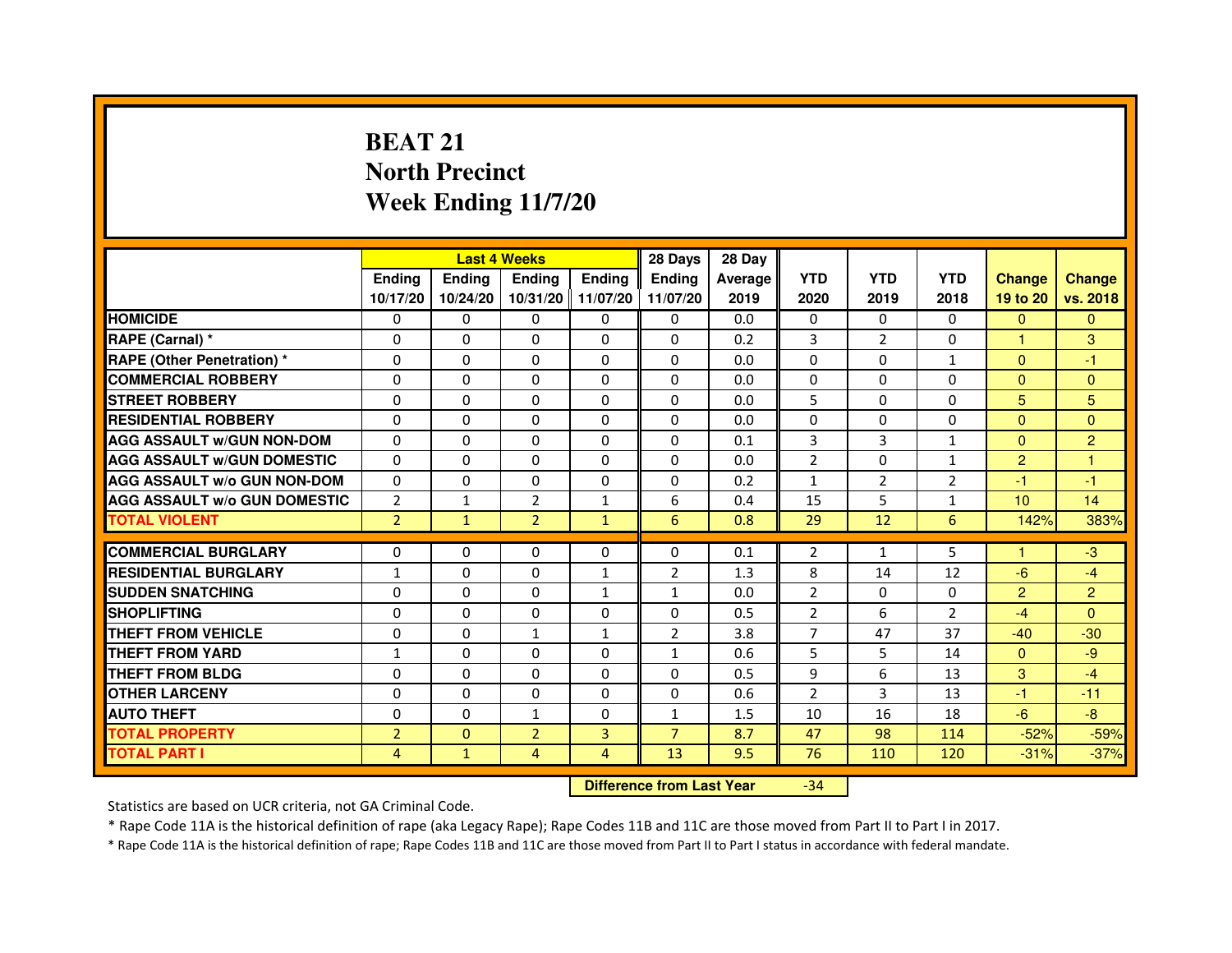# BEAT 21
# North Precinct
# Week Ending 11/7/20

| | Last 4 Weeks | | | | 28 Days | 28 Day | | | | | |
|---|---|---|---|---|---|---|---|---|---|---|---|
| | Ending 10/17/20 | Ending 10/24/20 | Ending 10/31/20 | Ending 11/07/20 | Ending 11/07/20 | Average 2019 | YTD 2020 | YTD 2019 | YTD 2018 | Change 19 to 20 | Change vs. 2018 |
| HOMICIDE | 0 | 0 | 0 | 0 | 0 | 0.0 | 0 | 0 | 0 | 0 | 0 |
| RAPE (Carnal) * | 0 | 0 | 0 | 0 | 0 | 0.2 | 3 | 2 | 0 | 1 | 3 |
| RAPE (Other Penetration) * | 0 | 0 | 0 | 0 | 0 | 0.0 | 0 | 0 | 1 | 0 | -1 |
| COMMERCIAL ROBBERY | 0 | 0 | 0 | 0 | 0 | 0.0 | 0 | 0 | 0 | 0 | 0 |
| STREET ROBBERY | 0 | 0 | 0 | 0 | 0 | 0.0 | 5 | 0 | 0 | 5 | 5 |
| RESIDENTIAL ROBBERY | 0 | 0 | 0 | 0 | 0 | 0.0 | 0 | 0 | 0 | 0 | 0 |
| AGG ASSAULT w/GUN NON-DOM | 0 | 0 | 0 | 0 | 0 | 0.1 | 3 | 3 | 1 | 0 | 2 |
| AGG ASSAULT w/GUN DOMESTIC | 0 | 0 | 0 | 0 | 0 | 0.0 | 2 | 0 | 1 | 2 | 1 |
| AGG ASSAULT w/o GUN NON-DOM | 0 | 0 | 0 | 0 | 0 | 0.2 | 1 | 2 | 2 | -1 | -1 |
| AGG ASSAULT w/o GUN DOMESTIC | 2 | 1 | 2 | 1 | 6 | 0.4 | 15 | 5 | 1 | 10 | 14 |
| TOTAL VIOLENT | 2 | 1 | 2 | 1 | 6 | 0.8 | 29 | 12 | 6 | 142% | 383% |
| COMMERCIAL BURGLARY | 0 | 0 | 0 | 0 | 0 | 0.1 | 2 | 1 | 5 | 1 | -3 |
| RESIDENTIAL BURGLARY | 1 | 0 | 0 | 1 | 2 | 1.3 | 8 | 14 | 12 | -6 | -4 |
| SUDDEN SNATCHING | 0 | 0 | 0 | 1 | 1 | 0.0 | 2 | 0 | 0 | 2 | 2 |
| SHOPLIFTING | 0 | 0 | 0 | 0 | 0 | 0.5 | 2 | 6 | 2 | -4 | 0 |
| THEFT FROM VEHICLE | 0 | 0 | 1 | 1 | 2 | 3.8 | 7 | 47 | 37 | -40 | -30 |
| THEFT FROM YARD | 1 | 0 | 0 | 0 | 1 | 0.6 | 5 | 5 | 14 | 0 | -9 |
| THEFT FROM BLDG | 0 | 0 | 0 | 0 | 0 | 0.5 | 9 | 6 | 13 | 3 | -4 |
| OTHER LARCENY | 0 | 0 | 0 | 0 | 0 | 0.6 | 2 | 3 | 13 | -1 | -11 |
| AUTO THEFT | 0 | 0 | 1 | 0 | 1 | 1.5 | 10 | 16 | 18 | -6 | -8 |
| TOTAL PROPERTY | 2 | 0 | 2 | 3 | 7 | 8.7 | 47 | 98 | 114 | -52% | -59% |
| TOTAL PART I | 4 | 1 | 4 | 4 | 13 | 9.5 | 76 | 110 | 120 | -31% | -37% |

Difference from Last Year: -34

Statistics are based on UCR criteria, not GA Criminal Code.

* Rape Code 11A is the historical definition of rape (aka Legacy Rape); Rape Codes 11B and 11C are those moved from Part II to Part I in 2017.

* Rape Code 11A is the historical definition of rape; Rape Codes 11B and 11C are those moved from Part II to Part I status in accordance with federal mandate.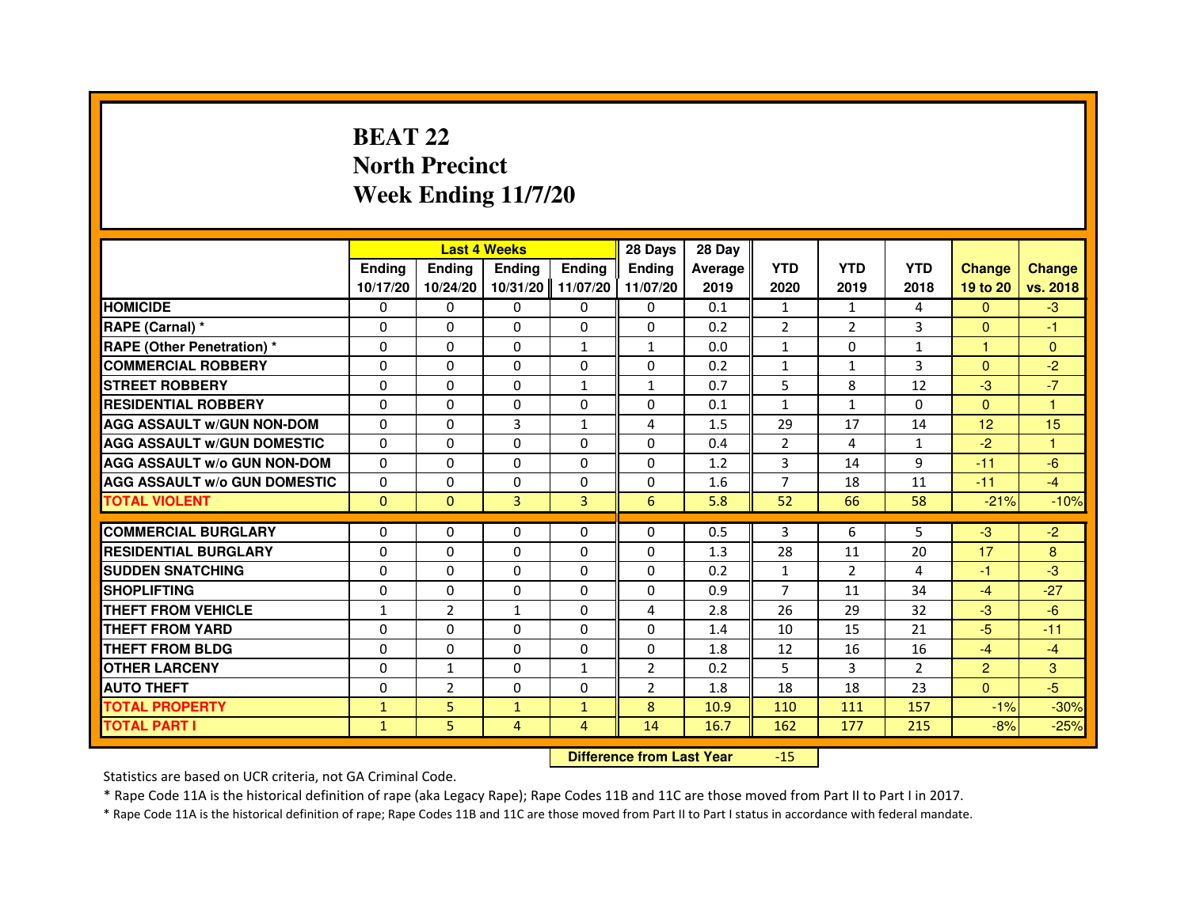# BEAT 22
# North Precinct
# Week Ending 11/7/20

| | Last 4 Weeks | | | | 28 Days | 28 Day | | | | | |
|---|---|---|---|---|---|---|---|---|---|---|---|
| | Ending 10/17/20 | Ending 10/24/20 | Ending 10/31/20 | Ending 11/07/20 | Ending 11/07/20 | Average 2019 | YTD 2020 | YTD 2019 | YTD 2018 | Change 19 to 20 | Change vs. 2018 |
| HOMICIDE | 0 | 0 | 0 | 0 | 0 | 0.1 | 1 | 1 | 4 | 0 | -3 |
| RAPE (Carnal) * | 0 | 0 | 0 | 0 | 0 | 0.2 | 2 | 2 | 3 | 0 | -1 |
| RAPE (Other Penetration) * | 0 | 0 | 0 | 1 | 1 | 0.0 | 1 | 0 | 1 | 1 | 0 |
| COMMERCIAL ROBBERY | 0 | 0 | 0 | 0 | 0 | 0.2 | 1 | 1 | 3 | 0 | -2 |
| STREET ROBBERY | 0 | 0 | 0 | 1 | 1 | 0.7 | 5 | 8 | 12 | -3 | -7 |
| RESIDENTIAL ROBBERY | 0 | 0 | 0 | 0 | 0 | 0.1 | 1 | 1 | 0 | 0 | 1 |
| AGG ASSAULT w/GUN NON-DOM | 0 | 0 | 3 | 1 | 4 | 1.5 | 29 | 17 | 14 | 12 | 15 |
| AGG ASSAULT w/GUN DOMESTIC | 0 | 0 | 0 | 0 | 0 | 0.4 | 2 | 4 | 1 | -2 | 1 |
| AGG ASSAULT w/o GUN NON-DOM | 0 | 0 | 0 | 0 | 0 | 1.2 | 3 | 14 | 9 | -11 | -6 |
| AGG ASSAULT w/o GUN DOMESTIC | 0 | 0 | 0 | 0 | 0 | 1.6 | 7 | 18 | 11 | -11 | -4 |
| TOTAL VIOLENT | 0 | 0 | 3 | 3 | 6 | 5.8 | 52 | 66 | 58 | -21% | -10% |
| COMMERCIAL BURGLARY | 0 | 0 | 0 | 0 | 0 | 0.5 | 3 | 6 | 5 | -3 | -2 |
| RESIDENTIAL BURGLARY | 0 | 0 | 0 | 0 | 0 | 1.3 | 28 | 11 | 20 | 17 | 8 |
| SUDDEN SNATCHING | 0 | 0 | 0 | 0 | 0 | 0.2 | 1 | 2 | 4 | -1 | -3 |
| SHOPLIFTING | 0 | 0 | 0 | 0 | 0 | 0.9 | 7 | 11 | 34 | -4 | -27 |
| THEFT FROM VEHICLE | 1 | 2 | 1 | 0 | 4 | 2.8 | 26 | 29 | 32 | -3 | -6 |
| THEFT FROM YARD | 0 | 0 | 0 | 0 | 0 | 1.4 | 10 | 15 | 21 | -5 | -11 |
| THEFT FROM BLDG | 0 | 0 | 0 | 0 | 0 | 1.8 | 12 | 16 | 16 | -4 | -4 |
| OTHER LARCENY | 0 | 1 | 0 | 1 | 2 | 0.2 | 5 | 3 | 2 | 2 | 3 |
| AUTO THEFT | 0 | 2 | 0 | 0 | 2 | 1.8 | 18 | 18 | 23 | 0 | -5 |
| TOTAL PROPERTY | 1 | 5 | 1 | 1 | 8 | 10.9 | 110 | 111 | 157 | -1% | -30% |
| TOTAL PART I | 1 | 5 | 4 | 4 | 14 | 16.7 | 162 | 177 | 215 | -8% | -25% |

**Difference from Last Year** -15

Statistics are based on UCR criteria, not GA Criminal Code.

* Rape Code 11A is the historical definition of rape (aka Legacy Rape); Rape Codes 11B and 11C are those moved from Part II to Part I in 2017.

* Rape Code 11A is the historical definition of rape; Rape Codes 11B and 11C are those moved from Part II to Part I status in accordance with federal mandate.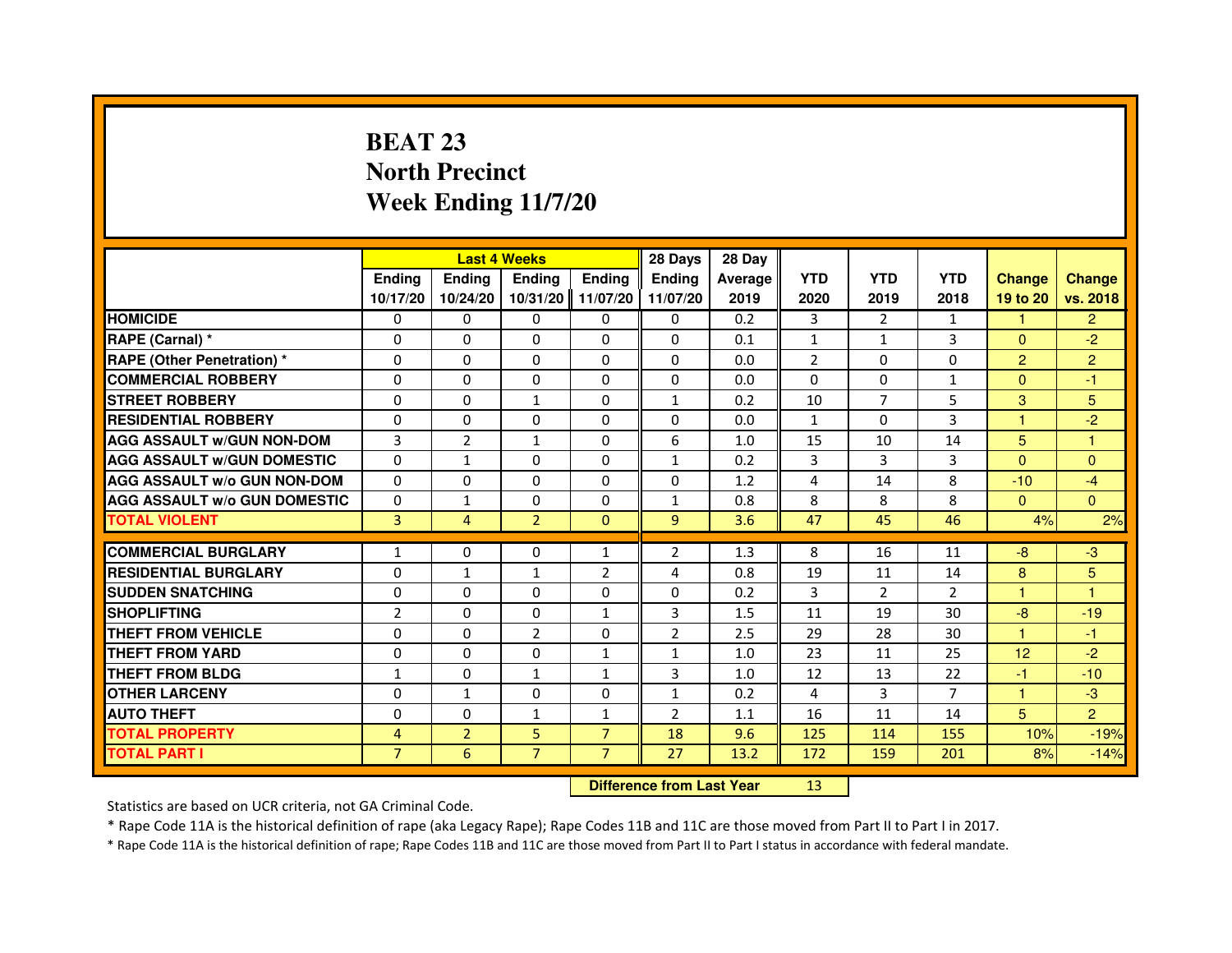# BEAT 23
## North Precinct
## Week Ending 11/7/20

| | Last 4 Weeks | | | | 28 Days | 28 Day | | | | | |
|---|---|---|---|---|---|---|---|---|---|---|---|
| | Ending 10/17/20 | Ending 10/24/20 | Ending 10/31/20 | Ending 11/07/20 | Ending 11/07/20 | Average 2019 | YTD 2020 | YTD 2019 | YTD 2018 | Change 19 to 20 | Change vs. 2018 |
| HOMICIDE | 0 | 0 | 0 | 0 | 0 | 0.2 | 3 | 2 | 1 | 1 | 2 |
| RAPE (Carnal) * | 0 | 0 | 0 | 0 | 0 | 0.1 | 1 | 1 | 3 | 0 | -2 |
| RAPE (Other Penetration) * | 0 | 0 | 0 | 0 | 0 | 0.0 | 2 | 0 | 0 | 2 | 2 |
| COMMERCIAL ROBBERY | 0 | 0 | 0 | 0 | 0 | 0.0 | 0 | 0 | 1 | 0 | -1 |
| STREET ROBBERY | 0 | 0 | 1 | 0 | 1 | 0.2 | 10 | 7 | 5 | 3 | 5 |
| RESIDENTIAL ROBBERY | 0 | 0 | 0 | 0 | 0 | 0.0 | 1 | 0 | 3 | 1 | -2 |
| AGG ASSAULT w/GUN NON-DOM | 3 | 2 | 1 | 0 | 6 | 1.0 | 15 | 10 | 14 | 5 | 1 |
| AGG ASSAULT w/GUN DOMESTIC | 0 | 1 | 0 | 0 | 1 | 0.2 | 3 | 3 | 3 | 0 | 0 |
| AGG ASSAULT w/o GUN NON-DOM | 0 | 0 | 0 | 0 | 0 | 1.2 | 4 | 14 | 8 | -10 | -4 |
| AGG ASSAULT w/o GUN DOMESTIC | 0 | 1 | 0 | 0 | 1 | 0.8 | 8 | 8 | 8 | 0 | 0 |
| TOTAL VIOLENT | 3 | 4 | 2 | 0 | 9 | 3.6 | 47 | 45 | 46 | 4% | 2% |
| COMMERCIAL BURGLARY | 1 | 0 | 0 | 1 | 2 | 1.3 | 8 | 16 | 11 | -8 | -3 |
| RESIDENTIAL BURGLARY | 0 | 1 | 1 | 2 | 4 | 0.8 | 19 | 11 | 14 | 8 | 5 |
| SUDDEN SNATCHING | 0 | 0 | 0 | 0 | 0 | 0.2 | 3 | 2 | 2 | 1 | 1 |
| SHOPLIFTING | 2 | 0 | 0 | 1 | 3 | 1.5 | 11 | 19 | 30 | -8 | -19 |
| THEFT FROM VEHICLE | 0 | 0 | 2 | 0 | 2 | 2.5 | 29 | 28 | 30 | 1 | -1 |
| THEFT FROM YARD | 0 | 0 | 0 | 1 | 1 | 1.0 | 23 | 11 | 25 | 12 | -2 |
| THEFT FROM BLDG | 1 | 0 | 1 | 1 | 3 | 1.0 | 12 | 13 | 22 | -1 | -10 |
| OTHER LARCENY | 0 | 1 | 0 | 0 | 1 | 0.2 | 4 | 3 | 7 | 1 | -3 |
| AUTO THEFT | 0 | 0 | 1 | 1 | 2 | 1.1 | 16 | 11 | 14 | 5 | 2 |
| TOTAL PROPERTY | 4 | 2 | 5 | 7 | 18 | 9.6 | 125 | 114 | 155 | 10% | -19% |
| TOTAL PART I | 7 | 6 | 7 | 7 | 27 | 13.2 | 172 | 159 | 201 | 8% | -14% |

**Difference from Last Year** 13

Statistics are based on UCR criteria, not GA Criminal Code.

* Rape Code 11A is the historical definition of rape (aka Legacy Rape); Rape Codes 11B and 11C are those moved from Part II to Part I in 2017.

* Rape Code 11A is the historical definition of rape; Rape Codes 11B and 11C are those moved from Part II to Part I status in accordance with federal mandate.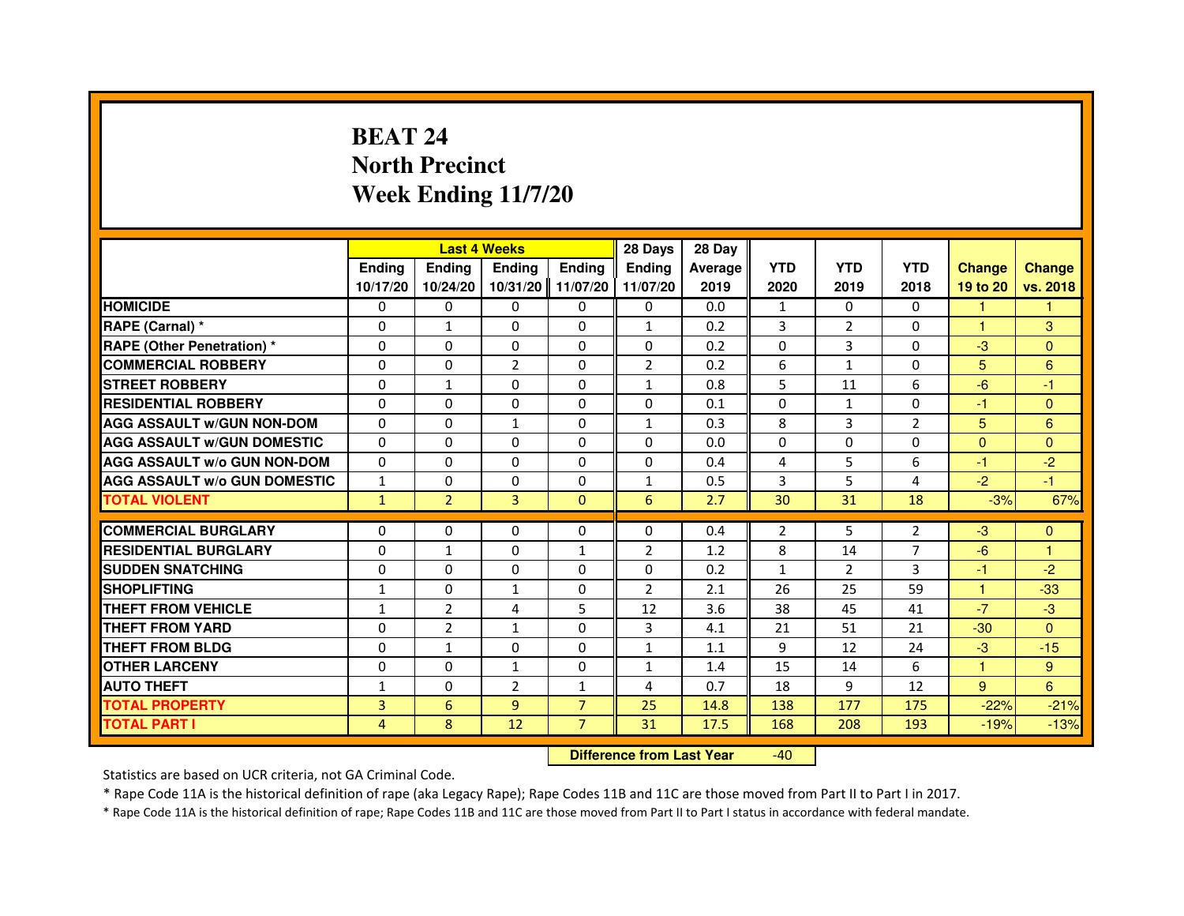# BEAT 24
# North Precinct
# Week Ending 11/7/20

| | Last 4 Weeks | | | | 28 Days | 28 Day | | | | | |
|---|---|---|---|---|---|---|---|---|---|---|---|
| | Ending 10/17/20 | Ending 10/24/20 | Ending 10/31/20 | Ending 11/07/20 | Ending 11/07/20 | Average 2019 | YTD 2020 | YTD 2019 | YTD 2018 | Change 19 to 20 | Change vs. 2018 |
| HOMICIDE | 0 | 0 | 0 | 0 | 0 | 0.0 | 1 | 0 | 0 | 1 | 1 |
| RAPE (Carnal) * | 0 | 1 | 0 | 0 | 1 | 0.2 | 3 | 2 | 0 | 1 | 3 |
| RAPE (Other Penetration) * | 0 | 0 | 0 | 0 | 0 | 0.2 | 0 | 3 | 0 | -3 | 0 |
| COMMERCIAL ROBBERY | 0 | 0 | 2 | 0 | 2 | 0.2 | 6 | 1 | 0 | 5 | 6 |
| STREET ROBBERY | 0 | 1 | 0 | 0 | 1 | 0.8 | 5 | 11 | 6 | -6 | -1 |
| RESIDENTIAL ROBBERY | 0 | 0 | 0 | 0 | 0 | 0.1 | 0 | 1 | 0 | -1 | 0 |
| AGG ASSAULT w/GUN NON-DOM | 0 | 0 | 1 | 0 | 1 | 0.3 | 8 | 3 | 2 | 5 | 6 |
| AGG ASSAULT w/GUN DOMESTIC | 0 | 0 | 0 | 0 | 0 | 0.0 | 0 | 0 | 0 | 0 | 0 |
| AGG ASSAULT w/o GUN NON-DOM | 0 | 0 | 0 | 0 | 0 | 0.4 | 4 | 5 | 6 | -1 | -2 |
| AGG ASSAULT w/o GUN DOMESTIC | 1 | 0 | 0 | 0 | 1 | 0.5 | 3 | 5 | 4 | -2 | -1 |
| TOTAL VIOLENT | 1 | 2 | 3 | 0 | 6 | 2.7 | 30 | 31 | 18 | -3% | 67% |
| COMMERCIAL BURGLARY | 0 | 0 | 0 | 0 | 0 | 0.4 | 2 | 5 | 2 | -3 | 0 |
| RESIDENTIAL BURGLARY | 0 | 1 | 0 | 1 | 2 | 1.2 | 8 | 14 | 7 | -6 | 1 |
| SUDDEN SNATCHING | 0 | 0 | 0 | 0 | 0 | 0.2 | 1 | 2 | 3 | -1 | -2 |
| SHOPLIFTING | 1 | 0 | 1 | 0 | 2 | 2.1 | 26 | 25 | 59 | 1 | -33 |
| THEFT FROM VEHICLE | 1 | 2 | 4 | 5 | 12 | 3.6 | 38 | 45 | 41 | -7 | -3 |
| THEFT FROM YARD | 0 | 2 | 1 | 0 | 3 | 4.1 | 21 | 51 | 21 | -30 | 0 |
| THEFT FROM BLDG | 0 | 1 | 0 | 0 | 1 | 1.1 | 9 | 12 | 24 | -3 | -15 |
| OTHER LARCENY | 0 | 0 | 1 | 0 | 1 | 1.4 | 15 | 14 | 6 | 1 | 9 |
| AUTO THEFT | 1 | 0 | 2 | 1 | 4 | 0.7 | 18 | 9 | 12 | 9 | 6 |
| TOTAL PROPERTY | 3 | 6 | 9 | 7 | 25 | 14.8 | 138 | 177 | 175 | -22% | -21% |
| TOTAL PART I | 4 | 8 | 12 | 7 | 31 | 17.5 | 168 | 208 | 193 | -19% | -13% |

**Difference from Last Year** -40

Statistics are based on UCR criteria, not GA Criminal Code.

* Rape Code 11A is the historical definition of rape (aka Legacy Rape); Rape Codes 11B and 11C are those moved from Part II to Part I in 2017.

* Rape Code 11A is the historical definition of rape; Rape Codes 11B and 11C are those moved from Part II to Part I status in accordance with federal mandate.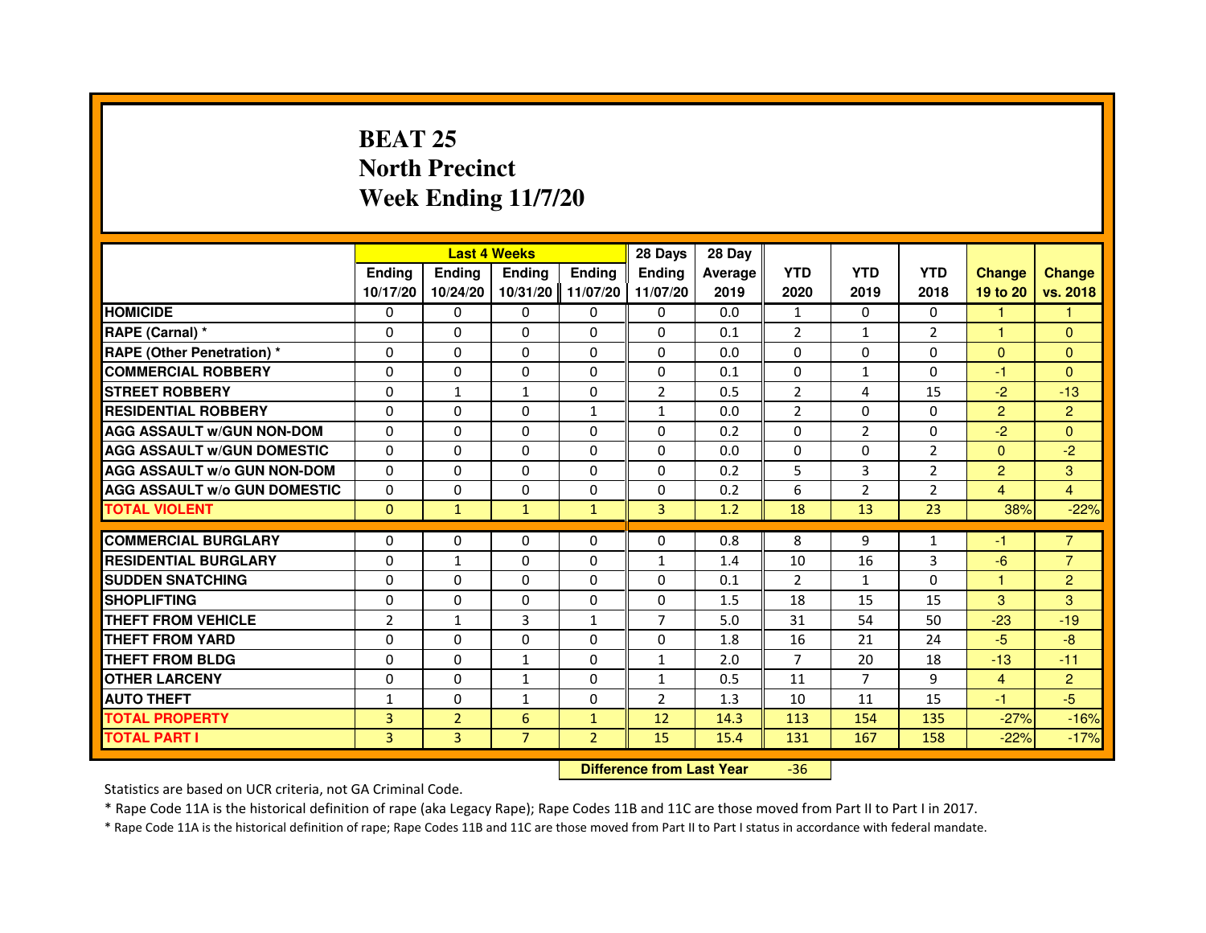# BEAT 25
# North Precinct
# Week Ending 11/7/20

| | Last 4 Weeks | | | | 28 Days | 28 Day | | | | | |
|---|---|---|---|---|---|---|---|---|---|---|---|
| | Ending 10/17/20 | Ending 10/24/20 | Ending 10/31/20 | Ending 11/07/20 | Ending 11/07/20 | Average 2019 | YTD 2020 | YTD 2019 | YTD 2018 | Change 19 to 20 | Change vs. 2018 |
| HOMICIDE | 0 | 0 | 0 | 0 | 0 | 0.0 | 1 | 0 | 0 | 1 | 1 |
| RAPE (Carnal) * | 0 | 0 | 0 | 0 | 0 | 0.1 | 2 | 1 | 2 | 1 | 0 |
| RAPE (Other Penetration) * | 0 | 0 | 0 | 0 | 0 | 0.0 | 0 | 0 | 0 | 0 | 0 |
| COMMERCIAL ROBBERY | 0 | 0 | 0 | 0 | 0 | 0.1 | 0 | 1 | 0 | -1 | 0 |
| STREET ROBBERY | 0 | 1 | 1 | 0 | 2 | 0.5 | 2 | 4 | 15 | -2 | -13 |
| RESIDENTIAL ROBBERY | 0 | 0 | 0 | 1 | 1 | 0.0 | 2 | 0 | 0 | 2 | 2 |
| AGG ASSAULT w/GUN NON-DOM | 0 | 0 | 0 | 0 | 0 | 0.2 | 0 | 2 | 0 | -2 | 0 |
| AGG ASSAULT w/GUN DOMESTIC | 0 | 0 | 0 | 0 | 0 | 0.0 | 0 | 0 | 2 | 0 | -2 |
| AGG ASSAULT w/o GUN NON-DOM | 0 | 0 | 0 | 0 | 0 | 0.2 | 5 | 3 | 2 | 2 | 3 |
| AGG ASSAULT w/o GUN DOMESTIC | 0 | 0 | 0 | 0 | 0 | 0.2 | 6 | 2 | 2 | 4 | 4 |
| TOTAL VIOLENT | 0 | 1 | 1 | 1 | 3 | 1.2 | 18 | 13 | 23 | 38% | -22% |
| COMMERCIAL BURGLARY | 0 | 0 | 0 | 0 | 0 | 0.8 | 8 | 9 | 1 | -1 | 7 |
| RESIDENTIAL BURGLARY | 0 | 1 | 0 | 0 | 1 | 1.4 | 10 | 16 | 3 | -6 | 7 |
| SUDDEN SNATCHING | 0 | 0 | 0 | 0 | 0 | 0.1 | 2 | 1 | 0 | 1 | 2 |
| SHOPLIFTING | 0 | 0 | 0 | 0 | 0 | 1.5 | 18 | 15 | 15 | 3 | 3 |
| THEFT FROM VEHICLE | 2 | 1 | 3 | 1 | 7 | 5.0 | 31 | 54 | 50 | -23 | -19 |
| THEFT FROM YARD | 0 | 0 | 0 | 0 | 0 | 1.8 | 16 | 21 | 24 | -5 | -8 |
| THEFT FROM BLDG | 0 | 0 | 1 | 0 | 1 | 2.0 | 7 | 20 | 18 | -13 | -11 |
| OTHER LARCENY | 0 | 0 | 1 | 0 | 1 | 0.5 | 11 | 7 | 9 | 4 | 2 |
| AUTO THEFT | 1 | 0 | 1 | 0 | 2 | 1.3 | 10 | 11 | 15 | -1 | -5 |
| TOTAL PROPERTY | 3 | 2 | 6 | 1 | 12 | 14.3 | 113 | 154 | 135 | -27% | -16% |
| TOTAL PART I | 3 | 3 | 7 | 2 | 15 | 15.4 | 131 | 167 | 158 | -22% | -17% |

**Difference from Last Year** -36

Statistics are based on UCR criteria, not GA Criminal Code.

* Rape Code 11A is the historical definition of rape (aka Legacy Rape); Rape Codes 11B and 11C are those moved from Part II to Part I in 2017.

* Rape Code 11A is the historical definition of rape; Rape Codes 11B and 11C are those moved from Part II to Part I status in accordance with federal mandate.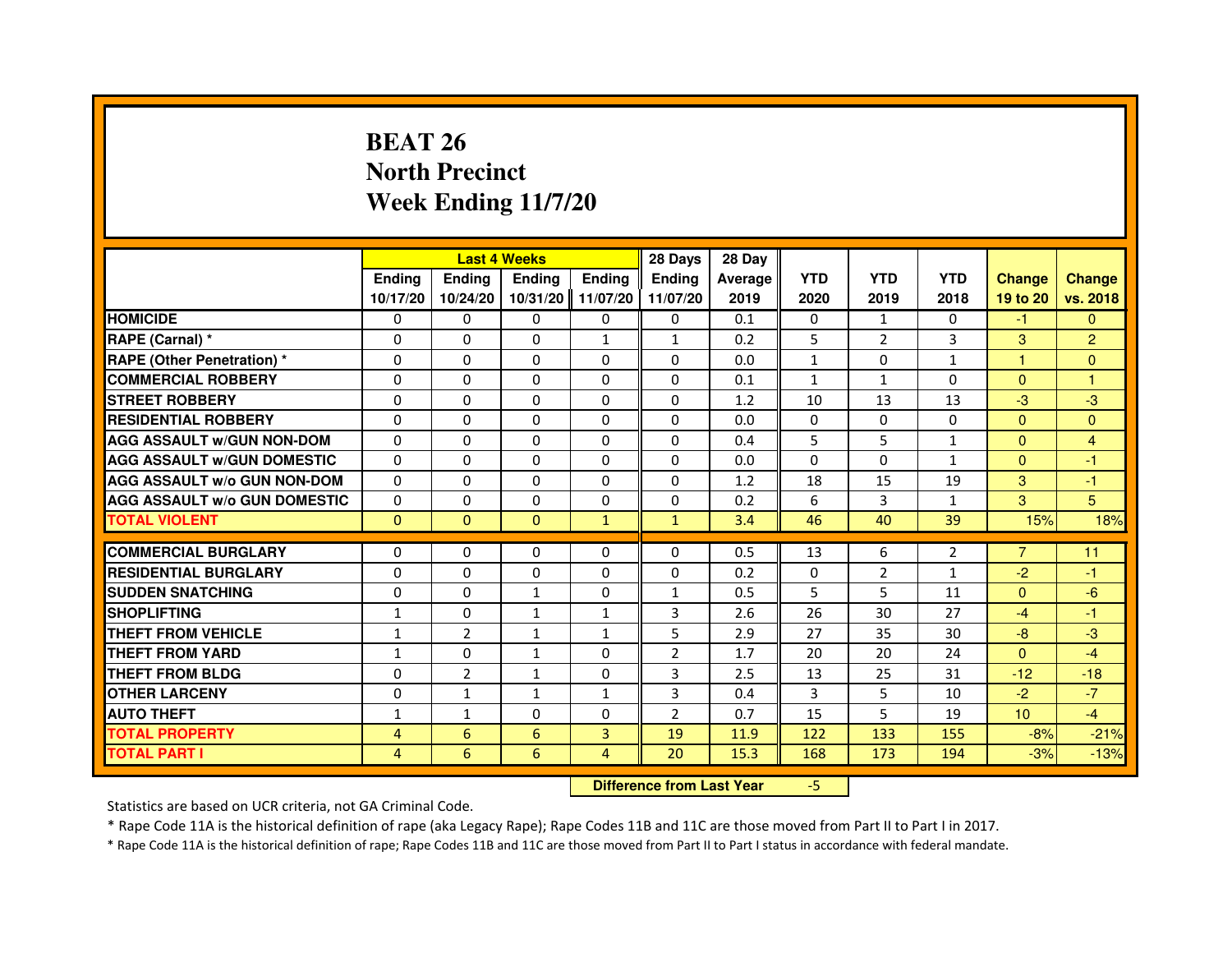# BEAT 26
## North Precinct
## Week Ending 11/7/20

| | Last 4 Weeks | | | | 28 Days | 28 Day | | | | | |
|---|---|---|---|---|---|---|---|---|---|---|---|
| | Ending 10/17/20 | Ending 10/24/20 | Ending 10/31/20 | Ending 11/07/20 | Ending 11/07/20 | Average 2019 | YTD 2020 | YTD 2019 | YTD 2018 | Change 19 to 20 | Change vs. 2018 |
| HOMICIDE | 0 | 0 | 0 | 0 | 0 | 0.1 | 0 | 1 | 0 | -1 | 0 |
| RAPE (Carnal) * | 0 | 0 | 0 | 1 | 1 | 0.2 | 5 | 2 | 3 | 3 | 2 |
| RAPE (Other Penetration) * | 0 | 0 | 0 | 0 | 0 | 0.0 | 1 | 0 | 1 | 1 | 0 |
| COMMERCIAL ROBBERY | 0 | 0 | 0 | 0 | 0 | 0.1 | 1 | 1 | 0 | 0 | 1 |
| STREET ROBBERY | 0 | 0 | 0 | 0 | 0 | 1.2 | 10 | 13 | 13 | -3 | -3 |
| RESIDENTIAL ROBBERY | 0 | 0 | 0 | 0 | 0 | 0.0 | 0 | 0 | 0 | 0 | 0 |
| AGG ASSAULT w/GUN NON-DOM | 0 | 0 | 0 | 0 | 0 | 0.4 | 5 | 5 | 1 | 0 | 4 |
| AGG ASSAULT w/GUN DOMESTIC | 0 | 0 | 0 | 0 | 0 | 0.0 | 0 | 0 | 1 | 0 | -1 |
| AGG ASSAULT w/o GUN NON-DOM | 0 | 0 | 0 | 0 | 0 | 1.2 | 18 | 15 | 19 | 3 | -1 |
| AGG ASSAULT w/o GUN DOMESTIC | 0 | 0 | 0 | 0 | 0 | 0.2 | 6 | 3 | 1 | 3 | 5 |
| TOTAL VIOLENT | 0 | 0 | 0 | 1 | 1 | 3.4 | 46 | 40 | 39 | 15% | 18% |
| COMMERCIAL BURGLARY | 0 | 0 | 0 | 0 | 0 | 0.5 | 13 | 6 | 2 | 7 | 11 |
| RESIDENTIAL BURGLARY | 0 | 0 | 0 | 0 | 0 | 0.2 | 0 | 2 | 1 | -2 | -1 |
| SUDDEN SNATCHING | 0 | 0 | 1 | 0 | 1 | 0.5 | 5 | 5 | 11 | 0 | -6 |
| SHOPLIFTING | 1 | 0 | 1 | 1 | 3 | 2.6 | 26 | 30 | 27 | -4 | -1 |
| THEFT FROM VEHICLE | 1 | 2 | 1 | 1 | 5 | 2.9 | 27 | 35 | 30 | -8 | -3 |
| THEFT FROM YARD | 1 | 0 | 1 | 0 | 2 | 1.7 | 20 | 20 | 24 | 0 | -4 |
| THEFT FROM BLDG | 0 | 2 | 1 | 0 | 3 | 2.5 | 13 | 25 | 31 | -12 | -18 |
| OTHER LARCENY | 0 | 1 | 1 | 1 | 3 | 0.4 | 3 | 5 | 10 | -2 | -7 |
| AUTO THEFT | 1 | 1 | 0 | 0 | 2 | 0.7 | 15 | 5 | 19 | 10 | -4 |
| TOTAL PROPERTY | 4 | 6 | 6 | 3 | 19 | 11.9 | 122 | 133 | 155 | -8% | -21% |
| TOTAL PART I | 4 | 6 | 6 | 4 | 20 | 15.3 | 168 | 173 | 194 | -3% | -13% |

**Difference from Last Year** -5

Statistics are based on UCR criteria, not GA Criminal Code.

* Rape Code 11A is the historical definition of rape (aka Legacy Rape); Rape Codes 11B and 11C are those moved from Part II to Part I in 2017.

* Rape Code 11A is the historical definition of rape; Rape Codes 11B and 11C are those moved from Part II to Part I status in accordance with federal mandate.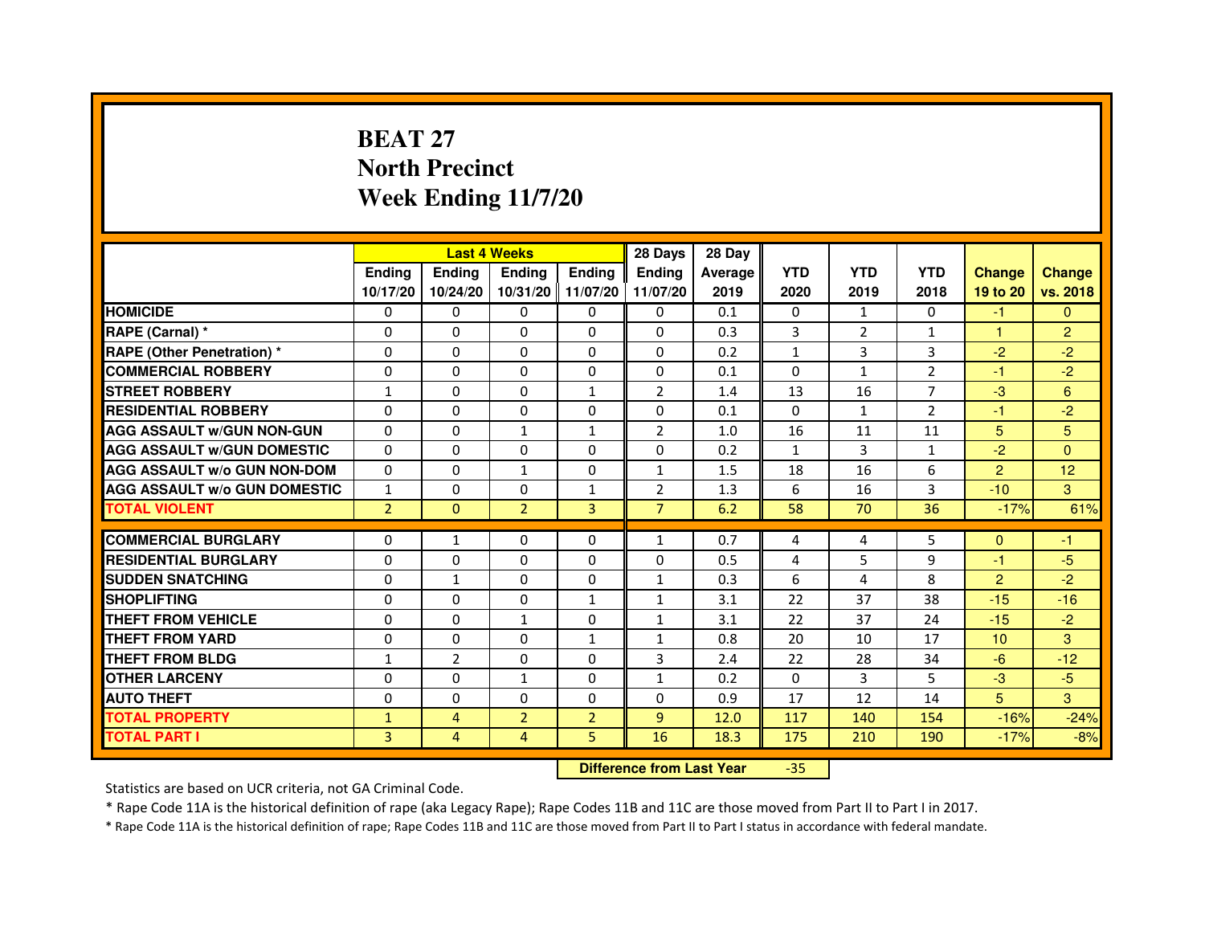# BEAT 27
# North Precinct
# Week Ending 11/7/20

| | Last 4 Weeks | | | | 28 Days | 28 Day | | | | | |
|---|---|---|---|---|---|---|---|---|---|---|---|
| | Ending 10/17/20 | Ending 10/24/20 | Ending 10/31/20 | Ending 11/07/20 | Ending 11/07/20 | Average 2019 | YTD 2020 | YTD 2019 | YTD 2018 | Change 19 to 20 | Change vs. 2018 |
| HOMICIDE | 0 | 0 | 0 | 0 | 0 | 0.1 | 0 | 1 | 0 | -1 | 0 |
| RAPE (Carnal) * | 0 | 0 | 0 | 0 | 0 | 0.3 | 3 | 2 | 1 | 1 | 2 |
| RAPE (Other Penetration) * | 0 | 0 | 0 | 0 | 0 | 0.2 | 1 | 3 | 3 | -2 | -2 |
| COMMERCIAL ROBBERY | 0 | 0 | 0 | 0 | 0 | 0.1 | 0 | 1 | 2 | -1 | -2 |
| STREET ROBBERY | 1 | 0 | 0 | 1 | 2 | 1.4 | 13 | 16 | 7 | -3 | 6 |
| RESIDENTIAL ROBBERY | 0 | 0 | 0 | 0 | 0 | 0.1 | 0 | 1 | 2 | -1 | -2 |
| AGG ASSAULT w/GUN NON-GUN | 0 | 0 | 1 | 1 | 2 | 1.0 | 16 | 11 | 11 | 5 | 5 |
| AGG ASSAULT w/GUN DOMESTIC | 0 | 0 | 0 | 0 | 0 | 0.2 | 1 | 3 | 1 | -2 | 0 |
| AGG ASSAULT w/o GUN NON-DOM | 0 | 0 | 1 | 0 | 1 | 1.5 | 18 | 16 | 6 | 2 | 12 |
| AGG ASSAULT w/o GUN DOMESTIC | 1 | 0 | 0 | 1 | 2 | 1.3 | 6 | 16 | 3 | -10 | 3 |
| TOTAL VIOLENT | 2 | 0 | 2 | 3 | 7 | 6.2 | 58 | 70 | 36 | -17% | 61% |
| COMMERCIAL BURGLARY | 0 | 1 | 0 | 0 | 1 | 0.7 | 4 | 4 | 5 | 0 | -1 |
| RESIDENTIAL BURGLARY | 0 | 0 | 0 | 0 | 0 | 0.5 | 4 | 5 | 9 | -1 | -5 |
| SUDDEN SNATCHING | 0 | 1 | 0 | 0 | 1 | 0.3 | 6 | 4 | 8 | 2 | -2 |
| SHOPLIFTING | 0 | 0 | 0 | 1 | 1 | 3.1 | 22 | 37 | 38 | -15 | -16 |
| THEFT FROM VEHICLE | 0 | 0 | 1 | 0 | 1 | 3.1 | 22 | 37 | 24 | -15 | -2 |
| THEFT FROM YARD | 0 | 0 | 0 | 1 | 1 | 0.8 | 20 | 10 | 17 | 10 | 3 |
| THEFT FROM BLDG | 1 | 2 | 0 | 0 | 3 | 2.4 | 22 | 28 | 34 | -6 | -12 |
| OTHER LARCENY | 0 | 0 | 1 | 0 | 1 | 0.2 | 0 | 3 | 5 | -3 | -5 |
| AUTO THEFT | 0 | 0 | 0 | 0 | 0 | 0.9 | 17 | 12 | 14 | 5 | 3 |
| TOTAL PROPERTY | 1 | 4 | 2 | 2 | 9 | 12.0 | 117 | 140 | 154 | -16% | -24% |
| TOTAL PART I | 3 | 4 | 4 | 5 | 16 | 18.3 | 175 | 210 | 190 | -17% | -8% |

**Difference from Last Year** -35

Statistics are based on UCR criteria, not GA Criminal Code.

* Rape Code 11A is the historical definition of rape (aka Legacy Rape); Rape Codes 11B and 11C are those moved from Part II to Part I in 2017.

* Rape Code 11A is the historical definition of rape; Rape Codes 11B and 11C are those moved from Part II to Part I status in accordance with federal mandate.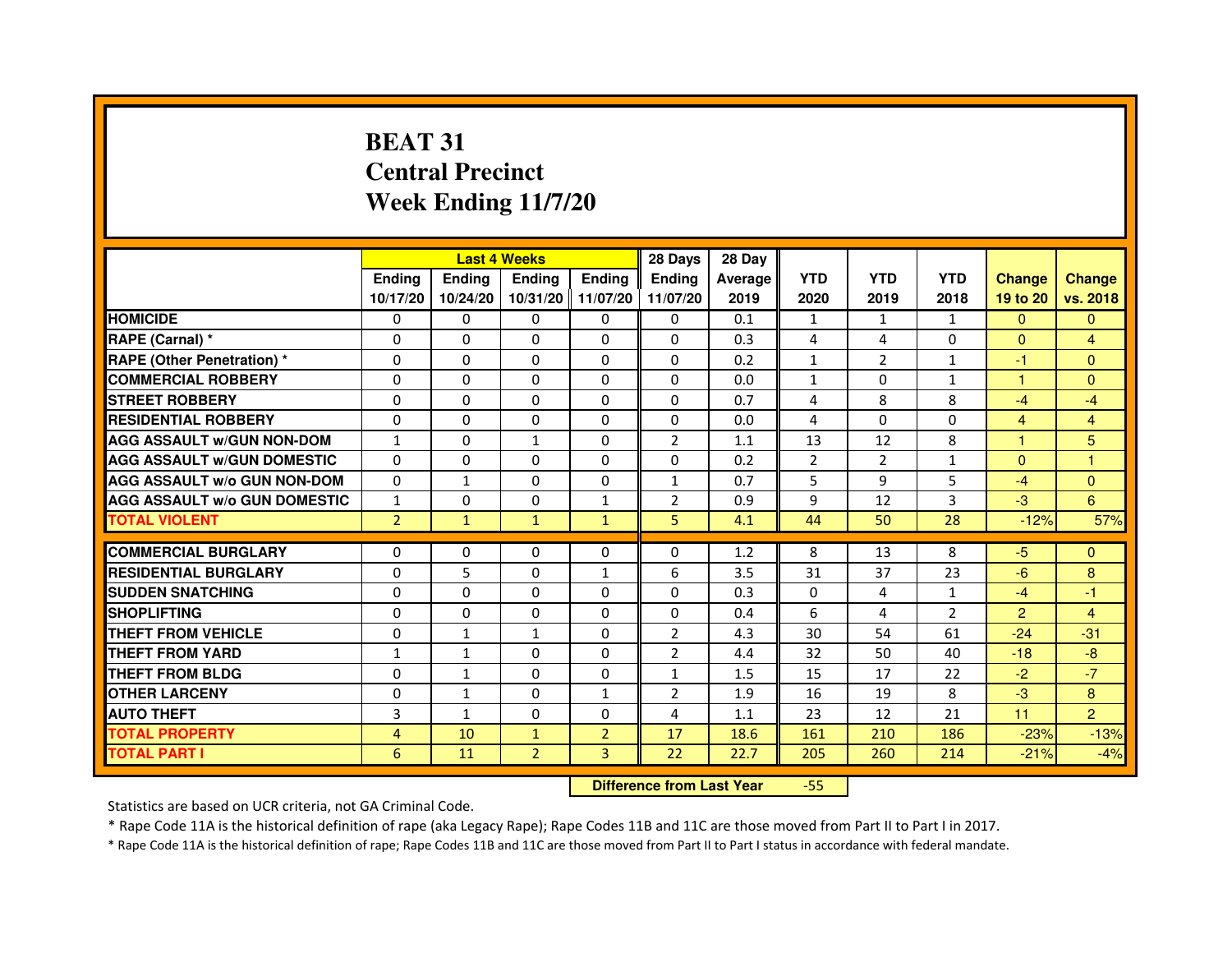# BEAT 31
# Central Precinct
# Week Ending 11/7/20

| | Last 4 Weeks | | | | 28 Days | 28 Day | | | | | |
|---|---|---|---|---|---|---|---|---|---|---|---|
| | Ending 10/17/20 | Ending 10/24/20 | Ending 10/31/20 | Ending 11/07/20 | Ending 11/07/20 | Average 2019 | YTD 2020 | YTD 2019 | YTD 2018 | Change 19 to 20 | Change vs. 2018 |
| HOMICIDE | 0 | 0 | 0 | 0 | 0 | 0.1 | 1 | 1 | 1 | 0 | 0 |
| RAPE (Carnal) * | 0 | 0 | 0 | 0 | 0 | 0.3 | 4 | 4 | 0 | 0 | 4 |
| RAPE (Other Penetration) * | 0 | 0 | 0 | 0 | 0 | 0.2 | 1 | 2 | 1 | -1 | 0 |
| COMMERCIAL ROBBERY | 0 | 0 | 0 | 0 | 0 | 0.0 | 1 | 0 | 1 | 1 | 0 |
| STREET ROBBERY | 0 | 0 | 0 | 0 | 0 | 0.7 | 4 | 8 | 8 | -4 | -4 |
| RESIDENTIAL ROBBERY | 0 | 0 | 0 | 0 | 0 | 0.0 | 4 | 0 | 0 | 4 | 4 |
| AGG ASSAULT w/GUN NON-DOM | 1 | 0 | 1 | 0 | 2 | 1.1 | 13 | 12 | 8 | 1 | 5 |
| AGG ASSAULT w/GUN DOMESTIC | 0 | 0 | 0 | 0 | 0 | 0.2 | 2 | 2 | 1 | 0 | 1 |
| AGG ASSAULT w/o GUN NON-DOM | 0 | 1 | 0 | 0 | 1 | 0.7 | 5 | 9 | 5 | -4 | 0 |
| AGG ASSAULT w/o GUN DOMESTIC | 1 | 0 | 0 | 1 | 2 | 0.9 | 9 | 12 | 3 | -3 | 6 |
| TOTAL VIOLENT | 2 | 1 | 1 | 1 | 5 | 4.1 | 44 | 50 | 28 | -12% | 57% |
| COMMERCIAL BURGLARY | 0 | 0 | 0 | 0 | 0 | 1.2 | 8 | 13 | 8 | -5 | 0 |
| RESIDENTIAL BURGLARY | 0 | 5 | 0 | 1 | 6 | 3.5 | 31 | 37 | 23 | -6 | 8 |
| SUDDEN SNATCHING | 0 | 0 | 0 | 0 | 0 | 0.3 | 0 | 4 | 1 | -4 | -1 |
| SHOPLIFTING | 0 | 0 | 0 | 0 | 0 | 0.4 | 6 | 4 | 2 | 2 | 4 |
| THEFT FROM VEHICLE | 0 | 1 | 1 | 0 | 2 | 4.3 | 30 | 54 | 61 | -24 | -31 |
| THEFT FROM YARD | 1 | 1 | 0 | 0 | 2 | 4.4 | 32 | 50 | 40 | -18 | -8 |
| THEFT FROM BLDG | 0 | 1 | 0 | 0 | 1 | 1.5 | 15 | 17 | 22 | -2 | -7 |
| OTHER LARCENY | 0 | 1 | 0 | 1 | 2 | 1.9 | 16 | 19 | 8 | -3 | 8 |
| AUTO THEFT | 3 | 1 | 0 | 0 | 4 | 1.1 | 23 | 12 | 21 | 11 | 2 |
| TOTAL PROPERTY | 4 | 10 | 1 | 2 | 17 | 18.6 | 161 | 210 | 186 | -23% | -13% |
| TOTAL PART I | 6 | 11 | 2 | 3 | 22 | 22.7 | 205 | 260 | 214 | -21% | -4% |

**Difference from Last Year** -55

Statistics are based on UCR criteria, not GA Criminal Code.

* Rape Code 11A is the historical definition of rape (aka Legacy Rape); Rape Codes 11B and 11C are those moved from Part II to Part I in 2017.

* Rape Code 11A is the historical definition of rape; Rape Codes 11B and 11C are those moved from Part II to Part I status in accordance with federal mandate.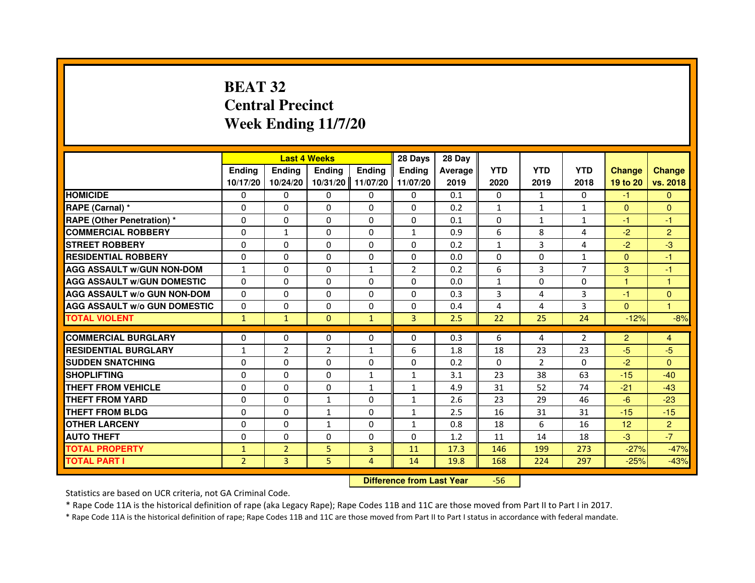# BEAT 32
# Central Precinct
# Week Ending 11/7/20

| | Last 4 Weeks | | | | 28 Days | 28 Day | | | | | |
|---|---|---|---|---|---|---|---|---|---|---|---|
| | Ending 10/17/20 | Ending 10/24/20 | Ending 10/31/20 | Ending 11/07/20 | Ending 11/07/20 | Average 2019 | YTD 2020 | YTD 2019 | YTD 2018 | Change 19 to 20 | Change vs. 2018 |
| HOMICIDE | 0 | 0 | 0 | 0 | 0 | 0.1 | 0 | 1 | 0 | -1 | 0 |
| RAPE (Carnal) * | 0 | 0 | 0 | 0 | 0 | 0.2 | 1 | 1 | 1 | 0 | 0 |
| RAPE (Other Penetration) * | 0 | 0 | 0 | 0 | 0 | 0.1 | 0 | 1 | 1 | -1 | -1 |
| COMMERCIAL ROBBERY | 0 | 1 | 0 | 0 | 1 | 0.9 | 6 | 8 | 4 | -2 | 2 |
| STREET ROBBERY | 0 | 0 | 0 | 0 | 0 | 0.2 | 1 | 3 | 4 | -2 | -3 |
| RESIDENTIAL ROBBERY | 0 | 0 | 0 | 0 | 0 | 0.0 | 0 | 0 | 1 | 0 | -1 |
| AGG ASSAULT w/GUN NON-DOM | 1 | 0 | 0 | 1 | 2 | 0.2 | 6 | 3 | 7 | 3 | -1 |
| AGG ASSAULT w/GUN DOMESTIC | 0 | 0 | 0 | 0 | 0 | 0.0 | 1 | 0 | 0 | 1 | 1 |
| AGG ASSAULT w/o GUN NON-DOM | 0 | 0 | 0 | 0 | 0 | 0.3 | 3 | 4 | 3 | -1 | 0 |
| AGG ASSAULT w/o GUN DOMESTIC | 0 | 0 | 0 | 0 | 0 | 0.4 | 4 | 4 | 3 | 0 | 1 |
| TOTAL VIOLENT | 1 | 1 | 0 | 1 | 3 | 2.5 | 22 | 25 | 24 | -12% | -8% |
| COMMERCIAL BURGLARY | 0 | 0 | 0 | 0 | 0 | 0.3 | 6 | 4 | 2 | 2 | 4 |
| RESIDENTIAL BURGLARY | 1 | 2 | 2 | 1 | 6 | 1.8 | 18 | 23 | 23 | -5 | -5 |
| SUDDEN SNATCHING | 0 | 0 | 0 | 0 | 0 | 0.2 | 0 | 2 | 0 | -2 | 0 |
| SHOPLIFTING | 0 | 0 | 0 | 1 | 1 | 3.1 | 23 | 38 | 63 | -15 | -40 |
| THEFT FROM VEHICLE | 0 | 0 | 0 | 1 | 1 | 4.9 | 31 | 52 | 74 | -21 | -43 |
| THEFT FROM YARD | 0 | 0 | 1 | 0 | 1 | 2.6 | 23 | 29 | 46 | -6 | -23 |
| THEFT FROM BLDG | 0 | 0 | 1 | 0 | 1 | 2.5 | 16 | 31 | 31 | -15 | -15 |
| OTHER LARCENY | 0 | 0 | 1 | 0 | 1 | 0.8 | 18 | 6 | 16 | 12 | 2 |
| AUTO THEFT | 0 | 0 | 0 | 0 | 0 | 1.2 | 11 | 14 | 18 | -3 | -7 |
| TOTAL PROPERTY | 1 | 2 | 5 | 3 | 11 | 17.3 | 146 | 199 | 273 | -27% | -47% |
| TOTAL PART I | 2 | 3 | 5 | 4 | 14 | 19.8 | 168 | 224 | 297 | -25% | -43% |

**Difference from Last Year** -56

Statistics are based on UCR criteria, not GA Criminal Code.

* Rape Code 11A is the historical definition of rape (aka Legacy Rape); Rape Codes 11B and 11C are those moved from Part II to Part I in 2017.

* Rape Code 11A is the historical definition of rape; Rape Codes 11B and 11C are those moved from Part II to Part I status in accordance with federal mandate.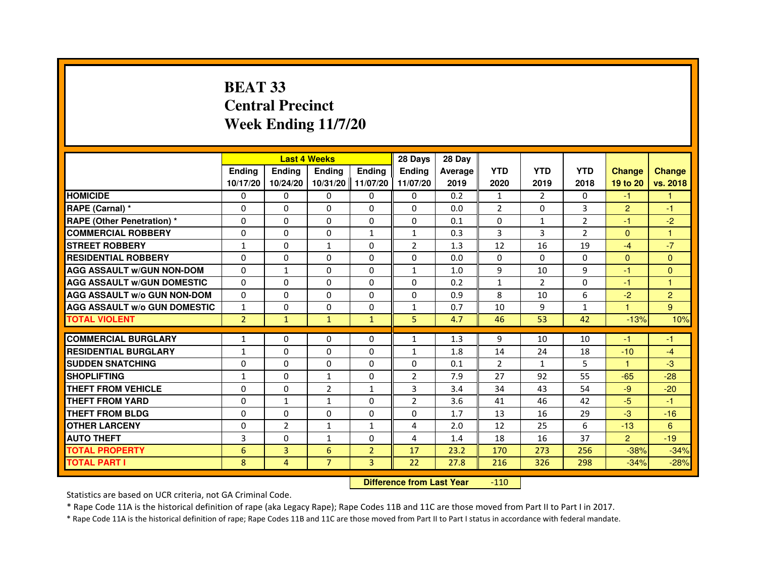# BEAT 33
## Central Precinct
## Week Ending 11/7/20

| | Last 4 Weeks | | | | 28 Days | 28 Day | | | | | |
|---|---|---|---|---|---|---|---|---|---|---|---|
| | Ending 10/17/20 | Ending 10/24/20 | Ending 10/31/20 | Ending 11/07/20 | Ending 11/07/20 | Average 2019 | YTD 2020 | YTD 2019 | YTD 2018 | Change 19 to 20 | Change vs. 2018 |
| **HOMICIDE** | 0 | 0 | 0 | 0 | 0 | 0.2 | 1 | 2 | 0 | -1 | 1 |
| **RAPE (Carnal) *** | 0 | 0 | 0 | 0 | 0 | 0.0 | 2 | 0 | 3 | 2 | -1 |
| **RAPE (Other Penetration) *** | 0 | 0 | 0 | 0 | 0 | 0.1 | 0 | 1 | 2 | -1 | -2 |
| **COMMERCIAL ROBBERY** | 0 | 0 | 0 | 1 | 1 | 0.3 | 3 | 3 | 2 | 0 | 1 |
| **STREET ROBBERY** | 1 | 0 | 1 | 0 | 2 | 1.3 | 12 | 16 | 19 | -4 | -7 |
| **RESIDENTIAL ROBBERY** | 0 | 0 | 0 | 0 | 0 | 0.0 | 0 | 0 | 0 | 0 | 0 |
| **AGG ASSAULT w/GUN NON-DOM** | 0 | 1 | 0 | 0 | 1 | 1.0 | 9 | 10 | 9 | -1 | 0 |
| **AGG ASSAULT w/GUN DOMESTIC** | 0 | 0 | 0 | 0 | 0 | 0.2 | 1 | 2 | 0 | -1 | 1 |
| **AGG ASSAULT w/o GUN NON-DOM** | 0 | 0 | 0 | 0 | 0 | 0.9 | 8 | 10 | 6 | -2 | 2 |
| **AGG ASSAULT w/o GUN DOMESTIC** | 1 | 0 | 0 | 0 | 1 | 0.7 | 10 | 9 | 1 | 1 | 9 |
| **TOTAL VIOLENT** | 2 | 1 | 1 | 1 | 5 | 4.7 | 46 | 53 | 42 | -13% | 10% |
| **COMMERCIAL BURGLARY** | 1 | 0 | 0 | 0 | 1 | 1.3 | 9 | 10 | 10 | -1 | -1 |
| **RESIDENTIAL BURGLARY** | 1 | 0 | 0 | 0 | 1 | 1.8 | 14 | 24 | 18 | -10 | -4 |
| **SUDDEN SNATCHING** | 0 | 0 | 0 | 0 | 0 | 0.1 | 2 | 1 | 5 | 1 | -3 |
| **SHOPLIFTING** | 1 | 0 | 1 | 0 | 2 | 7.9 | 27 | 92 | 55 | -65 | -28 |
| **THEFT FROM VEHICLE** | 0 | 0 | 2 | 1 | 3 | 3.4 | 34 | 43 | 54 | -9 | -20 |
| **THEFT FROM YARD** | 0 | 1 | 1 | 0 | 2 | 3.6 | 41 | 46 | 42 | -5 | -1 |
| **THEFT FROM BLDG** | 0 | 0 | 0 | 0 | 0 | 1.7 | 13 | 16 | 29 | -3 | -16 |
| **OTHER LARCENY** | 0 | 2 | 1 | 1 | 4 | 2.0 | 12 | 25 | 6 | -13 | 6 |
| **AUTO THEFT** | 3 | 0 | 1 | 0 | 4 | 1.4 | 18 | 16 | 37 | 2 | -19 |
| **TOTAL PROPERTY** | 6 | 3 | 6 | 2 | 17 | 23.2 | 170 | 273 | 256 | -38% | -34% |
| **TOTAL PART I** | 8 | 4 | 7 | 3 | 22 | 27.8 | 216 | 326 | 298 | -34% | -28% |

**Difference from Last Year** -110

Statistics are based on UCR criteria, not GA Criminal Code.

* Rape Code 11A is the historical definition of rape (aka Legacy Rape); Rape Codes 11B and 11C are those moved from Part II to Part I in 2017.

* Rape Code 11A is the historical definition of rape; Rape Codes 11B and 11C are those moved from Part II to Part I status in accordance with federal mandate.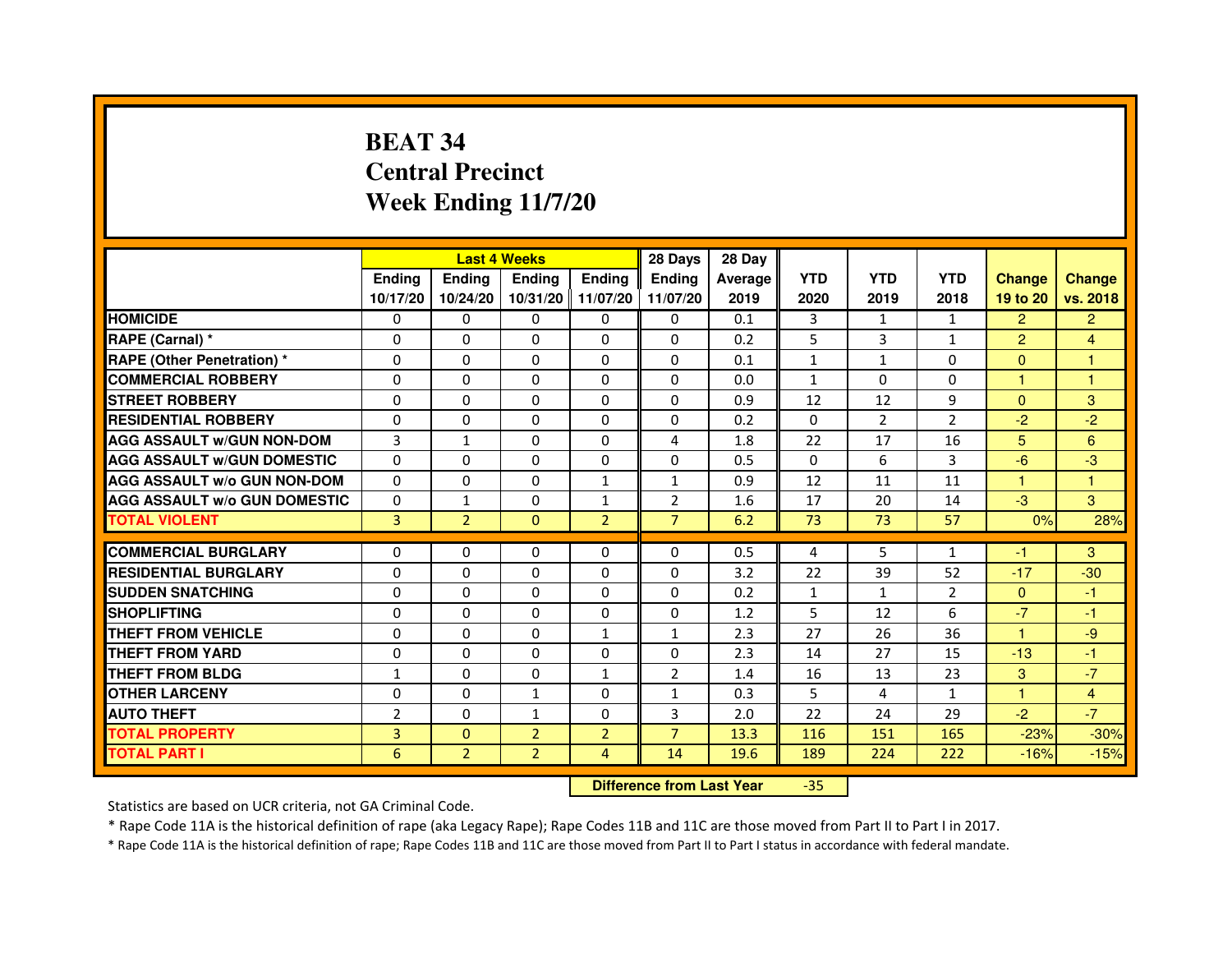# BEAT 34
# Central Precinct
# Week Ending 11/7/20

| | Last 4 Weeks | | | | 28 Days | 28 Day | | | | | |
|---|---|---|---|---|---|---|---|---|---|---|---|
| | Ending 10/17/20 | Ending 10/24/20 | Ending 10/31/20 | Ending 11/07/20 | Ending 11/07/20 | Average 2019 | YTD 2020 | YTD 2019 | YTD 2018 | Change 19 to 20 | Change vs. 2018 |
| HOMICIDE | 0 | 0 | 0 | 0 | 0 | 0.1 | 3 | 1 | 1 | 2 | 2 |
| RAPE (Carnal) * | 0 | 0 | 0 | 0 | 0 | 0.2 | 5 | 3 | 1 | 2 | 4 |
| RAPE (Other Penetration) * | 0 | 0 | 0 | 0 | 0 | 0.1 | 1 | 1 | 0 | 0 | 1 |
| COMMERCIAL ROBBERY | 0 | 0 | 0 | 0 | 0 | 0.0 | 1 | 0 | 0 | 1 | 1 |
| STREET ROBBERY | 0 | 0 | 0 | 0 | 0 | 0.9 | 12 | 12 | 9 | 0 | 3 |
| RESIDENTIAL ROBBERY | 0 | 0 | 0 | 0 | 0 | 0.2 | 0 | 2 | 2 | -2 | -2 |
| AGG ASSAULT w/GUN NON-DOM | 3 | 1 | 0 | 0 | 4 | 1.8 | 22 | 17 | 16 | 5 | 6 |
| AGG ASSAULT w/GUN DOMESTIC | 0 | 0 | 0 | 0 | 0 | 0.5 | 0 | 6 | 3 | -6 | -3 |
| AGG ASSAULT w/o GUN NON-DOM | 0 | 0 | 0 | 1 | 1 | 0.9 | 12 | 11 | 11 | 1 | 1 |
| AGG ASSAULT w/o GUN DOMESTIC | 0 | 1 | 0 | 1 | 2 | 1.6 | 17 | 20 | 14 | -3 | 3 |
| TOTAL VIOLENT | 3 | 2 | 0 | 2 | 7 | 6.2 | 73 | 73 | 57 | 0% | 28% |
| COMMERCIAL BURGLARY | 0 | 0 | 0 | 0 | 0 | 0.5 | 4 | 5 | 1 | -1 | 3 |
| RESIDENTIAL BURGLARY | 0 | 0 | 0 | 0 | 0 | 3.2 | 22 | 39 | 52 | -17 | -30 |
| SUDDEN SNATCHING | 0 | 0 | 0 | 0 | 0 | 0.2 | 1 | 1 | 2 | 0 | -1 |
| SHOPLIFTING | 0 | 0 | 0 | 0 | 0 | 1.2 | 5 | 12 | 6 | -7 | -1 |
| THEFT FROM VEHICLE | 0 | 0 | 0 | 1 | 1 | 2.3 | 27 | 26 | 36 | 1 | -9 |
| THEFT FROM YARD | 0 | 0 | 0 | 0 | 0 | 2.3 | 14 | 27 | 15 | -13 | -1 |
| THEFT FROM BLDG | 1 | 0 | 0 | 1 | 2 | 1.4 | 16 | 13 | 23 | 3 | -7 |
| OTHER LARCENY | 0 | 0 | 1 | 0 | 1 | 0.3 | 5 | 4 | 1 | 1 | 4 |
| AUTO THEFT | 2 | 0 | 1 | 0 | 3 | 2.0 | 22 | 24 | 29 | -2 | -7 |
| TOTAL PROPERTY | 3 | 0 | 2 | 2 | 7 | 13.3 | 116 | 151 | 165 | -23% | -30% |
| TOTAL PART I | 6 | 2 | 2 | 4 | 14 | 19.6 | 189 | 224 | 222 | -16% | -15% |

Difference from Last Year: -35

Statistics are based on UCR criteria, not GA Criminal Code.

* Rape Code 11A is the historical definition of rape (aka Legacy Rape); Rape Codes 11B and 11C are those moved from Part II to Part I in 2017.

* Rape Code 11A is the historical definition of rape; Rape Codes 11B and 11C are those moved from Part II to Part I status in accordance with federal mandate.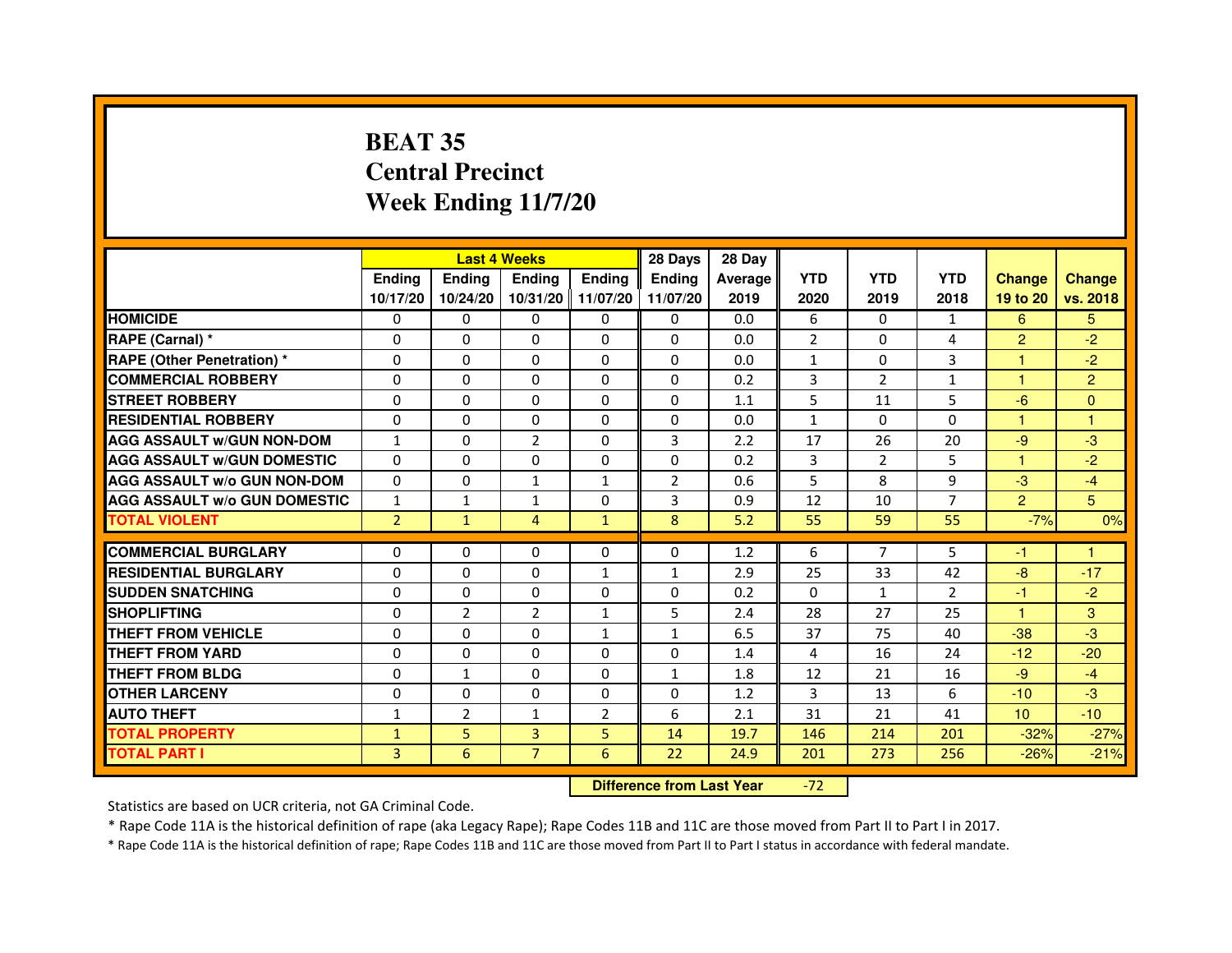# BEAT 35
# Central Precinct
# Week Ending 11/7/20

| | Last 4 Weeks | | | | 28 Days | 28 Day | | | | | |
|---|---|---|---|---|---|---|---|---|---|---|---|
| | Ending 10/17/20 | Ending 10/24/20 | Ending 10/31/20 | Ending 11/07/20 | Ending 11/07/20 | Average 2019 | YTD 2020 | YTD 2019 | YTD 2018 | Change 19 to 20 | Change vs. 2018 |
| HOMICIDE | 0 | 0 | 0 | 0 | 0 | 0.0 | 6 | 0 | 1 | 6 | 5 |
| RAPE (Carnal) * | 0 | 0 | 0 | 0 | 0 | 0.0 | 2 | 0 | 4 | 2 | -2 |
| RAPE (Other Penetration) * | 0 | 0 | 0 | 0 | 0 | 0.0 | 1 | 0 | 3 | 1 | -2 |
| COMMERCIAL ROBBERY | 0 | 0 | 0 | 0 | 0 | 0.2 | 3 | 2 | 1 | 1 | 2 |
| STREET ROBBERY | 0 | 0 | 0 | 0 | 0 | 1.1 | 5 | 11 | 5 | -6 | 0 |
| RESIDENTIAL ROBBERY | 0 | 0 | 0 | 0 | 0 | 0.0 | 1 | 0 | 0 | 1 | 1 |
| AGG ASSAULT w/GUN NON-DOM | 1 | 0 | 2 | 0 | 3 | 2.2 | 17 | 26 | 20 | -9 | -3 |
| AGG ASSAULT w/GUN DOMESTIC | 0 | 0 | 0 | 0 | 0 | 0.2 | 3 | 2 | 5 | 1 | -2 |
| AGG ASSAULT w/o GUN NON-DOM | 0 | 0 | 1 | 1 | 2 | 0.6 | 5 | 8 | 9 | -3 | -4 |
| AGG ASSAULT w/o GUN DOMESTIC | 1 | 1 | 1 | 0 | 3 | 0.9 | 12 | 10 | 7 | 2 | 5 |
| TOTAL VIOLENT | 2 | 1 | 4 | 1 | 8 | 5.2 | 55 | 59 | 55 | -7% | 0% |
| COMMERCIAL BURGLARY | 0 | 0 | 0 | 0 | 0 | 1.2 | 6 | 7 | 5 | -1 | 1 |
| RESIDENTIAL BURGLARY | 0 | 0 | 0 | 1 | 1 | 2.9 | 25 | 33 | 42 | -8 | -17 |
| SUDDEN SNATCHING | 0 | 0 | 0 | 0 | 0 | 0.2 | 0 | 1 | 2 | -1 | -2 |
| SHOPLIFTING | 0 | 2 | 2 | 1 | 5 | 2.4 | 28 | 27 | 25 | 1 | 3 |
| THEFT FROM VEHICLE | 0 | 0 | 0 | 1 | 1 | 6.5 | 37 | 75 | 40 | -38 | -3 |
| THEFT FROM YARD | 0 | 0 | 0 | 0 | 0 | 1.4 | 4 | 16 | 24 | -12 | -20 |
| THEFT FROM BLDG | 0 | 1 | 0 | 0 | 1 | 1.8 | 12 | 21 | 16 | -9 | -4 |
| OTHER LARCENY | 0 | 0 | 0 | 0 | 0 | 1.2 | 3 | 13 | 6 | -10 | -3 |
| AUTO THEFT | 1 | 2 | 1 | 2 | 6 | 2.1 | 31 | 21 | 41 | 10 | -10 |
| TOTAL PROPERTY | 1 | 5 | 3 | 5 | 14 | 19.7 | 146 | 214 | 201 | -32% | -27% |
| TOTAL PART I | 3 | 6 | 7 | 6 | 22 | 24.9 | 201 | 273 | 256 | -26% | -21% |

**Difference from Last Year** -72

Statistics are based on UCR criteria, not GA Criminal Code.

* Rape Code 11A is the historical definition of rape (aka Legacy Rape); Rape Codes 11B and 11C are those moved from Part II to Part I in 2017.

* Rape Code 11A is the historical definition of rape; Rape Codes 11B and 11C are those moved from Part II to Part I status in accordance with federal mandate.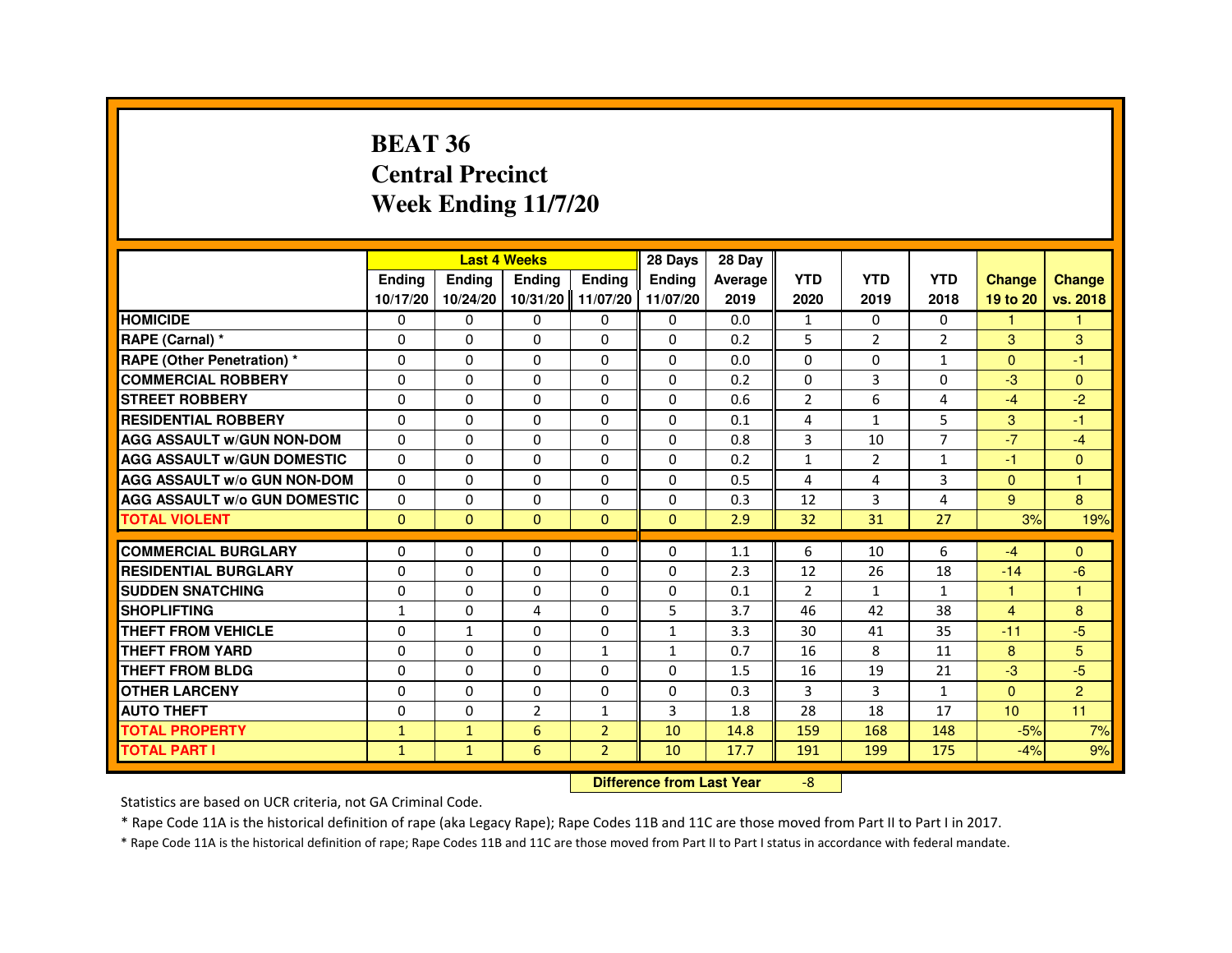# BEAT 36
# Central Precinct
# Week Ending 11/7/20

| | Last 4 Weeks | | | | 28 Days | 28 Day | | | | | |
|---|---|---|---|---|---|---|---|---|---|---|---|
| | Ending 10/17/20 | Ending 10/24/20 | Ending 10/31/20 | Ending 11/07/20 | Ending 11/07/20 | Average 2019 | YTD 2020 | YTD 2019 | YTD 2018 | Change 19 to 20 | Change vs. 2018 |
| **HOMICIDE** | 0 | 0 | 0 | 0 | 0 | 0.0 | 1 | 0 | 0 | 1 | 1 |
| **RAPE (Carnal) *** | 0 | 0 | 0 | 0 | 0 | 0.2 | 5 | 2 | 2 | 3 | 3 |
| **RAPE (Other Penetration) *** | 0 | 0 | 0 | 0 | 0 | 0.0 | 0 | 0 | 1 | 0 | -1 |
| **COMMERCIAL ROBBERY** | 0 | 0 | 0 | 0 | 0 | 0.2 | 0 | 3 | 0 | -3 | 0 |
| **STREET ROBBERY** | 0 | 0 | 0 | 0 | 0 | 0.6 | 2 | 6 | 4 | -4 | -2 |
| **RESIDENTIAL ROBBERY** | 0 | 0 | 0 | 0 | 0 | 0.1 | 4 | 1 | 5 | 3 | -1 |
| **AGG ASSAULT w/GUN NON-DOM** | 0 | 0 | 0 | 0 | 0 | 0.8 | 3 | 10 | 7 | -7 | -4 |
| **AGG ASSAULT w/GUN DOMESTIC** | 0 | 0 | 0 | 0 | 0 | 0.2 | 1 | 2 | 1 | -1 | 0 |
| **AGG ASSAULT w/o GUN NON-DOM** | 0 | 0 | 0 | 0 | 0 | 0.5 | 4 | 4 | 3 | 0 | 1 |
| **AGG ASSAULT w/o GUN DOMESTIC** | 0 | 0 | 0 | 0 | 0 | 0.3 | 12 | 3 | 4 | 9 | 8 |
| **TOTAL VIOLENT** | 0 | 0 | 0 | 0 | 0 | 2.9 | 32 | 31 | 27 | 3% | 19% |
| **COMMERCIAL BURGLARY** | 0 | 0 | 0 | 0 | 0 | 1.1 | 6 | 10 | 6 | -4 | 0 |
| **RESIDENTIAL BURGLARY** | 0 | 0 | 0 | 0 | 0 | 2.3 | 12 | 26 | 18 | -14 | -6 |
| **SUDDEN SNATCHING** | 0 | 0 | 0 | 0 | 0 | 0.1 | 2 | 1 | 1 | 1 | 1 |
| **SHOPLIFTING** | 1 | 0 | 4 | 0 | 5 | 3.7 | 46 | 42 | 38 | 4 | 8 |
| **THEFT FROM VEHICLE** | 0 | 1 | 0 | 0 | 1 | 3.3 | 30 | 41 | 35 | -11 | -5 |
| **THEFT FROM YARD** | 0 | 0 | 0 | 1 | 1 | 0.7 | 16 | 8 | 11 | 8 | 5 |
| **THEFT FROM BLDG** | 0 | 0 | 0 | 0 | 0 | 1.5 | 16 | 19 | 21 | -3 | -5 |
| **OTHER LARCENY** | 0 | 0 | 0 | 0 | 0 | 0.3 | 3 | 3 | 1 | 0 | 2 |
| **AUTO THEFT** | 0 | 0 | 2 | 1 | 3 | 1.8 | 28 | 18 | 17 | 10 | 11 |
| **TOTAL PROPERTY** | 1 | 1 | 6 | 2 | 10 | 14.8 | 159 | 168 | 148 | -5% | 7% |
| **TOTAL PART I** | 1 | 1 | 6 | 2 | 10 | 17.7 | 191 | 199 | 175 | -4% | 9% |

**Difference from Last Year** -8

Statistics are based on UCR criteria, not GA Criminal Code.

* Rape Code 11A is the historical definition of rape (aka Legacy Rape); Rape Codes 11B and 11C are those moved from Part II to Part I in 2017.

* Rape Code 11A is the historical definition of rape; Rape Codes 11B and 11C are those moved from Part II to Part I status in accordance with federal mandate.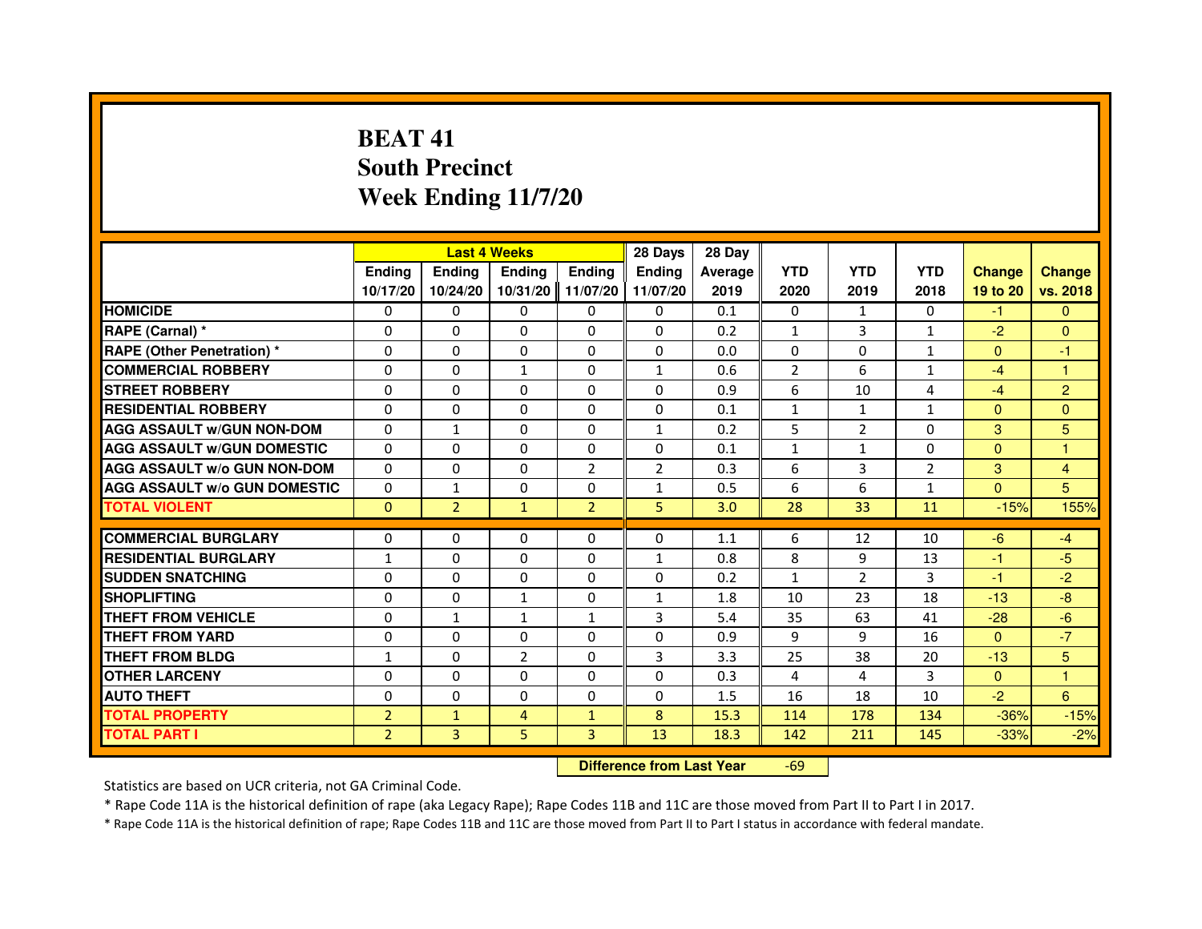# BEAT 41
## South Precinct
## Week Ending 11/7/20

| | Last 4 Weeks | | | | 28 Days | 28 Day | | | | | |
|---|---|---|---|---|---|---|---|---|---|---|---|
| | Ending 10/17/20 | Ending 10/24/20 | Ending 10/31/20 | Ending 11/07/20 | Ending 11/07/20 | Average 2019 | YTD 2020 | YTD 2019 | YTD 2018 | Change 19 to 20 | Change vs. 2018 |
| HOMICIDE | 0 | 0 | 0 | 0 | 0 | 0.1 | 0 | 1 | 0 | -1 | 0 |
| RAPE (Carnal) * | 0 | 0 | 0 | 0 | 0 | 0.2 | 1 | 3 | 1 | -2 | 0 |
| RAPE (Other Penetration) * | 0 | 0 | 0 | 0 | 0 | 0.0 | 0 | 0 | 1 | 0 | -1 |
| COMMERCIAL ROBBERY | 0 | 0 | 1 | 0 | 1 | 0.6 | 2 | 6 | 1 | -4 | 1 |
| STREET ROBBERY | 0 | 0 | 0 | 0 | 0 | 0.9 | 6 | 10 | 4 | -4 | 2 |
| RESIDENTIAL ROBBERY | 0 | 0 | 0 | 0 | 0 | 0.1 | 1 | 1 | 1 | 0 | 0 |
| AGG ASSAULT w/GUN NON-DOM | 0 | 1 | 0 | 0 | 1 | 0.2 | 5 | 2 | 0 | 3 | 5 |
| AGG ASSAULT w/GUN DOMESTIC | 0 | 0 | 0 | 0 | 0 | 0.1 | 1 | 1 | 0 | 0 | 1 |
| AGG ASSAULT w/o GUN NON-DOM | 0 | 0 | 0 | 2 | 2 | 0.3 | 6 | 3 | 2 | 3 | 4 |
| AGG ASSAULT w/o GUN DOMESTIC | 0 | 1 | 0 | 0 | 1 | 0.5 | 6 | 6 | 1 | 0 | 5 |
| TOTAL VIOLENT | 0 | 2 | 1 | 2 | 5 | 3.0 | 28 | 33 | 11 | -15% | 155% |
| COMMERCIAL BURGLARY | 0 | 0 | 0 | 0 | 0 | 1.1 | 6 | 12 | 10 | -6 | -4 |
| RESIDENTIAL BURGLARY | 1 | 0 | 0 | 0 | 1 | 0.8 | 8 | 9 | 13 | -1 | -5 |
| SUDDEN SNATCHING | 0 | 0 | 0 | 0 | 0 | 0.2 | 1 | 2 | 3 | -1 | -2 |
| SHOPLIFTING | 0 | 0 | 1 | 0 | 1 | 1.8 | 10 | 23 | 18 | -13 | -8 |
| THEFT FROM VEHICLE | 0 | 1 | 1 | 1 | 3 | 5.4 | 35 | 63 | 41 | -28 | -6 |
| THEFT FROM YARD | 0 | 0 | 0 | 0 | 0 | 0.9 | 9 | 9 | 16 | 0 | -7 |
| THEFT FROM BLDG | 1 | 0 | 2 | 0 | 3 | 3.3 | 25 | 38 | 20 | -13 | 5 |
| OTHER LARCENY | 0 | 0 | 0 | 0 | 0 | 0.3 | 4 | 4 | 3 | 0 | 1 |
| AUTO THEFT | 0 | 0 | 0 | 0 | 0 | 1.5 | 16 | 18 | 10 | -2 | 6 |
| TOTAL PROPERTY | 2 | 1 | 4 | 1 | 8 | 15.3 | 114 | 178 | 134 | -36% | -15% |
| TOTAL PART I | 2 | 3 | 5 | 3 | 13 | 18.3 | 142 | 211 | 145 | -33% | -2% |

**Difference from Last Year** -69

Statistics are based on UCR criteria, not GA Criminal Code.

* Rape Code 11A is the historical definition of rape (aka Legacy Rape); Rape Codes 11B and 11C are those moved from Part II to Part I in 2017.

* Rape Code 11A is the historical definition of rape; Rape Codes 11B and 11C are those moved from Part II to Part I status in accordance with federal mandate.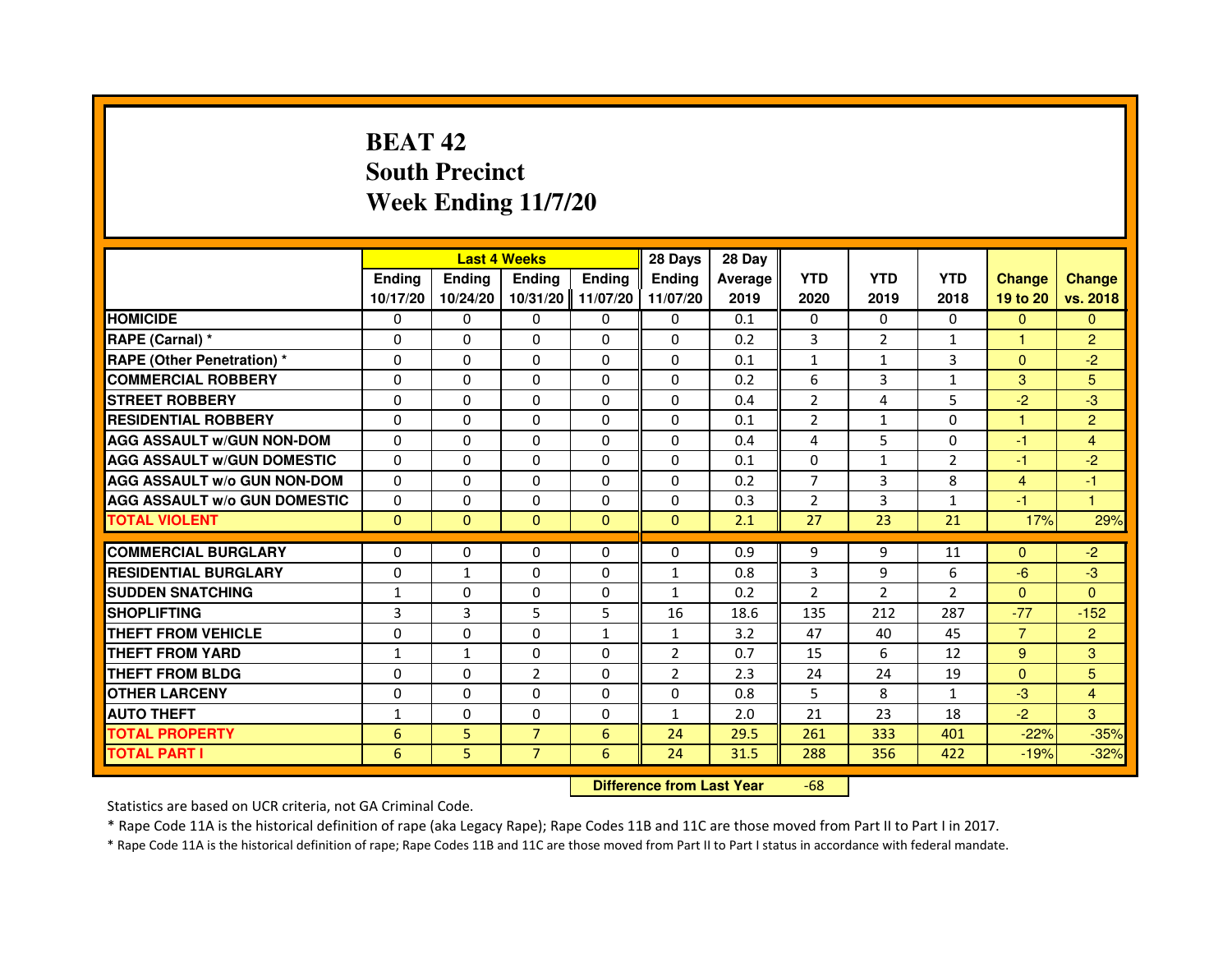# BEAT 42
# South Precinct
# Week Ending 11/7/20

| | Last 4 Weeks | | | | 28 Days | 28 Day | | | | | |
|---|---|---|---|---|---|---|---|---|---|---|---|
| | Ending 10/17/20 | Ending 10/24/20 | Ending 10/31/20 | Ending 11/07/20 | Ending 11/07/20 | Average 2019 | YTD 2020 | YTD 2019 | YTD 2018 | Change 19 to 20 | Change vs. 2018 |
| HOMICIDE | 0 | 0 | 0 | 0 | 0 | 0.1 | 0 | 0 | 0 | 0 | 0 |
| RAPE (Carnal) * | 0 | 0 | 0 | 0 | 0 | 0.2 | 3 | 2 | 1 | 1 | 2 |
| RAPE (Other Penetration) * | 0 | 0 | 0 | 0 | 0 | 0.1 | 1 | 1 | 3 | 0 | -2 |
| COMMERCIAL ROBBERY | 0 | 0 | 0 | 0 | 0 | 0.2 | 6 | 3 | 1 | 3 | 5 |
| STREET ROBBERY | 0 | 0 | 0 | 0 | 0 | 0.4 | 2 | 4 | 5 | -2 | -3 |
| RESIDENTIAL ROBBERY | 0 | 0 | 0 | 0 | 0 | 0.1 | 2 | 1 | 0 | 1 | 2 |
| AGG ASSAULT w/GUN NON-DOM | 0 | 0 | 0 | 0 | 0 | 0.4 | 4 | 5 | 0 | -1 | 4 |
| AGG ASSAULT w/GUN DOMESTIC | 0 | 0 | 0 | 0 | 0 | 0.1 | 0 | 1 | 2 | -1 | -2 |
| AGG ASSAULT w/o GUN NON-DOM | 0 | 0 | 0 | 0 | 0 | 0.2 | 7 | 3 | 8 | 4 | -1 |
| AGG ASSAULT w/o GUN DOMESTIC | 0 | 0 | 0 | 0 | 0 | 0.3 | 2 | 3 | 1 | -1 | 1 |
| TOTAL VIOLENT | 0 | 0 | 0 | 0 | 0 | 2.1 | 27 | 23 | 21 | 17% | 29% |
| COMMERCIAL BURGLARY | 0 | 0 | 0 | 0 | 0 | 0.9 | 9 | 9 | 11 | 0 | -2 |
| RESIDENTIAL BURGLARY | 0 | 1 | 0 | 0 | 1 | 0.8 | 3 | 9 | 6 | -6 | -3 |
| SUDDEN SNATCHING | 1 | 0 | 0 | 0 | 1 | 0.2 | 2 | 2 | 2 | 0 | 0 |
| SHOPLIFTING | 3 | 3 | 5 | 5 | 16 | 18.6 | 135 | 212 | 287 | -77 | -152 |
| THEFT FROM VEHICLE | 0 | 0 | 0 | 1 | 1 | 3.2 | 47 | 40 | 45 | 7 | 2 |
| THEFT FROM YARD | 1 | 1 | 0 | 0 | 2 | 0.7 | 15 | 6 | 12 | 9 | 3 |
| THEFT FROM BLDG | 0 | 0 | 2 | 0 | 2 | 2.3 | 24 | 24 | 19 | 0 | 5 |
| OTHER LARCENY | 0 | 0 | 0 | 0 | 0 | 0.8 | 5 | 8 | 1 | -3 | 4 |
| AUTO THEFT | 1 | 0 | 0 | 0 | 1 | 2.0 | 21 | 23 | 18 | -2 | 3 |
| TOTAL PROPERTY | 6 | 5 | 7 | 6 | 24 | 29.5 | 261 | 333 | 401 | -22% | -35% |
| TOTAL PART I | 6 | 5 | 7 | 6 | 24 | 31.5 | 288 | 356 | 422 | -19% | -32% |

**Difference from Last Year** -68

Statistics are based on UCR criteria, not GA Criminal Code.

* Rape Code 11A is the historical definition of rape (aka Legacy Rape); Rape Codes 11B and 11C are those moved from Part II to Part I in 2017.

* Rape Code 11A is the historical definition of rape; Rape Codes 11B and 11C are those moved from Part II to Part I status in accordance with federal mandate.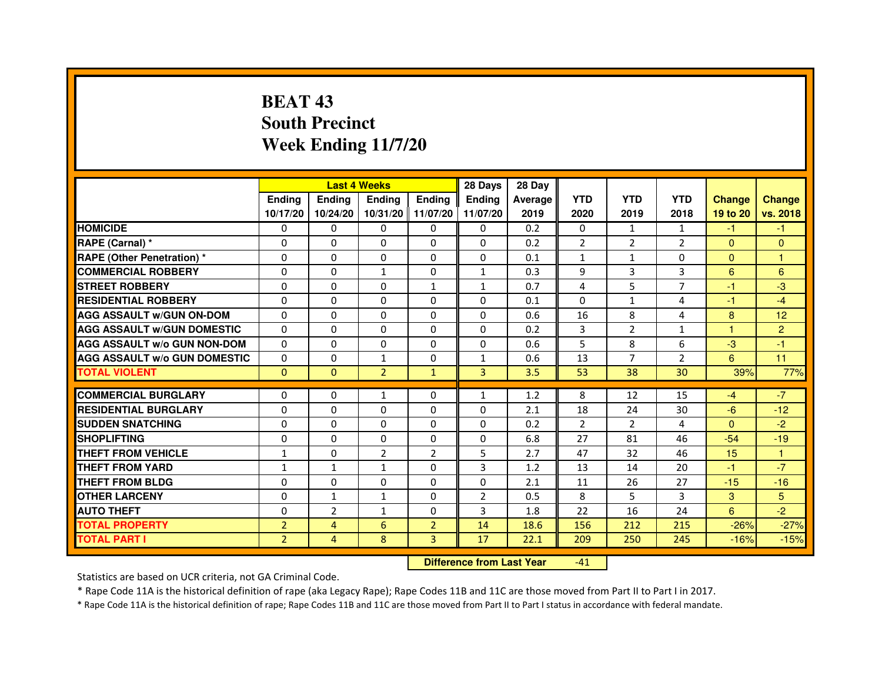# BEAT 43
## South Precinct
## Week Ending 11/7/20

| | Last 4 Weeks | | | | 28 Days | 28 Day | | | | | |
|---|---|---|---|---|---|---|---|---|---|---|---|
| | Ending 10/17/20 | Ending 10/24/20 | Ending 10/31/20 | Ending 11/07/20 | Ending 11/07/20 | Average 2019 | YTD 2020 | YTD 2019 | YTD 2018 | Change 19 to 20 | Change vs. 2018 |
| **HOMICIDE** | 0 | 0 | 0 | 0 | 0 | 0.2 | 0 | 1 | 1 | -1 | -1 |
| **RAPE (Carnal) *** | 0 | 0 | 0 | 0 | 0 | 0.2 | 2 | 2 | 2 | 0 | 0 |
| **RAPE (Other Penetration) *** | 0 | 0 | 0 | 0 | 0 | 0.1 | 1 | 1 | 0 | 0 | 1 |
| **COMMERCIAL ROBBERY** | 0 | 0 | 1 | 0 | 1 | 0.3 | 9 | 3 | 3 | 6 | 6 |
| **STREET ROBBERY** | 0 | 0 | 0 | 1 | 1 | 0.7 | 4 | 5 | 7 | -1 | -3 |
| **RESIDENTIAL ROBBERY** | 0 | 0 | 0 | 0 | 0 | 0.1 | 0 | 1 | 4 | -1 | -4 |
| **AGG ASSAULT w/GUN ON-DOM** | 0 | 0 | 0 | 0 | 0 | 0.6 | 16 | 8 | 4 | 8 | 12 |
| **AGG ASSAULT w/GUN DOMESTIC** | 0 | 0 | 0 | 0 | 0 | 0.2 | 3 | 2 | 1 | 1 | 2 |
| **AGG ASSAULT w/o GUN NON-DOM** | 0 | 0 | 0 | 0 | 0 | 0.6 | 5 | 8 | 6 | -3 | -1 |
| **AGG ASSAULT w/o GUN DOMESTIC** | 0 | 0 | 1 | 0 | 1 | 0.6 | 13 | 7 | 2 | 6 | 11 |
| **TOTAL VIOLENT** | 0 | 0 | 2 | 1 | 3 | 3.5 | 53 | 38 | 30 | 39% | 77% |
| **COMMERCIAL BURGLARY** | 0 | 0 | 1 | 0 | 1 | 1.2 | 8 | 12 | 15 | -4 | -7 |
| **RESIDENTIAL BURGLARY** | 0 | 0 | 0 | 0 | 0 | 2.1 | 18 | 24 | 30 | -6 | -12 |
| **SUDDEN SNATCHING** | 0 | 0 | 0 | 0 | 0 | 0.2 | 2 | 2 | 4 | 0 | -2 |
| **SHOPLIFTING** | 0 | 0 | 0 | 0 | 0 | 6.8 | 27 | 81 | 46 | -54 | -19 |
| **THEFT FROM VEHICLE** | 1 | 0 | 2 | 2 | 5 | 2.7 | 47 | 32 | 46 | 15 | 1 |
| **THEFT FROM YARD** | 1 | 1 | 1 | 0 | 3 | 1.2 | 13 | 14 | 20 | -1 | -7 |
| **THEFT FROM BLDG** | 0 | 0 | 0 | 0 | 0 | 2.1 | 11 | 26 | 27 | -15 | -16 |
| **OTHER LARCENY** | 0 | 1 | 1 | 0 | 2 | 0.5 | 8 | 5 | 3 | 3 | 5 |
| **AUTO THEFT** | 0 | 2 | 1 | 0 | 3 | 1.8 | 22 | 16 | 24 | 6 | -2 |
| **TOTAL PROPERTY** | 2 | 4 | 6 | 2 | 14 | 18.6 | 156 | 212 | 215 | -26% | -27% |
| **TOTAL PART I** | 2 | 4 | 8 | 3 | 17 | 22.1 | 209 | 250 | 245 | -16% | -15% |

**Difference from Last Year** -41

Statistics are based on UCR criteria, not GA Criminal Code.

* Rape Code 11A is the historical definition of rape (aka Legacy Rape); Rape Codes 11B and 11C are those moved from Part II to Part I in 2017.

* Rape Code 11A is the historical definition of rape; Rape Codes 11B and 11C are those moved from Part II to Part I status in accordance with federal mandate.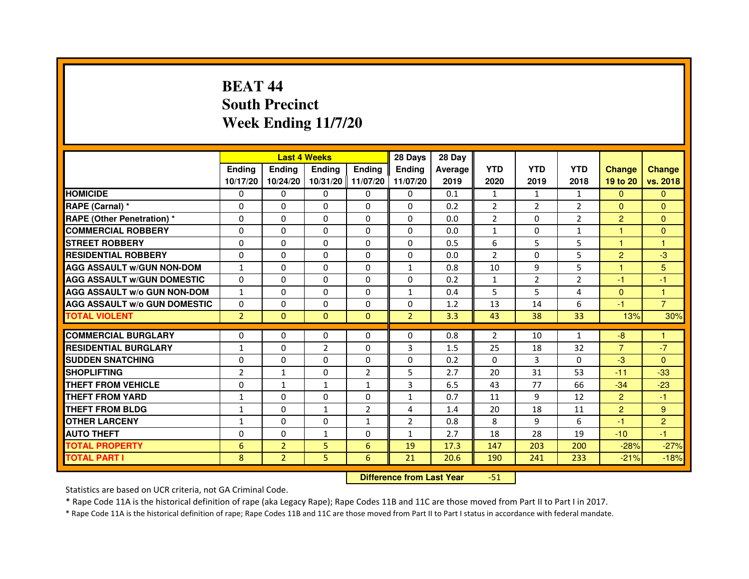# BEAT 44
## South Precinct
## Week Ending 11/7/20

| | Last 4 Weeks | | | | 28 Days | 28 Day | | | | | |
|---|---|---|---|---|---|---|---|---|---|---|---|
| | Ending 10/17/20 | Ending 10/24/20 | Ending 10/31/20 | Ending 11/07/20 | Ending 11/07/20 | Average 2019 | YTD 2020 | YTD 2019 | YTD 2018 | Change 19 to 20 | Change vs. 2018 |
| HOMICIDE | 0 | 0 | 0 | 0 | 0 | 0.1 | 1 | 1 | 1 | 0 | 0 |
| RAPE (Carnal) * | 0 | 0 | 0 | 0 | 0 | 0.2 | 2 | 2 | 2 | 0 | 0 |
| RAPE (Other Penetration) * | 0 | 0 | 0 | 0 | 0 | 0.0 | 2 | 0 | 2 | 2 | 0 |
| COMMERCIAL ROBBERY | 0 | 0 | 0 | 0 | 0 | 0.0 | 1 | 0 | 1 | 1 | 0 |
| STREET ROBBERY | 0 | 0 | 0 | 0 | 0 | 0.5 | 6 | 5 | 5 | 1 | 1 |
| RESIDENTIAL ROBBERY | 0 | 0 | 0 | 0 | 0 | 0.0 | 2 | 0 | 5 | 2 | -3 |
| AGG ASSAULT w/GUN NON-DOM | 1 | 0 | 0 | 0 | 1 | 0.8 | 10 | 9 | 5 | 1 | 5 |
| AGG ASSAULT w/GUN DOMESTIC | 0 | 0 | 0 | 0 | 0 | 0.2 | 1 | 2 | 2 | -1 | -1 |
| AGG ASSAULT w/o GUN NON-DOM | 1 | 0 | 0 | 0 | 1 | 0.4 | 5 | 5 | 4 | 0 | 1 |
| AGG ASSAULT w/o GUN DOMESTIC | 0 | 0 | 0 | 0 | 0 | 1.2 | 13 | 14 | 6 | -1 | 7 |
| TOTAL VIOLENT | 2 | 0 | 0 | 0 | 2 | 3.3 | 43 | 38 | 33 | 13% | 30% |
| COMMERCIAL BURGLARY | 0 | 0 | 0 | 0 | 0 | 0.8 | 2 | 10 | 1 | -8 | 1 |
| RESIDENTIAL BURGLARY | 1 | 0 | 2 | 0 | 3 | 1.5 | 25 | 18 | 32 | 7 | -7 |
| SUDDEN SNATCHING | 0 | 0 | 0 | 0 | 0 | 0.2 | 0 | 3 | 0 | -3 | 0 |
| SHOPLIFTING | 2 | 1 | 0 | 2 | 5 | 2.7 | 20 | 31 | 53 | -11 | -33 |
| THEFT FROM VEHICLE | 0 | 1 | 1 | 1 | 3 | 6.5 | 43 | 77 | 66 | -34 | -23 |
| THEFT FROM YARD | 1 | 0 | 0 | 0 | 1 | 0.7 | 11 | 9 | 12 | 2 | -1 |
| THEFT FROM BLDG | 1 | 0 | 1 | 2 | 4 | 1.4 | 20 | 18 | 11 | 2 | 9 |
| OTHER LARCENY | 1 | 0 | 0 | 1 | 2 | 0.8 | 8 | 9 | 6 | -1 | 2 |
| AUTO THEFT | 0 | 0 | 1 | 0 | 1 | 2.7 | 18 | 28 | 19 | -10 | -1 |
| TOTAL PROPERTY | 6 | 2 | 5 | 6 | 19 | 17.3 | 147 | 203 | 200 | -28% | -27% |
| TOTAL PART I | 8 | 2 | 5 | 6 | 21 | 20.6 | 190 | 241 | 233 | -21% | -18% |

**Difference from Last Year** -51

Statistics are based on UCR criteria, not GA Criminal Code.

* Rape Code 11A is the historical definition of rape (aka Legacy Rape); Rape Codes 11B and 11C are those moved from Part II to Part I in 2017.

* Rape Code 11A is the historical definition of rape; Rape Codes 11B and 11C are those moved from Part II to Part I status in accordance with federal mandate.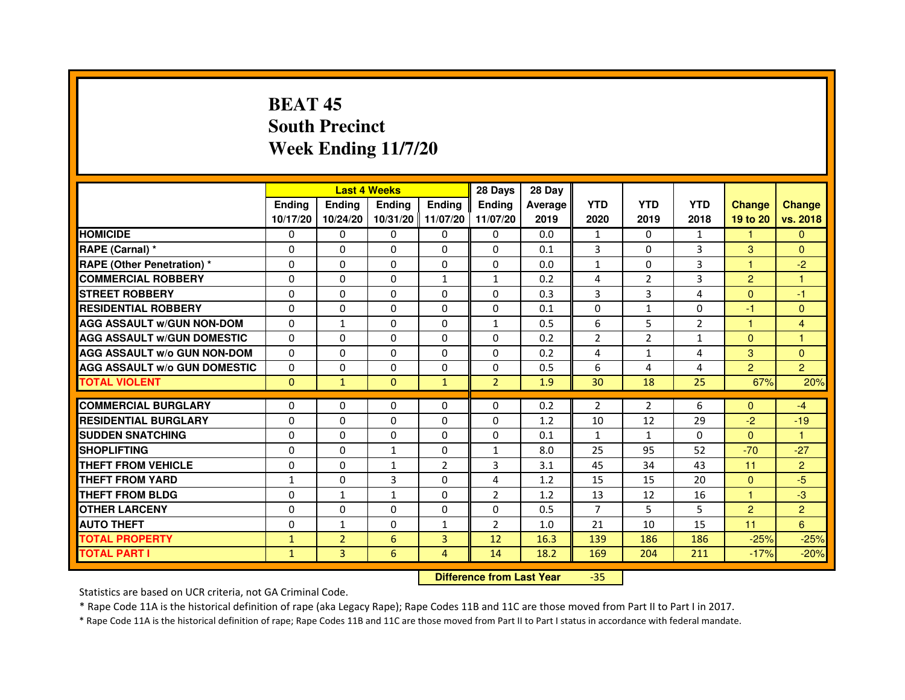# BEAT 45
## South Precinct
## Week Ending 11/7/20

| | Last 4 Weeks | | | | 28 Days | 28 Day | | | | | |
|---|---|---|---|---|---|---|---|---|---|---|---|
| | Ending 10/17/20 | Ending 10/24/20 | Ending 10/31/20 | Ending 11/07/20 | Ending 11/07/20 | Average 2019 | YTD 2020 | YTD 2019 | YTD 2018 | Change 19 to 20 | Change vs. 2018 |
| HOMICIDE | 0 | 0 | 0 | 0 | 0 | 0.0 | 1 | 0 | 1 | 1 | 0 |
| RAPE (Carnal) * | 0 | 0 | 0 | 0 | 0 | 0.1 | 3 | 0 | 3 | 3 | 0 |
| RAPE (Other Penetration) * | 0 | 0 | 0 | 0 | 0 | 0.0 | 1 | 0 | 3 | 1 | -2 |
| COMMERCIAL ROBBERY | 0 | 0 | 0 | 1 | 1 | 0.2 | 4 | 2 | 3 | 2 | 1 |
| STREET ROBBERY | 0 | 0 | 0 | 0 | 0 | 0.3 | 3 | 3 | 4 | 0 | -1 |
| RESIDENTIAL ROBBERY | 0 | 0 | 0 | 0 | 0 | 0.1 | 0 | 1 | 0 | -1 | 0 |
| AGG ASSAULT w/GUN NON-DOM | 0 | 1 | 0 | 0 | 1 | 0.5 | 6 | 5 | 2 | 1 | 4 |
| AGG ASSAULT w/GUN DOMESTIC | 0 | 0 | 0 | 0 | 0 | 0.2 | 2 | 2 | 1 | 0 | 1 |
| AGG ASSAULT w/o GUN NON-DOM | 0 | 0 | 0 | 0 | 0 | 0.2 | 4 | 1 | 4 | 3 | 0 |
| AGG ASSAULT w/o GUN DOMESTIC | 0 | 0 | 0 | 0 | 0 | 0.5 | 6 | 4 | 4 | 2 | 2 |
| TOTAL VIOLENT | 0 | 1 | 0 | 1 | 2 | 1.9 | 30 | 18 | 25 | 67% | 20% |
| COMMERCIAL BURGLARY | 0 | 0 | 0 | 0 | 0 | 0.2 | 2 | 2 | 6 | 0 | -4 |
| RESIDENTIAL BURGLARY | 0 | 0 | 0 | 0 | 0 | 1.2 | 10 | 12 | 29 | -2 | -19 |
| SUDDEN SNATCHING | 0 | 0 | 0 | 0 | 0 | 0.1 | 1 | 1 | 0 | 0 | 1 |
| SHOPLIFTING | 0 | 0 | 1 | 0 | 1 | 8.0 | 25 | 95 | 52 | -70 | -27 |
| THEFT FROM VEHICLE | 0 | 0 | 1 | 2 | 3 | 3.1 | 45 | 34 | 43 | 11 | 2 |
| THEFT FROM YARD | 1 | 0 | 3 | 0 | 4 | 1.2 | 15 | 15 | 20 | 0 | -5 |
| THEFT FROM BLDG | 0 | 1 | 1 | 0 | 2 | 1.2 | 13 | 12 | 16 | 1 | -3 |
| OTHER LARCENY | 0 | 0 | 0 | 0 | 0 | 0.5 | 7 | 5 | 5 | 2 | 2 |
| AUTO THEFT | 0 | 1 | 0 | 1 | 2 | 1.0 | 21 | 10 | 15 | 11 | 6 |
| TOTAL PROPERTY | 1 | 2 | 6 | 3 | 12 | 16.3 | 139 | 186 | 186 | -25% | -25% |
| TOTAL PART I | 1 | 3 | 6 | 4 | 14 | 18.2 | 169 | 204 | 211 | -17% | -20% |

**Difference from Last Year** -35

Statistics are based on UCR criteria, not GA Criminal Code.

* Rape Code 11A is the historical definition of rape (aka Legacy Rape); Rape Codes 11B and 11C are those moved from Part II to Part I in 2017.

* Rape Code 11A is the historical definition of rape; Rape Codes 11B and 11C are those moved from Part II to Part I status in accordance with federal mandate.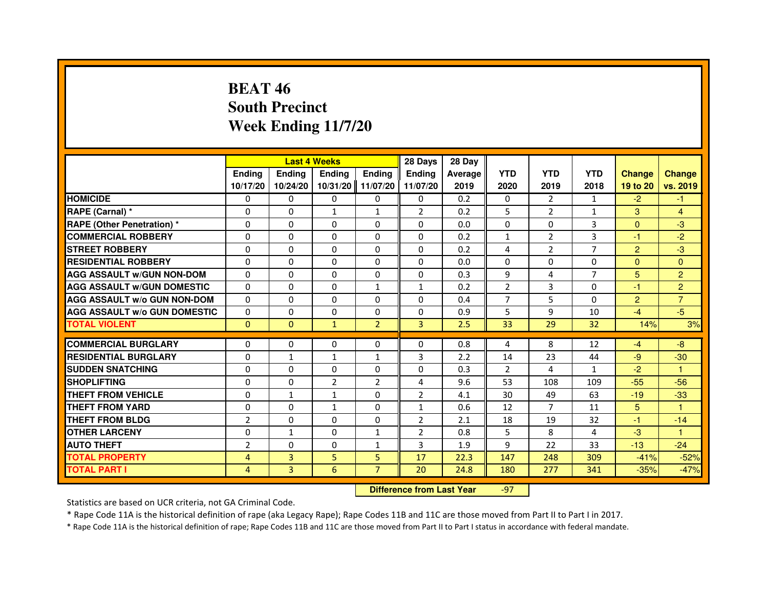# BEAT 46
# South Precinct
# Week Ending 11/7/20

| | Last 4 Weeks | | | | 28 Days | 28 Day | | | | | |
|---|---|---|---|---|---|---|---|---|---|---|---|
| | Ending 10/17/20 | Ending 10/24/20 | Ending 10/31/20 | Ending 11/07/20 | Ending 11/07/20 | Average 2019 | YTD 2020 | YTD 2019 | YTD 2018 | Change 19 to 20 | Change vs. 2019 |
| HOMICIDE | 0 | 0 | 0 | 0 | 0 | 0.2 | 0 | 2 | 1 | -2 | -1 |
| RAPE (Carnal) * | 0 | 0 | 1 | 1 | 2 | 0.2 | 5 | 2 | 1 | 3 | 4 |
| RAPE (Other Penetration) * | 0 | 0 | 0 | 0 | 0 | 0.0 | 0 | 0 | 3 | 0 | -3 |
| COMMERCIAL ROBBERY | 0 | 0 | 0 | 0 | 0 | 0.2 | 1 | 2 | 3 | -1 | -2 |
| STREET ROBBERY | 0 | 0 | 0 | 0 | 0 | 0.2 | 4 | 2 | 7 | 2 | -3 |
| RESIDENTIAL ROBBERY | 0 | 0 | 0 | 0 | 0 | 0.0 | 0 | 0 | 0 | 0 | 0 |
| AGG ASSAULT w/GUN NON-DOM | 0 | 0 | 0 | 0 | 0 | 0.3 | 9 | 4 | 7 | 5 | 2 |
| AGG ASSAULT w/GUN DOMESTIC | 0 | 0 | 0 | 1 | 1 | 0.2 | 2 | 3 | 0 | -1 | 2 |
| AGG ASSAULT w/o GUN NON-DOM | 0 | 0 | 0 | 0 | 0 | 0.4 | 7 | 5 | 0 | 2 | 7 |
| AGG ASSAULT w/o GUN DOMESTIC | 0 | 0 | 0 | 0 | 0 | 0.9 | 5 | 9 | 10 | -4 | -5 |
| TOTAL VIOLENT | 0 | 0 | 1 | 2 | 3 | 2.5 | 33 | 29 | 32 | 14% | 3% |
| COMMERCIAL BURGLARY | 0 | 0 | 0 | 0 | 0 | 0.8 | 4 | 8 | 12 | -4 | -8 |
| RESIDENTIAL BURGLARY | 0 | 1 | 1 | 1 | 3 | 2.2 | 14 | 23 | 44 | -9 | -30 |
| SUDDEN SNATCHING | 0 | 0 | 0 | 0 | 0 | 0.3 | 2 | 4 | 1 | -2 | 1 |
| SHOPLIFTING | 0 | 0 | 2 | 2 | 4 | 9.6 | 53 | 108 | 109 | -55 | -56 |
| THEFT FROM VEHICLE | 0 | 1 | 1 | 0 | 2 | 4.1 | 30 | 49 | 63 | -19 | -33 |
| THEFT FROM YARD | 0 | 0 | 1 | 0 | 1 | 0.6 | 12 | 7 | 11 | 5 | 1 |
| THEFT FROM BLDG | 2 | 0 | 0 | 0 | 2 | 2.1 | 18 | 19 | 32 | -1 | -14 |
| OTHER LARCENY | 0 | 1 | 0 | 1 | 2 | 0.8 | 5 | 8 | 4 | -3 | 1 |
| AUTO THEFT | 2 | 0 | 0 | 1 | 3 | 1.9 | 9 | 22 | 33 | -13 | -24 |
| TOTAL PROPERTY | 4 | 3 | 5 | 5 | 17 | 22.3 | 147 | 248 | 309 | -41% | -52% |
| TOTAL PART I | 4 | 3 | 6 | 7 | 20 | 24.8 | 180 | 277 | 341 | -35% | -47% |

Difference from Last Year: -97

Statistics are based on UCR criteria, not GA Criminal Code.

* Rape Code 11A is the historical definition of rape (aka Legacy Rape); Rape Codes 11B and 11C are those moved from Part II to Part I in 2017.

* Rape Code 11A is the historical definition of rape; Rape Codes 11B and 11C are those moved from Part II to Part I status in accordance with federal mandate.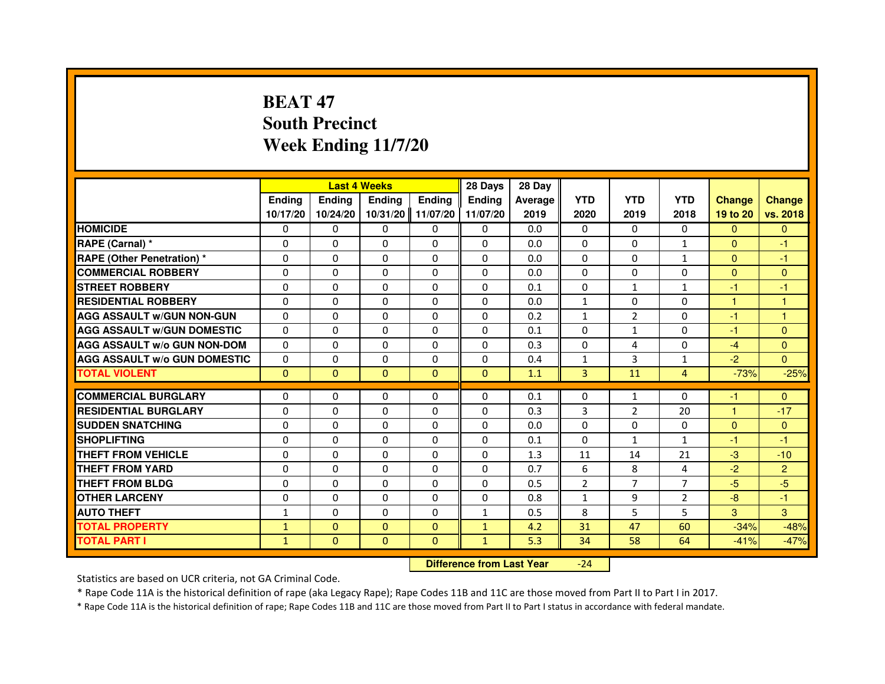# BEAT 47
# South Precinct
# Week Ending 11/7/20

| | Last 4 Weeks | | | | 28 Days | 28 Day | | | | | |
|---|---|---|---|---|---|---|---|---|---|---|---|
| | Ending 10/17/20 | Ending 10/24/20 | Ending 10/31/20 | Ending 11/07/20 | Ending 11/07/20 | Average 2019 | YTD 2020 | YTD 2019 | YTD 2018 | Change 19 to 20 | Change vs. 2018 |
| HOMICIDE | 0 | 0 | 0 | 0 | 0 | 0.0 | 0 | 0 | 0 | 0 | 0 |
| RAPE (Carnal) * | 0 | 0 | 0 | 0 | 0 | 0.0 | 0 | 0 | 1 | 0 | -1 |
| RAPE (Other Penetration) * | 0 | 0 | 0 | 0 | 0 | 0.0 | 0 | 0 | 1 | 0 | -1 |
| COMMERCIAL ROBBERY | 0 | 0 | 0 | 0 | 0 | 0.0 | 0 | 0 | 0 | 0 | 0 |
| STREET ROBBERY | 0 | 0 | 0 | 0 | 0 | 0.1 | 0 | 1 | 1 | -1 | -1 |
| RESIDENTIAL ROBBERY | 0 | 0 | 0 | 0 | 0 | 0.0 | 1 | 0 | 0 | 1 | 1 |
| AGG ASSAULT w/GUN NON-GUN | 0 | 0 | 0 | 0 | 0 | 0.2 | 1 | 2 | 0 | -1 | 1 |
| AGG ASSAULT w/GUN DOMESTIC | 0 | 0 | 0 | 0 | 0 | 0.1 | 0 | 1 | 0 | -1 | 0 |
| AGG ASSAULT w/o GUN NON-DOM | 0 | 0 | 0 | 0 | 0 | 0.3 | 0 | 4 | 0 | -4 | 0 |
| AGG ASSAULT w/o GUN DOMESTIC | 0 | 0 | 0 | 0 | 0 | 0.4 | 1 | 3 | 1 | -2 | 0 |
| TOTAL VIOLENT | 0 | 0 | 0 | 0 | 0 | 1.1 | 3 | 11 | 4 | -73% | -25% |
| COMMERCIAL BURGLARY | 0 | 0 | 0 | 0 | 0 | 0.1 | 0 | 1 | 0 | -1 | 0 |
| RESIDENTIAL BURGLARY | 0 | 0 | 0 | 0 | 0 | 0.3 | 3 | 2 | 20 | 1 | -17 |
| SUDDEN SNATCHING | 0 | 0 | 0 | 0 | 0 | 0.0 | 0 | 0 | 0 | 0 | 0 |
| SHOPLIFTING | 0 | 0 | 0 | 0 | 0 | 0.1 | 0 | 1 | 1 | -1 | -1 |
| THEFT FROM VEHICLE | 0 | 0 | 0 | 0 | 0 | 1.3 | 11 | 14 | 21 | -3 | -10 |
| THEFT FROM YARD | 0 | 0 | 0 | 0 | 0 | 0.7 | 6 | 8 | 4 | -2 | 2 |
| THEFT FROM BLDG | 0 | 0 | 0 | 0 | 0 | 0.5 | 2 | 7 | 7 | -5 | -5 |
| OTHER LARCENY | 0 | 0 | 0 | 0 | 0 | 0.8 | 1 | 9 | 2 | -8 | -1 |
| AUTO THEFT | 1 | 0 | 0 | 0 | 1 | 0.5 | 8 | 5 | 5 | 3 | 3 |
| TOTAL PROPERTY | 1 | 0 | 0 | 0 | 1 | 4.2 | 31 | 47 | 60 | -34% | -48% |
| TOTAL PART I | 1 | 0 | 0 | 0 | 1 | 5.3 | 34 | 58 | 64 | -41% | -47% |

**Difference from Last Year** -24

Statistics are based on UCR criteria, not GA Criminal Code.

* Rape Code 11A is the historical definition of rape (aka Legacy Rape); Rape Codes 11B and 11C are those moved from Part II to Part I in 2017.

* Rape Code 11A is the historical definition of rape; Rape Codes 11B and 11C are those moved from Part II to Part I status in accordance with federal mandate.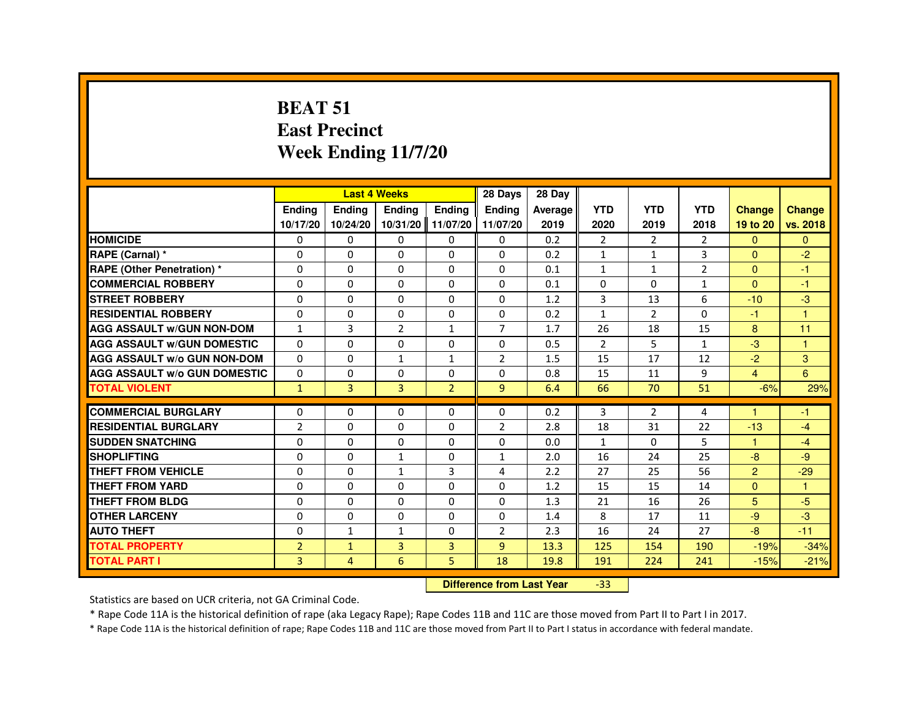# BEAT 51
# East Precinct
# Week Ending 11/7/20

| | Last 4 Weeks | | | | 28 Days | 28 Day | | | | | |
|---|---|---|---|---|---|---|---|---|---|---|---|
| | Ending 10/17/20 | Ending 10/24/20 | Ending 10/31/20 | Ending 11/07/20 | Ending 11/07/20 | Average 2019 | YTD 2020 | YTD 2019 | YTD 2018 | Change 19 to 20 | Change vs. 2018 |
| HOMICIDE | 0 | 0 | 0 | 0 | 0 | 0.2 | 2 | 2 | 2 | 0 | 0 |
| RAPE (Carnal) * | 0 | 0 | 0 | 0 | 0 | 0.2 | 1 | 1 | 3 | 0 | -2 |
| RAPE (Other Penetration) * | 0 | 0 | 0 | 0 | 0 | 0.1 | 1 | 1 | 2 | 0 | -1 |
| COMMERCIAL ROBBERY | 0 | 0 | 0 | 0 | 0 | 0.1 | 0 | 0 | 1 | 0 | -1 |
| STREET ROBBERY | 0 | 0 | 0 | 0 | 0 | 1.2 | 3 | 13 | 6 | -10 | -3 |
| RESIDENTIAL ROBBERY | 0 | 0 | 0 | 0 | 0 | 0.2 | 1 | 2 | 0 | -1 | 1 |
| AGG ASSAULT w/GUN NON-DOM | 1 | 3 | 2 | 1 | 7 | 1.7 | 26 | 18 | 15 | 8 | 11 |
| AGG ASSAULT w/GUN DOMESTIC | 0 | 0 | 0 | 0 | 0 | 0.5 | 2 | 5 | 1 | -3 | 1 |
| AGG ASSAULT w/o GUN NON-DOM | 0 | 0 | 1 | 1 | 2 | 1.5 | 15 | 17 | 12 | -2 | 3 |
| AGG ASSAULT w/o GUN DOMESTIC | 0 | 0 | 0 | 0 | 0 | 0.8 | 15 | 11 | 9 | 4 | 6 |
| TOTAL VIOLENT | 1 | 3 | 3 | 2 | 9 | 6.4 | 66 | 70 | 51 | -6% | 29% |
| COMMERCIAL BURGLARY | 0 | 0 | 0 | 0 | 0 | 0.2 | 3 | 2 | 4 | 1 | -1 |
| RESIDENTIAL BURGLARY | 2 | 0 | 0 | 0 | 2 | 2.8 | 18 | 31 | 22 | -13 | -4 |
| SUDDEN SNATCHING | 0 | 0 | 0 | 0 | 0 | 0.0 | 1 | 0 | 5 | 1 | -4 |
| SHOPLIFTING | 0 | 0 | 1 | 0 | 1 | 2.0 | 16 | 24 | 25 | -8 | -9 |
| THEFT FROM VEHICLE | 0 | 0 | 1 | 3 | 4 | 2.2 | 27 | 25 | 56 | 2 | -29 |
| THEFT FROM YARD | 0 | 0 | 0 | 0 | 0 | 1.2 | 15 | 15 | 14 | 0 | 1 |
| THEFT FROM BLDG | 0 | 0 | 0 | 0 | 0 | 1.3 | 21 | 16 | 26 | 5 | -5 |
| OTHER LARCENY | 0 | 0 | 0 | 0 | 0 | 1.4 | 8 | 17 | 11 | -9 | -3 |
| AUTO THEFT | 0 | 1 | 1 | 0 | 2 | 2.3 | 16 | 24 | 27 | -8 | -11 |
| TOTAL PROPERTY | 2 | 1 | 3 | 3 | 9 | 13.3 | 125 | 154 | 190 | -19% | -34% |
| TOTAL PART I | 3 | 4 | 6 | 5 | 18 | 19.8 | 191 | 224 | 241 | -15% | -21% |

**Difference from Last Year** -33

Statistics are based on UCR criteria, not GA Criminal Code.

* Rape Code 11A is the historical definition of rape (aka Legacy Rape); Rape Codes 11B and 11C are those moved from Part II to Part I in 2017.

* Rape Code 11A is the historical definition of rape; Rape Codes 11B and 11C are those moved from Part II to Part I status in accordance with federal mandate.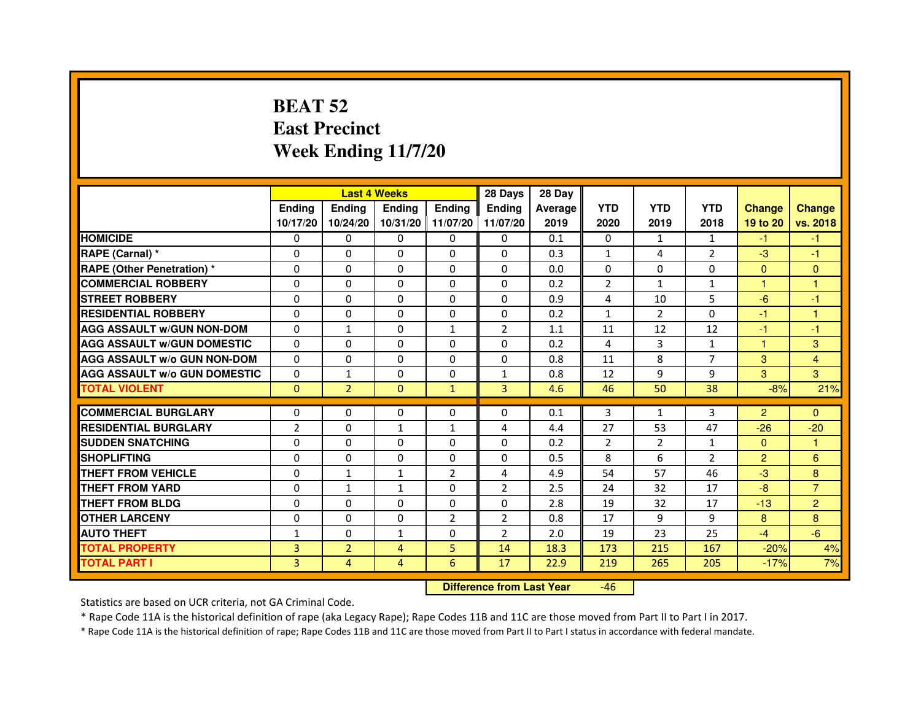# BEAT 52
# East Precinct
# Week Ending 11/7/20

| | Last 4 Weeks | | | | 28 Days | 28 Day | | | | | |
|---|---|---|---|---|---|---|---|---|---|---|---|
| | Ending 10/17/20 | Ending 10/24/20 | Ending 10/31/20 | Ending 11/07/20 | Ending 11/07/20 | Average 2019 | YTD 2020 | YTD 2019 | YTD 2018 | Change 19 to 20 | Change vs. 2018 |
| HOMICIDE | 0 | 0 | 0 | 0 | 0 | 0.1 | 0 | 1 | 1 | -1 | -1 |
| RAPE (Carnal) * | 0 | 0 | 0 | 0 | 0 | 0.3 | 1 | 4 | 2 | -3 | -1 |
| RAPE (Other Penetration) * | 0 | 0 | 0 | 0 | 0 | 0.0 | 0 | 0 | 0 | 0 | 0 |
| COMMERCIAL ROBBERY | 0 | 0 | 0 | 0 | 0 | 0.2 | 2 | 1 | 1 | 1 | 1 |
| STREET ROBBERY | 0 | 0 | 0 | 0 | 0 | 0.9 | 4 | 10 | 5 | -6 | -1 |
| RESIDENTIAL ROBBERY | 0 | 0 | 0 | 0 | 0 | 0.2 | 1 | 2 | 0 | -1 | 1 |
| AGG ASSAULT w/GUN NON-DOM | 0 | 1 | 0 | 1 | 2 | 1.1 | 11 | 12 | 12 | -1 | -1 |
| AGG ASSAULT w/GUN DOMESTIC | 0 | 0 | 0 | 0 | 0 | 0.2 | 4 | 3 | 1 | 1 | 3 |
| AGG ASSAULT w/o GUN NON-DOM | 0 | 0 | 0 | 0 | 0 | 0.8 | 11 | 8 | 7 | 3 | 4 |
| AGG ASSAULT w/o GUN DOMESTIC | 0 | 1 | 0 | 0 | 1 | 0.8 | 12 | 9 | 9 | 3 | 3 |
| TOTAL VIOLENT | 0 | 2 | 0 | 1 | 3 | 4.6 | 46 | 50 | 38 | -8% | 21% |
| COMMERCIAL BURGLARY | 0 | 0 | 0 | 0 | 0 | 0.1 | 3 | 1 | 3 | 2 | 0 |
| RESIDENTIAL BURGLARY | 2 | 0 | 1 | 1 | 4 | 4.4 | 27 | 53 | 47 | -26 | -20 |
| SUDDEN SNATCHING | 0 | 0 | 0 | 0 | 0 | 0.2 | 2 | 2 | 1 | 0 | 1 |
| SHOPLIFTING | 0 | 0 | 0 | 0 | 0 | 0.5 | 8 | 6 | 2 | 2 | 6 |
| THEFT FROM VEHICLE | 0 | 1 | 1 | 2 | 4 | 4.9 | 54 | 57 | 46 | -3 | 8 |
| THEFT FROM YARD | 0 | 1 | 1 | 0 | 2 | 2.5 | 24 | 32 | 17 | -8 | 7 |
| THEFT FROM BLDG | 0 | 0 | 0 | 0 | 0 | 2.8 | 19 | 32 | 17 | -13 | 2 |
| OTHER LARCENY | 0 | 0 | 0 | 2 | 2 | 0.8 | 17 | 9 | 9 | 8 | 8 |
| AUTO THEFT | 1 | 0 | 1 | 0 | 2 | 2.0 | 19 | 23 | 25 | -4 | -6 |
| TOTAL PROPERTY | 3 | 2 | 4 | 5 | 14 | 18.3 | 173 | 215 | 167 | -20% | 4% |
| TOTAL PART I | 3 | 4 | 4 | 6 | 17 | 22.9 | 219 | 265 | 205 | -17% | 7% |

**Difference from Last Year** -46

Statistics are based on UCR criteria, not GA Criminal Code.

* Rape Code 11A is the historical definition of rape (aka Legacy Rape); Rape Codes 11B and 11C are those moved from Part II to Part I in 2017.

* Rape Code 11A is the historical definition of rape; Rape Codes 11B and 11C are those moved from Part II to Part I status in accordance with federal mandate.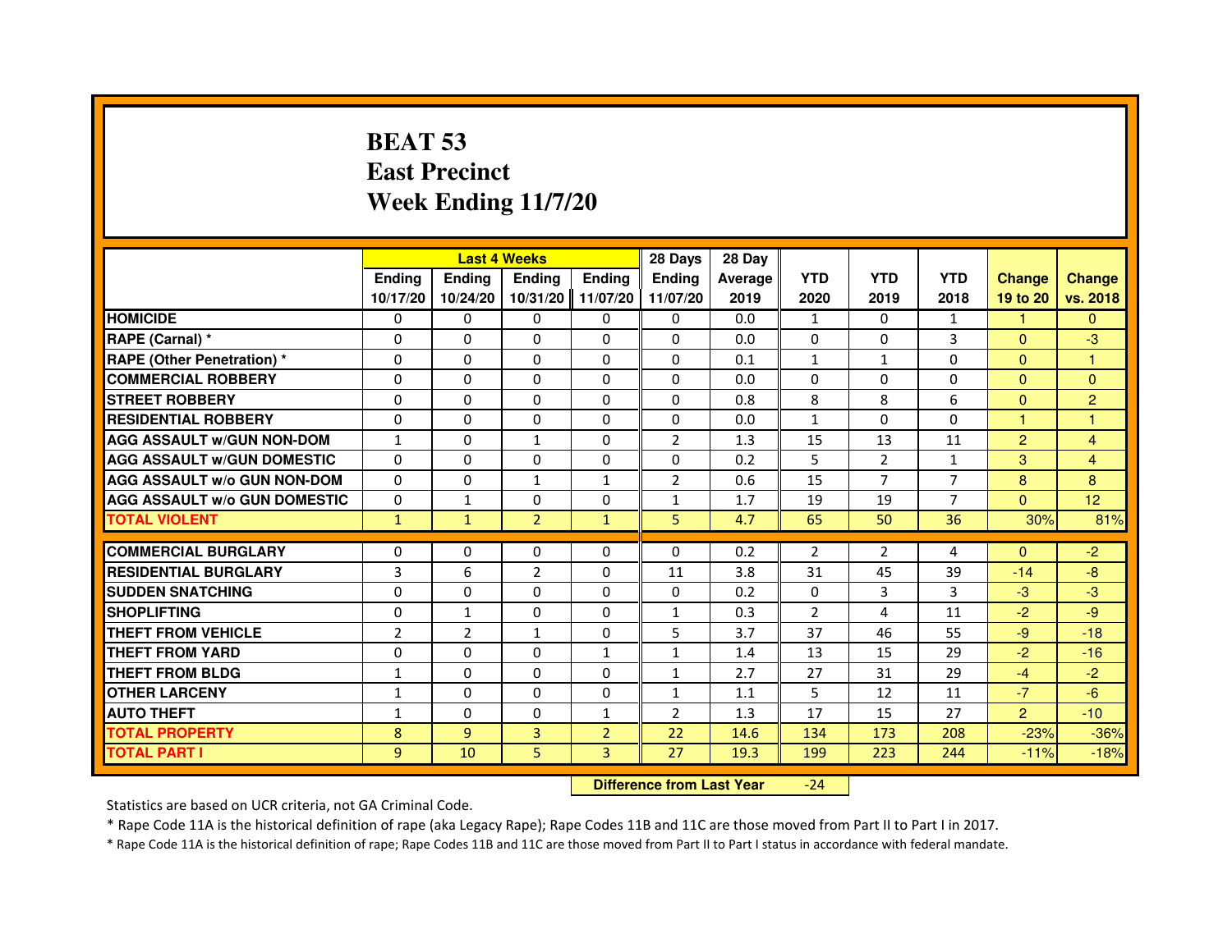# BEAT 53
# East Precinct
# Week Ending 11/7/20

| | Last 4 Weeks | | | | 28 Days | 28 Day | | | | | |
|---|---|---|---|---|---|---|---|---|---|---|---|
| | Ending 10/17/20 | Ending 10/24/20 | Ending 10/31/20 | Ending 11/07/20 | Ending 11/07/20 | Average 2019 | YTD 2020 | YTD 2019 | YTD 2018 | Change 19 to 20 | Change vs. 2018 |
| HOMICIDE | 0 | 0 | 0 | 0 | 0 | 0.0 | 1 | 0 | 1 | 1 | 0 |
| RAPE (Carnal) * | 0 | 0 | 0 | 0 | 0 | 0.0 | 0 | 0 | 3 | 0 | -3 |
| RAPE (Other Penetration) * | 0 | 0 | 0 | 0 | 0 | 0.1 | 1 | 1 | 0 | 0 | 1 |
| COMMERCIAL ROBBERY | 0 | 0 | 0 | 0 | 0 | 0.0 | 0 | 0 | 0 | 0 | 0 |
| STREET ROBBERY | 0 | 0 | 0 | 0 | 0 | 0.8 | 8 | 8 | 6 | 0 | 2 |
| RESIDENTIAL ROBBERY | 0 | 0 | 0 | 0 | 0 | 0.0 | 1 | 0 | 0 | 1 | 1 |
| AGG ASSAULT w/GUN NON-DOM | 1 | 0 | 1 | 0 | 2 | 1.3 | 15 | 13 | 11 | 2 | 4 |
| AGG ASSAULT w/GUN DOMESTIC | 0 | 0 | 0 | 0 | 0 | 0.2 | 5 | 2 | 1 | 3 | 4 |
| AGG ASSAULT w/o GUN NON-DOM | 0 | 0 | 1 | 1 | 2 | 0.6 | 15 | 7 | 7 | 8 | 8 |
| AGG ASSAULT w/o GUN DOMESTIC | 0 | 1 | 0 | 0 | 1 | 1.7 | 19 | 19 | 7 | 0 | 12 |
| TOTAL VIOLENT | 1 | 1 | 2 | 1 | 5 | 4.7 | 65 | 50 | 36 | 30% | 81% |
| COMMERCIAL BURGLARY | 0 | 0 | 0 | 0 | 0 | 0.2 | 2 | 2 | 4 | 0 | -2 |
| RESIDENTIAL BURGLARY | 3 | 6 | 2 | 0 | 11 | 3.8 | 31 | 45 | 39 | -14 | -8 |
| SUDDEN SNATCHING | 0 | 0 | 0 | 0 | 0 | 0.2 | 0 | 3 | 3 | -3 | -3 |
| SHOPLIFTING | 0 | 1 | 0 | 0 | 1 | 0.3 | 2 | 4 | 11 | -2 | -9 |
| THEFT FROM VEHICLE | 2 | 2 | 1 | 0 | 5 | 3.7 | 37 | 46 | 55 | -9 | -18 |
| THEFT FROM YARD | 0 | 0 | 0 | 1 | 1 | 1.4 | 13 | 15 | 29 | -2 | -16 |
| THEFT FROM BLDG | 1 | 0 | 0 | 0 | 1 | 2.7 | 27 | 31 | 29 | -4 | -2 |
| OTHER LARCENY | 1 | 0 | 0 | 0 | 1 | 1.1 | 5 | 12 | 11 | -7 | -6 |
| AUTO THEFT | 1 | 0 | 0 | 1 | 2 | 1.3 | 17 | 15 | 27 | 2 | -10 |
| TOTAL PROPERTY | 8 | 9 | 3 | 2 | 22 | 14.6 | 134 | 173 | 208 | -23% | -36% |
| TOTAL PART I | 9 | 10 | 5 | 3 | 27 | 19.3 | 199 | 223 | 244 | -11% | -18% |

**Difference from Last Year** -24

Statistics are based on UCR criteria, not GA Criminal Code.

* Rape Code 11A is the historical definition of rape (aka Legacy Rape); Rape Codes 11B and 11C are those moved from Part II to Part I in 2017.

* Rape Code 11A is the historical definition of rape; Rape Codes 11B and 11C are those moved from Part II to Part I status in accordance with federal mandate.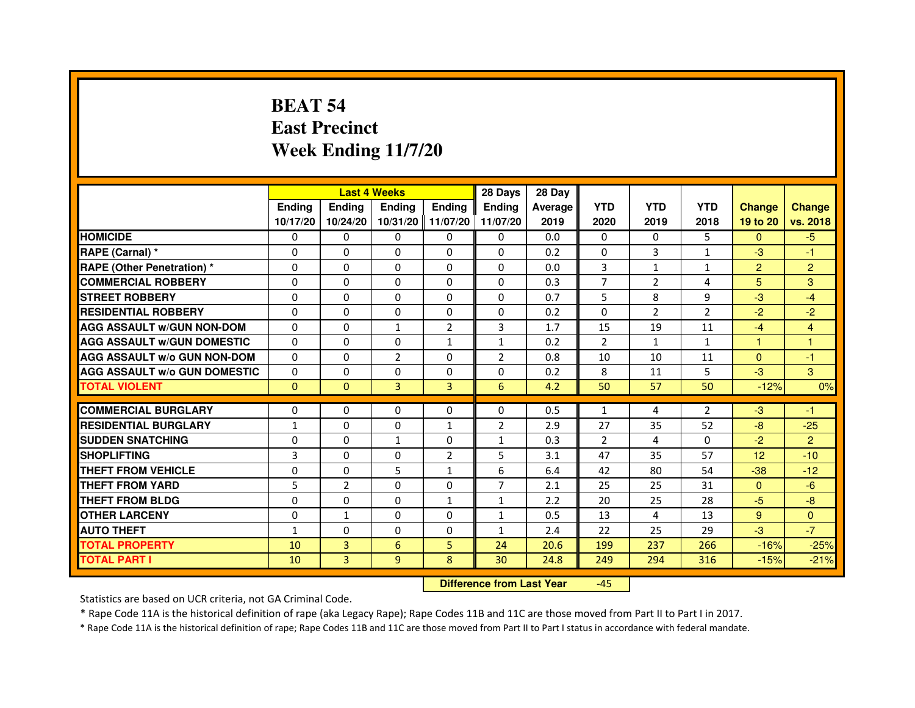# BEAT 54
# East Precinct
# Week Ending 11/7/20

| | Last 4 Weeks | | | | 28 Days | 28 Day | | | | | |
|---|---|---|---|---|---|---|---|---|---|---|---|
| | Ending 10/17/20 | Ending 10/24/20 | Ending 10/31/20 | Ending 11/07/20 | Ending 11/07/20 | Average 2019 | YTD 2020 | YTD 2019 | YTD 2018 | Change 19 to 20 | Change vs. 2018 |
| HOMICIDE | 0 | 0 | 0 | 0 | 0 | 0.0 | 0 | 0 | 5 | 0 | -5 |
| RAPE (Carnal) * | 0 | 0 | 0 | 0 | 0 | 0.2 | 0 | 3 | 1 | -3 | -1 |
| RAPE (Other Penetration) * | 0 | 0 | 0 | 0 | 0 | 0.0 | 3 | 1 | 1 | 2 | 2 |
| COMMERCIAL ROBBERY | 0 | 0 | 0 | 0 | 0 | 0.3 | 7 | 2 | 4 | 5 | 3 |
| STREET ROBBERY | 0 | 0 | 0 | 0 | 0 | 0.7 | 5 | 8 | 9 | -3 | -4 |
| RESIDENTIAL ROBBERY | 0 | 0 | 0 | 0 | 0 | 0.2 | 0 | 2 | 2 | -2 | -2 |
| AGG ASSAULT w/GUN NON-DOM | 0 | 0 | 1 | 2 | 3 | 1.7 | 15 | 19 | 11 | -4 | 4 |
| AGG ASSAULT w/GUN DOMESTIC | 0 | 0 | 0 | 1 | 1 | 0.2 | 2 | 1 | 1 | 1 | 1 |
| AGG ASSAULT w/o GUN NON-DOM | 0 | 0 | 2 | 0 | 2 | 0.8 | 10 | 10 | 11 | 0 | -1 |
| AGG ASSAULT w/o GUN DOMESTIC | 0 | 0 | 0 | 0 | 0 | 0.2 | 8 | 11 | 5 | -3 | 3 |
| TOTAL VIOLENT | 0 | 0 | 3 | 3 | 6 | 4.2 | 50 | 57 | 50 | -12% | 0% |
| COMMERCIAL BURGLARY | 0 | 0 | 0 | 0 | 0 | 0.5 | 1 | 4 | 2 | -3 | -1 |
| RESIDENTIAL BURGLARY | 1 | 0 | 0 | 1 | 2 | 2.9 | 27 | 35 | 52 | -8 | -25 |
| SUDDEN SNATCHING | 0 | 0 | 1 | 0 | 1 | 0.3 | 2 | 4 | 0 | -2 | 2 |
| SHOPLIFTING | 3 | 0 | 0 | 2 | 5 | 3.1 | 47 | 35 | 57 | 12 | -10 |
| THEFT FROM VEHICLE | 0 | 0 | 5 | 1 | 6 | 6.4 | 42 | 80 | 54 | -38 | -12 |
| THEFT FROM YARD | 5 | 2 | 0 | 0 | 7 | 2.1 | 25 | 25 | 31 | 0 | -6 |
| THEFT FROM BLDG | 0 | 0 | 0 | 1 | 1 | 2.2 | 20 | 25 | 28 | -5 | -8 |
| OTHER LARCENY | 0 | 1 | 0 | 0 | 1 | 0.5 | 13 | 4 | 13 | 9 | 0 |
| AUTO THEFT | 1 | 0 | 0 | 0 | 1 | 2.4 | 22 | 25 | 29 | -3 | -7 |
| TOTAL PROPERTY | 10 | 3 | 6 | 5 | 24 | 20.6 | 199 | 237 | 266 | -16% | -25% |
| TOTAL PART I | 10 | 3 | 9 | 8 | 30 | 24.8 | 249 | 294 | 316 | -15% | -21% |

Difference from Last Year: -45

Statistics are based on UCR criteria, not GA Criminal Code.

* Rape Code 11A is the historical definition of rape (aka Legacy Rape); Rape Codes 11B and 11C are those moved from Part II to Part I in 2017.

* Rape Code 11A is the historical definition of rape; Rape Codes 11B and 11C are those moved from Part II to Part I status in accordance with federal mandate.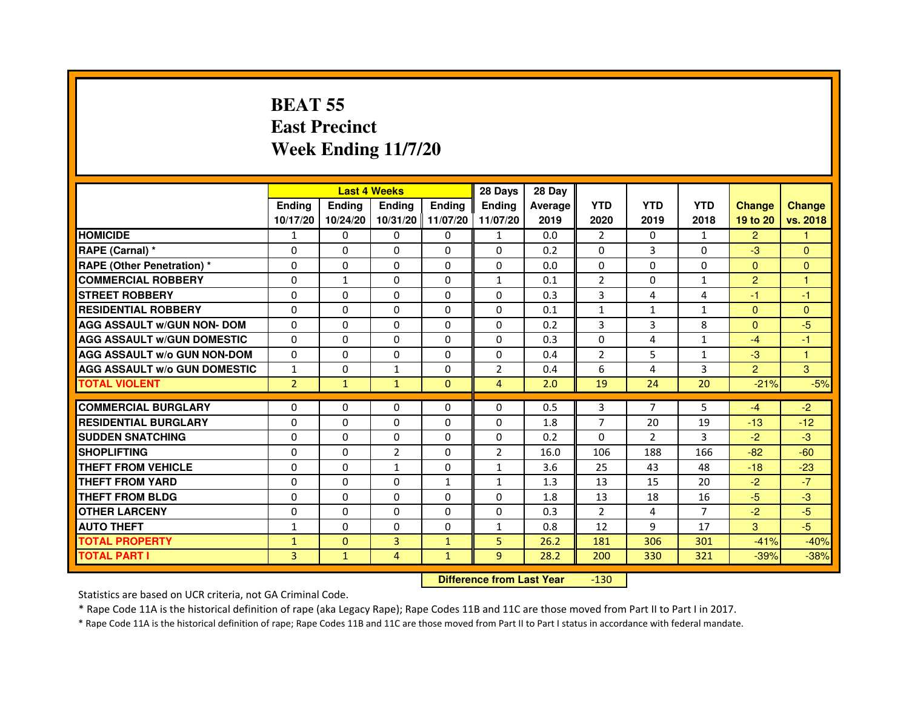# BEAT 55
# East Precinct
# Week Ending 11/7/20

| | Last 4 Weeks | | | | 28 Days | 28 Day | | | | | |
|---|---|---|---|---|---|---|---|---|---|---|---|
| | Ending 10/17/20 | Ending 10/24/20 | Ending 10/31/20 | Ending 11/07/20 | Ending 11/07/20 | Average 2019 | YTD 2020 | YTD 2019 | YTD 2018 | Change 19 to 20 | Change vs. 2018 |
| HOMICIDE | 1 | 0 | 0 | 0 | 1 | 0.0 | 2 | 0 | 1 | 2 | 1 |
| RAPE (Carnal) * | 0 | 0 | 0 | 0 | 0 | 0.2 | 0 | 3 | 0 | -3 | 0 |
| RAPE (Other Penetration) * | 0 | 0 | 0 | 0 | 0 | 0.0 | 0 | 0 | 0 | 0 | 0 |
| COMMERCIAL ROBBERY | 0 | 1 | 0 | 0 | 1 | 0.1 | 2 | 0 | 1 | 2 | 1 |
| STREET ROBBERY | 0 | 0 | 0 | 0 | 0 | 0.3 | 3 | 4 | 4 | -1 | -1 |
| RESIDENTIAL ROBBERY | 0 | 0 | 0 | 0 | 0 | 0.1 | 1 | 1 | 1 | 0 | 0 |
| AGG ASSAULT w/GUN NON- DOM | 0 | 0 | 0 | 0 | 0 | 0.2 | 3 | 3 | 8 | 0 | -5 |
| AGG ASSAULT w/GUN DOMESTIC | 0 | 0 | 0 | 0 | 0 | 0.3 | 0 | 4 | 1 | -4 | -1 |
| AGG ASSAULT w/o GUN NON-DOM | 0 | 0 | 0 | 0 | 0 | 0.4 | 2 | 5 | 1 | -3 | 1 |
| AGG ASSAULT w/o GUN DOMESTIC | 1 | 0 | 1 | 0 | 2 | 0.4 | 6 | 4 | 3 | 2 | 3 |
| TOTAL VIOLENT | 2 | 1 | 1 | 0 | 4 | 2.0 | 19 | 24 | 20 | -21% | -5% |
| COMMERCIAL BURGLARY | 0 | 0 | 0 | 0 | 0 | 0.5 | 3 | 7 | 5 | -4 | -2 |
| RESIDENTIAL BURGLARY | 0 | 0 | 0 | 0 | 0 | 1.8 | 7 | 20 | 19 | -13 | -12 |
| SUDDEN SNATCHING | 0 | 0 | 0 | 0 | 0 | 0.2 | 0 | 2 | 3 | -2 | -3 |
| SHOPLIFTING | 0 | 0 | 2 | 0 | 2 | 16.0 | 106 | 188 | 166 | -82 | -60 |
| THEFT FROM VEHICLE | 0 | 0 | 1 | 0 | 1 | 3.6 | 25 | 43 | 48 | -18 | -23 |
| THEFT FROM YARD | 0 | 0 | 0 | 1 | 1 | 1.3 | 13 | 15 | 20 | -2 | -7 |
| THEFT FROM BLDG | 0 | 0 | 0 | 0 | 0 | 1.8 | 13 | 18 | 16 | -5 | -3 |
| OTHER LARCENY | 0 | 0 | 0 | 0 | 0 | 0.3 | 2 | 4 | 7 | -2 | -5 |
| AUTO THEFT | 1 | 0 | 0 | 0 | 1 | 0.8 | 12 | 9 | 17 | 3 | -5 |
| TOTAL PROPERTY | 1 | 0 | 3 | 1 | 5 | 26.2 | 181 | 306 | 301 | -41% | -40% |
| TOTAL PART I | 3 | 1 | 4 | 1 | 9 | 28.2 | 200 | 330 | 321 | -39% | -38% |

**Difference from Last Year** -130

Statistics are based on UCR criteria, not GA Criminal Code.

* Rape Code 11A is the historical definition of rape (aka Legacy Rape); Rape Codes 11B and 11C are those moved from Part II to Part I in 2017.

* Rape Code 11A is the historical definition of rape; Rape Codes 11B and 11C are those moved from Part II to Part I status in accordance with federal mandate.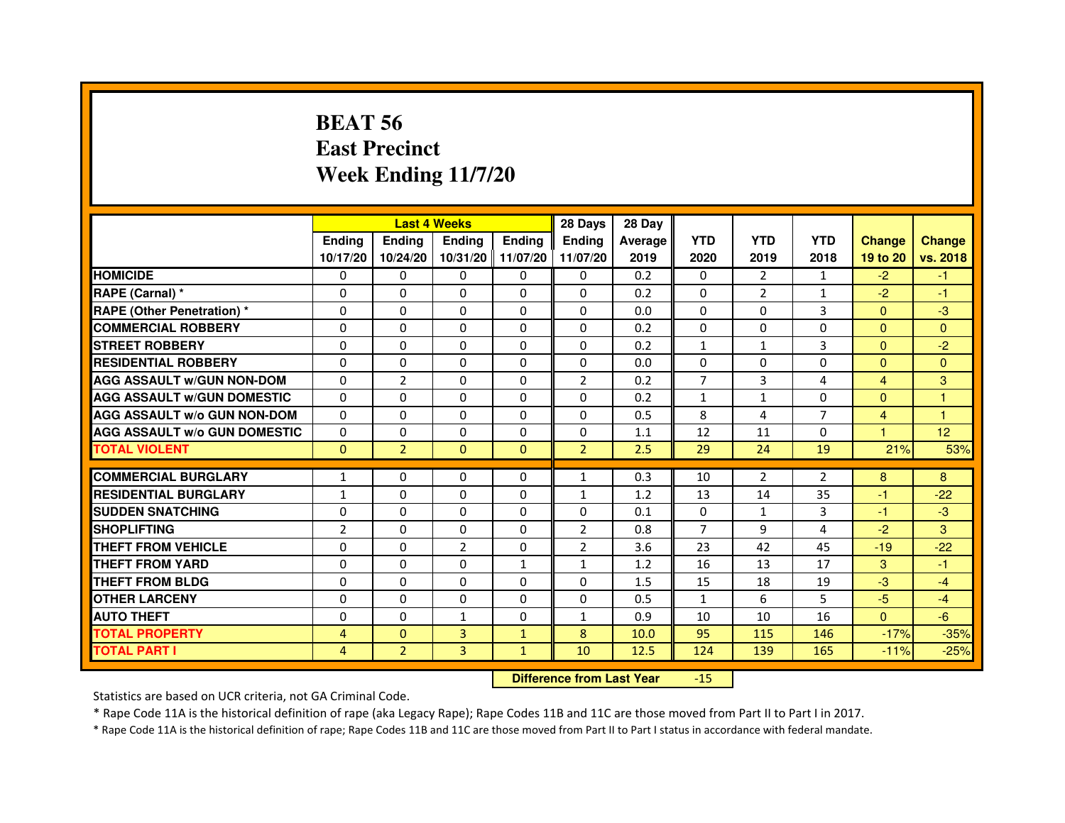# BEAT 56
# East Precinct
# Week Ending 11/7/20

| | Last 4 Weeks | | | | 28 Days | 28 Day | | | | | |
|---|---|---|---|---|---|---|---|---|---|---|---|
| | Ending 10/17/20 | Ending 10/24/20 | Ending 10/31/20 | Ending 11/07/20 | Ending 11/07/20 | Average 2019 | YTD 2020 | YTD 2019 | YTD 2018 | Change 19 to 20 | Change vs. 2018 |
| HOMICIDE | 0 | 0 | 0 | 0 | 0 | 0.2 | 0 | 2 | 1 | -2 | -1 |
| RAPE (Carnal) * | 0 | 0 | 0 | 0 | 0 | 0.2 | 0 | 2 | 1 | -2 | -1 |
| RAPE (Other Penetration) * | 0 | 0 | 0 | 0 | 0 | 0.0 | 0 | 0 | 3 | 0 | -3 |
| COMMERCIAL ROBBERY | 0 | 0 | 0 | 0 | 0 | 0.2 | 0 | 0 | 0 | 0 | 0 |
| STREET ROBBERY | 0 | 0 | 0 | 0 | 0 | 0.2 | 1 | 1 | 3 | 0 | -2 |
| RESIDENTIAL ROBBERY | 0 | 0 | 0 | 0 | 0 | 0.0 | 0 | 0 | 0 | 0 | 0 |
| AGG ASSAULT w/GUN NON-DOM | 0 | 2 | 0 | 0 | 2 | 0.2 | 7 | 3 | 4 | 4 | 3 |
| AGG ASSAULT w/GUN DOMESTIC | 0 | 0 | 0 | 0 | 0 | 0.2 | 1 | 1 | 0 | 0 | 1 |
| AGG ASSAULT w/o GUN NON-DOM | 0 | 0 | 0 | 0 | 0 | 0.5 | 8 | 4 | 7 | 4 | 1 |
| AGG ASSAULT w/o GUN DOMESTIC | 0 | 0 | 0 | 0 | 0 | 1.1 | 12 | 11 | 0 | 1 | 12 |
| TOTAL VIOLENT | 0 | 2 | 0 | 0 | 2 | 2.5 | 29 | 24 | 19 | 21% | 53% |
| COMMERCIAL BURGLARY | 1 | 0 | 0 | 0 | 1 | 0.3 | 10 | 2 | 2 | 8 | 8 |
| RESIDENTIAL BURGLARY | 1 | 0 | 0 | 0 | 1 | 1.2 | 13 | 14 | 35 | -1 | -22 |
| SUDDEN SNATCHING | 0 | 0 | 0 | 0 | 0 | 0.1 | 0 | 1 | 3 | -1 | -3 |
| SHOPLIFTING | 2 | 0 | 0 | 0 | 2 | 0.8 | 7 | 9 | 4 | -2 | 3 |
| THEFT FROM VEHICLE | 0 | 0 | 2 | 0 | 2 | 3.6 | 23 | 42 | 45 | -19 | -22 |
| THEFT FROM YARD | 0 | 0 | 0 | 1 | 1 | 1.2 | 16 | 13 | 17 | 3 | -1 |
| THEFT FROM BLDG | 0 | 0 | 0 | 0 | 0 | 1.5 | 15 | 18 | 19 | -3 | -4 |
| OTHER LARCENY | 0 | 0 | 0 | 0 | 0 | 0.5 | 1 | 6 | 5 | -5 | -4 |
| AUTO THEFT | 0 | 0 | 1 | 0 | 1 | 0.9 | 10 | 10 | 16 | 0 | -6 |
| TOTAL PROPERTY | 4 | 0 | 3 | 1 | 8 | 10.0 | 95 | 115 | 146 | -17% | -35% |
| TOTAL PART I | 4 | 2 | 3 | 1 | 10 | 12.5 | 124 | 139 | 165 | -11% | -25% |

**Difference from Last Year** -15

Statistics are based on UCR criteria, not GA Criminal Code.

* Rape Code 11A is the historical definition of rape (aka Legacy Rape); Rape Codes 11B and 11C are those moved from Part II to Part I in 2017.

* Rape Code 11A is the historical definition of rape; Rape Codes 11B and 11C are those moved from Part II to Part I status in accordance with federal mandate.